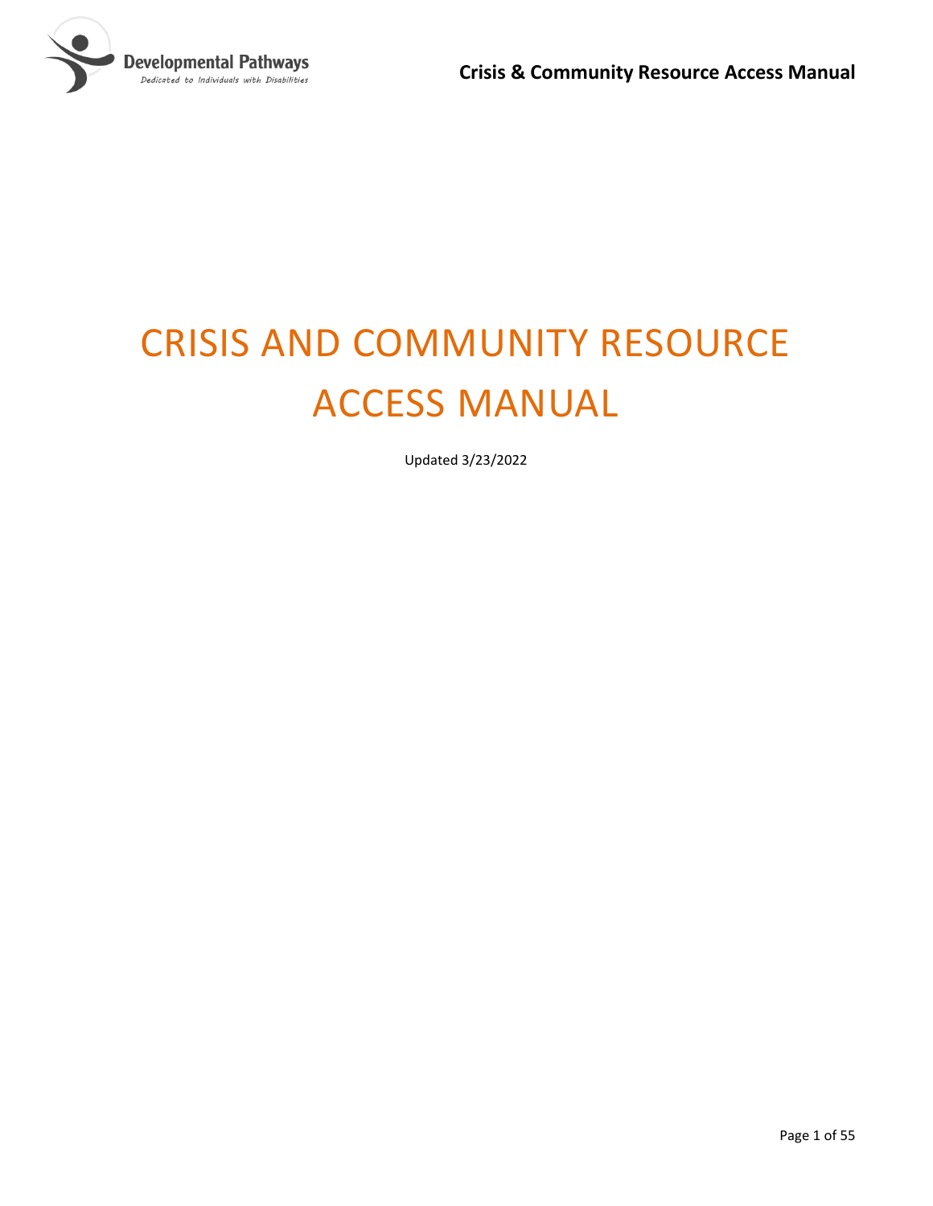# CRISIS AND COMMUNITY RESOURCE ACCESS MANUAL

Updated 3/23/2022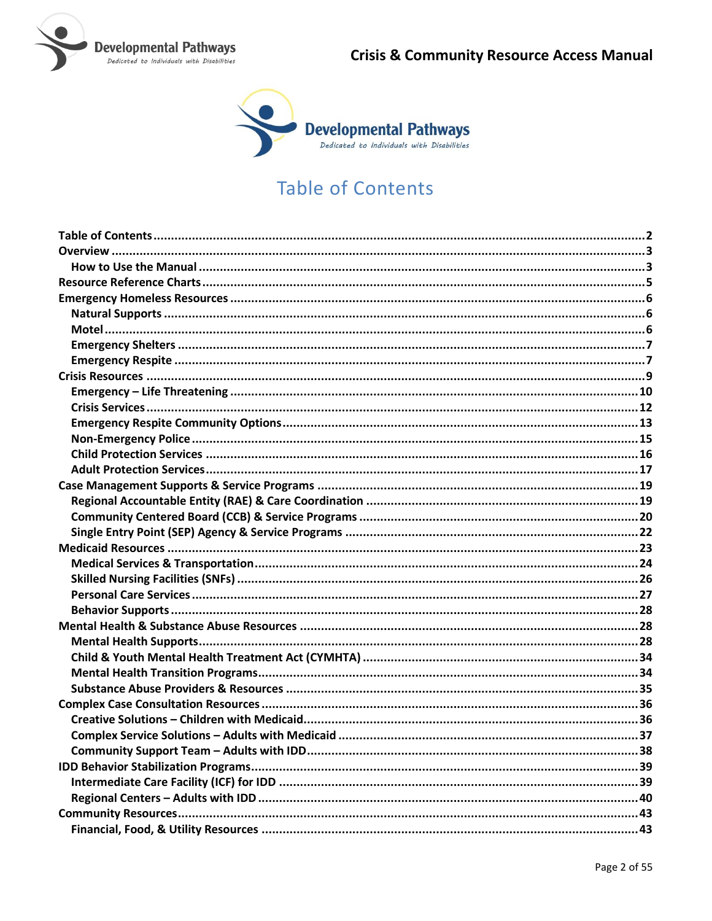# Table of Contents

- Table of Contents ... 2
- Overview ... 3
  - How to Use the Manual ... 3
- Resource Reference Charts ... 5
- Emergency Homeless Resources ... 6
  - Natural Supports ... 6
  - Motel ... 6
  - Emergency Shelters ... 7
  - Emergency Respite ... 7
- Crisis Resources ... 9
  - Emergency – Life Threatening ... 10
  - Crisis Services ... 12
  - Emergency Respite Community Options ... 13
  - Non-Emergency Police ... 15
  - Child Protection Services ... 16
  - Adult Protection Services ... 17
- Case Management Supports & Service Programs ... 19
  - Regional Accountable Entity (RAE) & Care Coordination ... 19
  - Community Centered Board (CCB) & Service Programs ... 20
  - Single Entry Point (SEP) Agency & Service Programs ... 22
- Medicaid Resources ... 23
  - Medical Services & Transportation ... 24
  - Skilled Nursing Facilities (SNFs) ... 26
  - Personal Care Services ... 27
  - Behavior Supports ... 28
- Mental Health & Substance Abuse Resources ... 28
  - Mental Health Supports ... 28
  - Child & Youth Mental Health Treatment Act (CYMHTA) ... 34
  - Mental Health Transition Programs ... 34
  - Substance Abuse Providers & Resources ... 35
- Complex Case Consultation Resources ... 36
  - Creative Solutions – Children with Medicaid ... 36
  - Complex Service Solutions – Adults with Medicaid ... 37
  - Community Support Team – Adults with IDD ... 38
- IDD Behavior Stabilization Programs ... 39
  - Intermediate Care Facility (ICF) for IDD ... 39
  - Regional Centers – Adults with IDD ... 40
- Community Resources ... 43
  - Financial, Food, & Utility Resources ... 43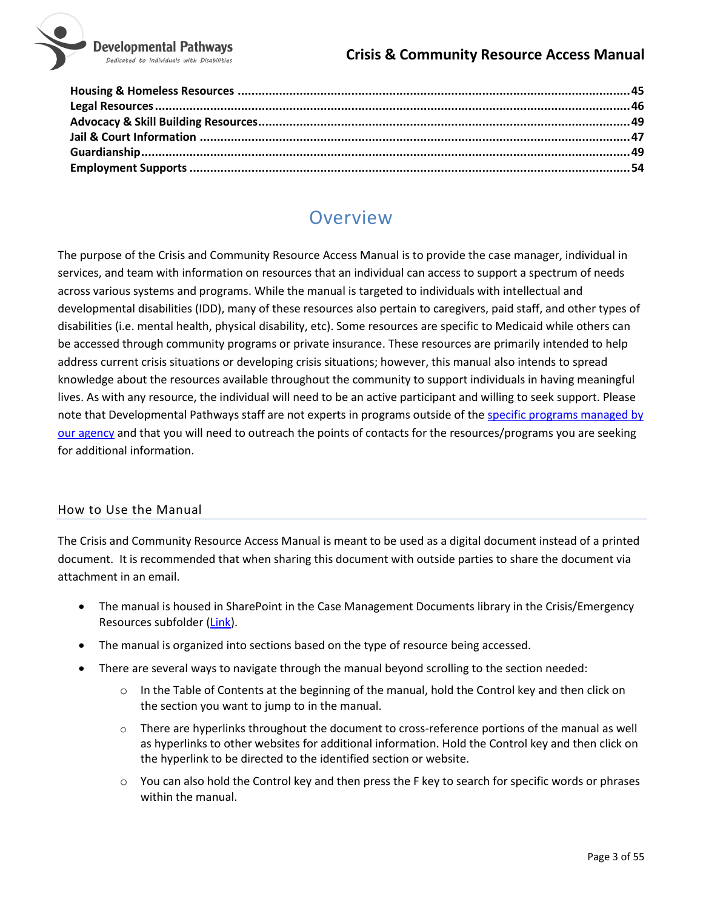**Housing & Homeless Resources** .......... 45
**Legal Resources** .......... 46
**Advocacy & Skill Building Resources** .......... 49
**Jail & Court Information** .......... 47
**Guardianship** .......... 49
**Employment Supports** .......... 54

# Overview

The purpose of the Crisis and Community Resource Access Manual is to provide the case manager, individual in services, and team with information on resources that an individual can access to support a spectrum of needs across various systems and programs. While the manual is targeted to individuals with intellectual and developmental disabilities (IDD), many of these resources also pertain to caregivers, paid staff, and other types of disabilities (i.e. mental health, physical disability, etc). Some resources are specific to Medicaid while others can be accessed through community programs or private insurance. These resources are primarily intended to help address current crisis situations or developing crisis situations; however, this manual also intends to spread knowledge about the resources available throughout the community to support individuals in having meaningful lives. As with any resource, the individual will need to be an active participant and willing to seek support. Please note that Developmental Pathways staff are not experts in programs outside of the specific programs managed by our agency and that you will need to outreach the points of contacts for the resources/programs you are seeking for additional information.

## How to Use the Manual

The Crisis and Community Resource Access Manual is meant to be used as a digital document instead of a printed document. It is recommended that when sharing this document with outside parties to share the document via attachment in an email.

- The manual is housed in SharePoint in the Case Management Documents library in the Crisis/Emergency Resources subfolder (Link).
- The manual is organized into sections based on the type of resource being accessed.
- There are several ways to navigate through the manual beyond scrolling to the section needed:
  - In the Table of Contents at the beginning of the manual, hold the Control key and then click on the section you want to jump to in the manual.
  - There are hyperlinks throughout the document to cross-reference portions of the manual as well as hyperlinks to other websites for additional information. Hold the Control key and then click on the hyperlink to be directed to the identified section or website.
  - You can also hold the Control key and then press the F key to search for specific words or phrases within the manual.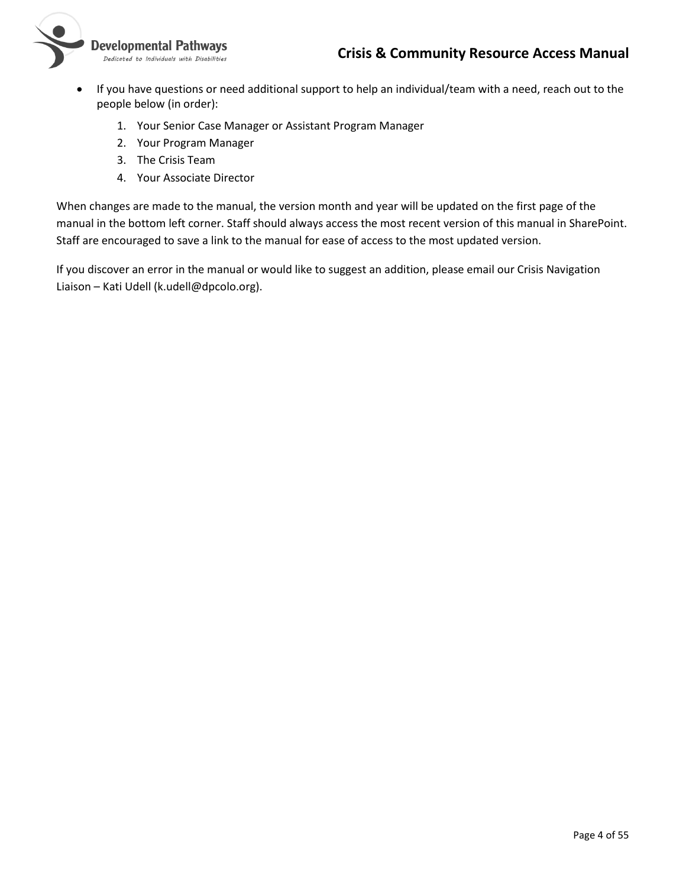- If you have questions or need additional support to help an individual/team with a need, reach out to the people below (in order):
    1. Your Senior Case Manager or Assistant Program Manager
    2. Your Program Manager
    3. The Crisis Team
    4. Your Associate Director

When changes are made to the manual, the version month and year will be updated on the first page of the manual in the bottom left corner. Staff should always access the most recent version of this manual in SharePoint. Staff are encouraged to save a link to the manual for ease of access to the most updated version.

If you discover an error in the manual or would like to suggest an addition, please email our Crisis Navigation Liaison – Kati Udell (k.udell@dpcolo.org).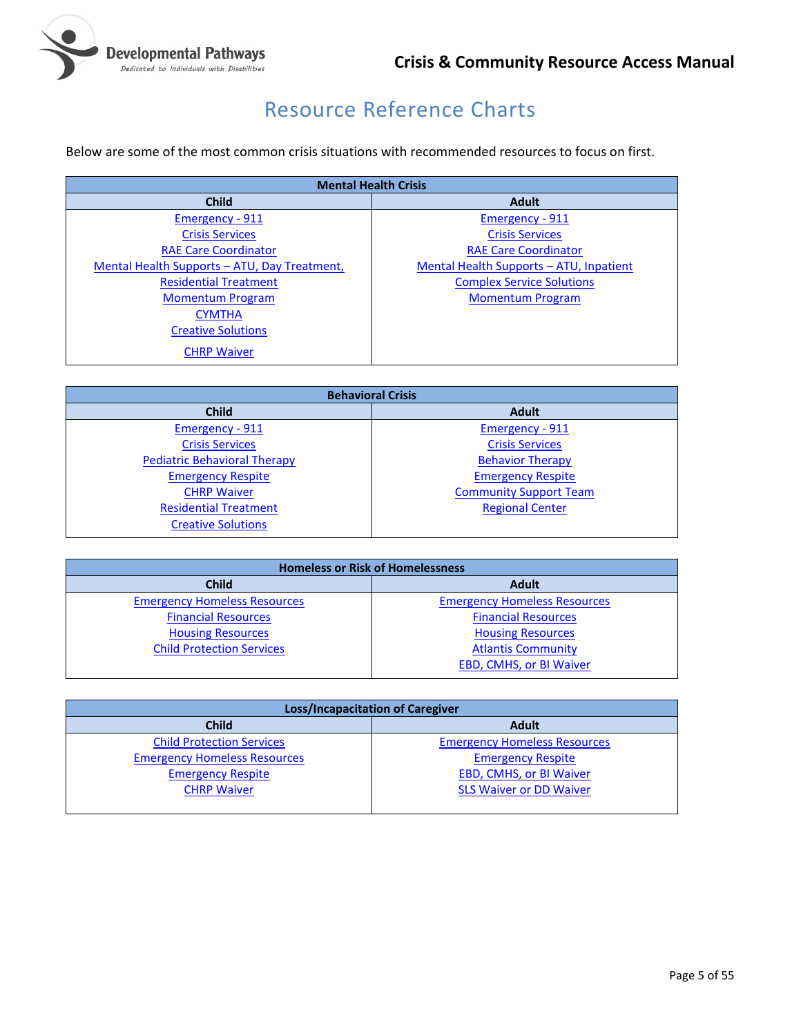# Resource Reference Charts

Below are some of the most common crisis situations with recommended resources to focus on first.

| Mental Health Crisis | |
|---|---|
| **Child** | **Adult** |
| Emergency - 911 | Emergency - 911 |
| Crisis Services | Crisis Services |
| RAE Care Coordinator | RAE Care Coordinator |
| Mental Health Supports – ATU, Day Treatment, | Mental Health Supports – ATU, Inpatient |
| Residential Treatment | Complex Service Solutions |
| Momentum Program | Momentum Program |
| CYMTHA | |
| Creative Solutions | |
| CHRP Waiver | |

| Behavioral Crisis | |
|---|---|
| **Child** | **Adult** |
| Emergency - 911 | Emergency - 911 |
| Crisis Services | Crisis Services |
| Pediatric Behavioral Therapy | Behavior Therapy |
| Emergency Respite | Emergency Respite |
| CHRP Waiver | Community Support Team |
| Residential Treatment | Regional Center |
| Creative Solutions | |

| Homeless or Risk of Homelessness | |
|---|---|
| **Child** | **Adult** |
| Emergency Homeless Resources | Emergency Homeless Resources |
| Financial Resources | Financial Resources |
| Housing Resources | Housing Resources |
| Child Protection Services | Atlantis Community |
| | EBD, CMHS, or BI Waiver |

| Loss/Incapacitation of Caregiver | |
|---|---|
| **Child** | **Adult** |
| Child Protection Services | Emergency Homeless Resources |
| Emergency Homeless Resources | Emergency Respite |
| Emergency Respite | EBD, CMHS, or BI Waiver |
| CHRP Waiver | SLS Waiver or DD Waiver |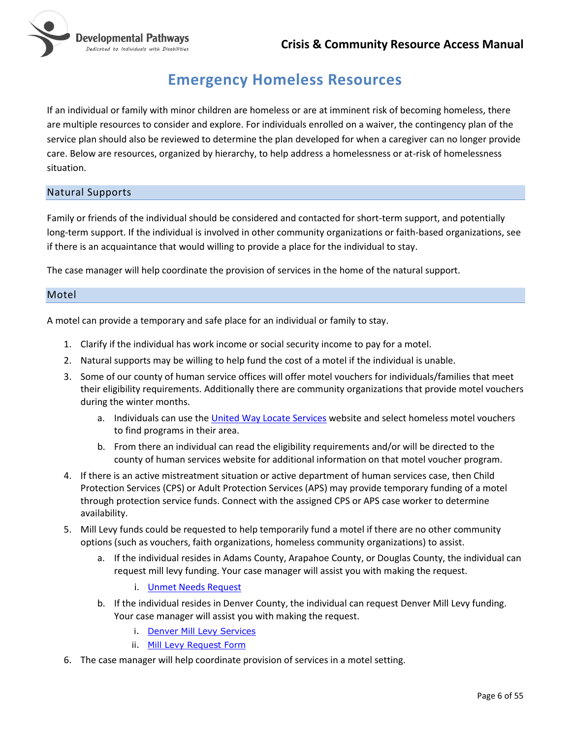# Emergency Homeless Resources

If an individual or family with minor children are homeless or are at imminent risk of becoming homeless, there are multiple resources to consider and explore. For individuals enrolled on a waiver, the contingency plan of the service plan should also be reviewed to determine the plan developed for when a caregiver can no longer provide care. Below are resources, organized by hierarchy, to help address a homelessness or at-risk of homelessness situation.

## Natural Supports

Family or friends of the individual should be considered and contacted for short-term support, and potentially long-term support. If the individual is involved in other community organizations or faith-based organizations, see if there is an acquaintance that would willing to provide a place for the individual to stay.

The case manager will help coordinate the provision of services in the home of the natural support.

## Motel

A motel can provide a temporary and safe place for an individual or family to stay.

1. Clarify if the individual has work income or social security income to pay for a motel.
2. Natural supports may be willing to help fund the cost of a motel if the individual is unable.
3. Some of our county of human service offices will offer motel vouchers for individuals/families that meet their eligibility requirements. Additionally there are community organizations that provide motel vouchers during the winter months.
    a. Individuals can use the United Way Locate Services website and select homeless motel vouchers to find programs in their area.
    b. From there an individual can read the eligibility requirements and/or will be directed to the county of human services website for additional information on that motel voucher program.
4. If there is an active mistreatment situation or active department of human services case, then Child Protection Services (CPS) or Adult Protection Services (APS) may provide temporary funding of a motel through protection service funds. Connect with the assigned CPS or APS case worker to determine availability.
5. Mill Levy funds could be requested to help temporarily fund a motel if there are no other community options (such as vouchers, faith organizations, homeless community organizations) to assist.
    a. If the individual resides in Adams County, Arapahoe County, or Douglas County, the individual can request mill levy funding. Your case manager will assist you with making the request.
        i. Unmet Needs Request
    b. If the individual resides in Denver County, the individual can request Denver Mill Levy funding. Your case manager will assist you with making the request.
        i. Denver Mill Levy Services
        ii. Mill Levy Request Form
6. The case manager will help coordinate provision of services in a motel setting.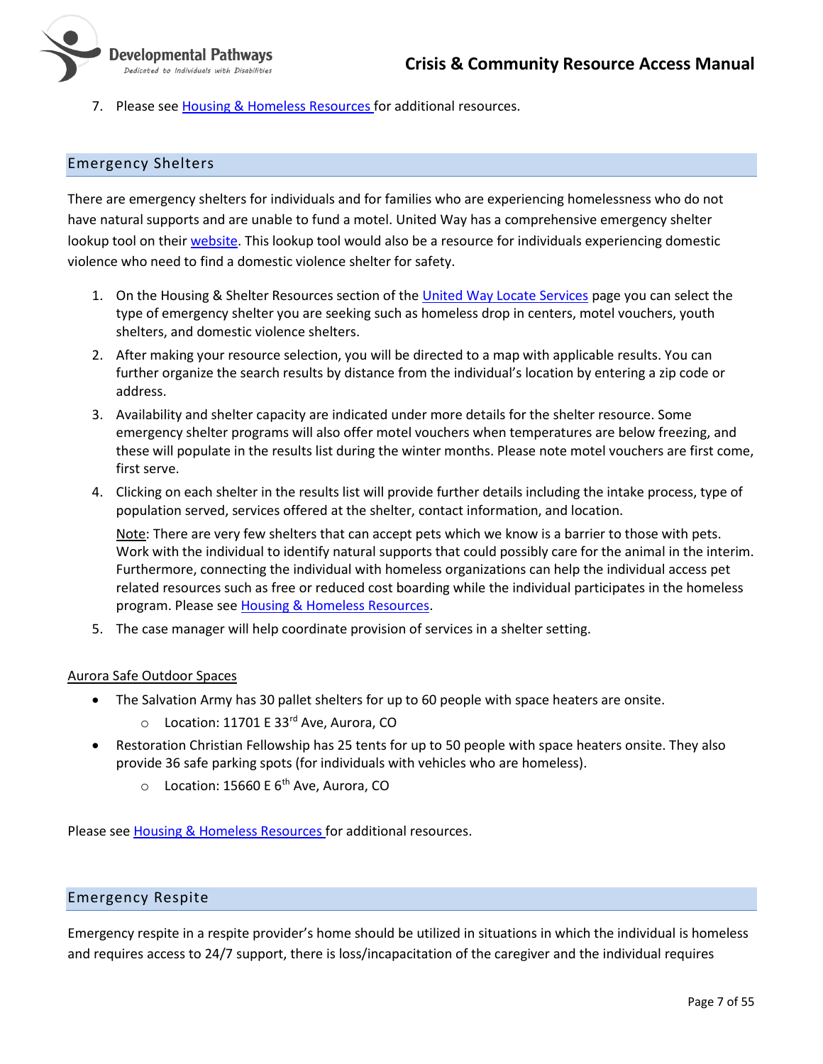7. Please see Housing & Homeless Resources for additional resources.

## Emergency Shelters

There are emergency shelters for individuals and for families who are experiencing homelessness who do not have natural supports and are unable to fund a motel. United Way has a comprehensive emergency shelter lookup tool on their website. This lookup tool would also be a resource for individuals experiencing domestic violence who need to find a domestic violence shelter for safety.

1. On the Housing & Shelter Resources section of the United Way Locate Services page you can select the type of emergency shelter you are seeking such as homeless drop in centers, motel vouchers, youth shelters, and domestic violence shelters.
2. After making your resource selection, you will be directed to a map with applicable results. You can further organize the search results by distance from the individual's location by entering a zip code or address.
3. Availability and shelter capacity are indicated under more details for the shelter resource. Some emergency shelter programs will also offer motel vouchers when temperatures are below freezing, and these will populate in the results list during the winter months. Please note motel vouchers are first come, first serve.
4. Clicking on each shelter in the results list will provide further details including the intake process, type of population served, services offered at the shelter, contact information, and location.

   Note: There are very few shelters that can accept pets which we know is a barrier to those with pets. Work with the individual to identify natural supports that could possibly care for the animal in the interim. Furthermore, connecting the individual with homeless organizations can help the individual access pet related resources such as free or reduced cost boarding while the individual participates in the homeless program. Please see Housing & Homeless Resources.
5. The case manager will help coordinate provision of services in a shelter setting.

Aurora Safe Outdoor Spaces

- The Salvation Army has 30 pallet shelters for up to 60 people with space heaters are onsite.
  - Location: 11701 E 33rd Ave, Aurora, CO
- Restoration Christian Fellowship has 25 tents for up to 50 people with space heaters onsite. They also provide 36 safe parking spots (for individuals with vehicles who are homeless).
  - Location: 15660 E 6th Ave, Aurora, CO

Please see Housing & Homeless Resources for additional resources.

## Emergency Respite

Emergency respite in a respite provider's home should be utilized in situations in which the individual is homeless and requires access to 24/7 support, there is loss/incapacitation of the caregiver and the individual requires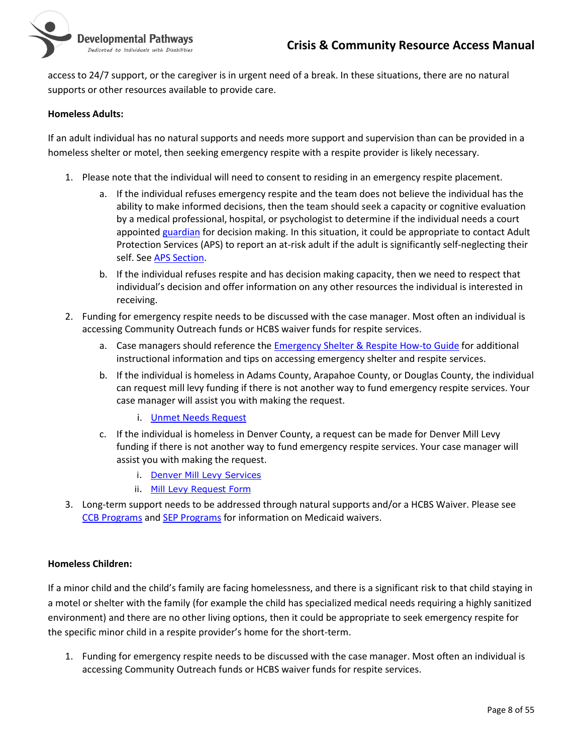access to 24/7 support, or the caregiver is in urgent need of a break. In these situations, there are no natural supports or other resources available to provide care.

**Homeless Adults:**

If an adult individual has no natural supports and needs more support and supervision than can be provided in a homeless shelter or motel, then seeking emergency respite with a respite provider is likely necessary.

1. Please note that the individual will need to consent to residing in an emergency respite placement.
    a. If the individual refuses emergency respite and the team does not believe the individual has the ability to make informed decisions, then the team should seek a capacity or cognitive evaluation by a medical professional, hospital, or psychologist to determine if the individual needs a court appointed guardian for decision making. In this situation, it could be appropriate to contact Adult Protection Services (APS) to report an at-risk adult if the adult is significantly self-neglecting their self. See APS Section.
    b. If the individual refuses respite and has decision making capacity, then we need to respect that individual's decision and offer information on any other resources the individual is interested in receiving.
2. Funding for emergency respite needs to be discussed with the case manager. Most often an individual is accessing Community Outreach funds or HCBS waiver funds for respite services.
    a. Case managers should reference the Emergency Shelter & Respite How-to Guide for additional instructional information and tips on accessing emergency shelter and respite services.
    b. If the individual is homeless in Adams County, Arapahoe County, or Douglas County, the individual can request mill levy funding if there is not another way to fund emergency respite services. Your case manager will assist you with making the request.
        i. Unmet Needs Request
    c. If the individual is homeless in Denver County, a request can be made for Denver Mill Levy funding if there is not another way to fund emergency respite services. Your case manager will assist you with making the request.
        i. Denver Mill Levy Services
        ii. Mill Levy Request Form
3. Long-term support needs to be addressed through natural supports and/or a HCBS Waiver. Please see CCB Programs and SEP Programs for information on Medicaid waivers.

**Homeless Children:**

If a minor child and the child's family are facing homelessness, and there is a significant risk to that child staying in a motel or shelter with the family (for example the child has specialized medical needs requiring a highly sanitized environment) and there are no other living options, then it could be appropriate to seek emergency respite for the specific minor child in a respite provider's home for the short-term.

1. Funding for emergency respite needs to be discussed with the case manager. Most often an individual is accessing Community Outreach funds or HCBS waiver funds for respite services.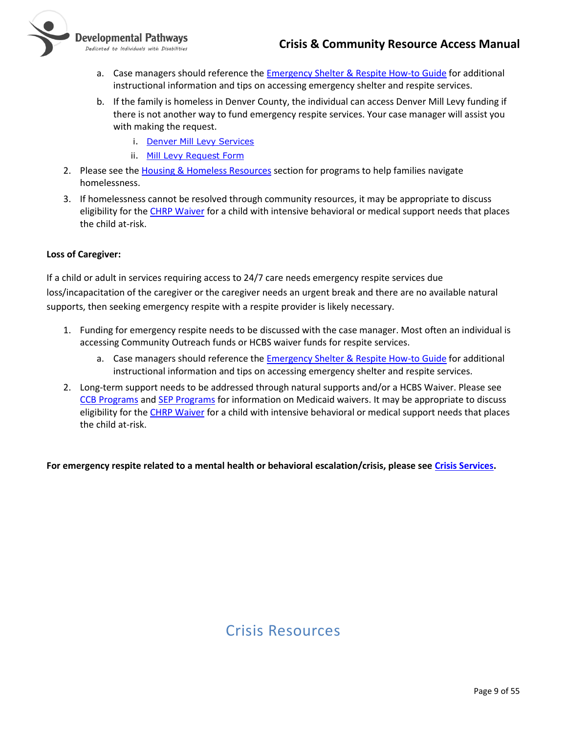a. Case managers should reference the Emergency Shelter & Respite How-to Guide for additional instructional information and tips on accessing emergency shelter and respite services.
   b. If the family is homeless in Denver County, the individual can access Denver Mill Levy funding if there is not another way to fund emergency respite services. Your case manager will assist you with making the request.
      i. Denver Mill Levy Services
      ii. Mill Levy Request Form
2. Please see the Housing & Homeless Resources section for programs to help families navigate homelessness.
3. If homelessness cannot be resolved through community resources, it may be appropriate to discuss eligibility for the CHRP Waiver for a child with intensive behavioral or medical support needs that places the child at-risk.

**Loss of Caregiver:**

If a child or adult in services requiring access to 24/7 care needs emergency respite services due loss/incapacitation of the caregiver or the caregiver needs an urgent break and there are no available natural supports, then seeking emergency respite with a respite provider is likely necessary.

1. Funding for emergency respite needs to be discussed with the case manager. Most often an individual is accessing Community Outreach funds or HCBS waiver funds for respite services.
   a. Case managers should reference the Emergency Shelter & Respite How-to Guide for additional instructional information and tips on accessing emergency shelter and respite services.
2. Long-term support needs to be addressed through natural supports and/or a HCBS Waiver. Please see CCB Programs and SEP Programs for information on Medicaid waivers. It may be appropriate to discuss eligibility for the CHRP Waiver for a child with intensive behavioral or medical support needs that places the child at-risk.

**For emergency respite related to a mental health or behavioral escalation/crisis, please see Crisis Services.**

# Crisis Resources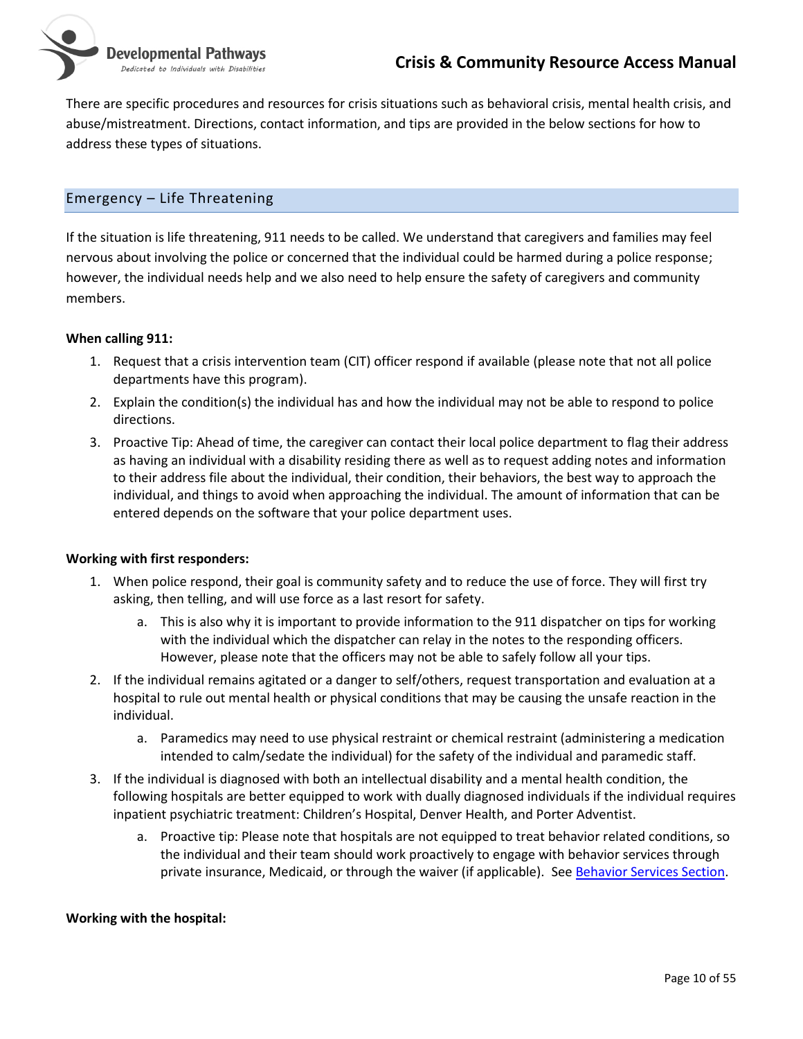There are specific procedures and resources for crisis situations such as behavioral crisis, mental health crisis, and abuse/mistreatment. Directions, contact information, and tips are provided in the below sections for how to address these types of situations.

## Emergency – Life Threatening

If the situation is life threatening, 911 needs to be called. We understand that caregivers and families may feel nervous about involving the police or concerned that the individual could be harmed during a police response; however, the individual needs help and we also need to help ensure the safety of caregivers and community members.

**When calling 911:**

1. Request that a crisis intervention team (CIT) officer respond if available (please note that not all police departments have this program).
2. Explain the condition(s) the individual has and how the individual may not be able to respond to police directions.
3. Proactive Tip: Ahead of time, the caregiver can contact their local police department to flag their address as having an individual with a disability residing there as well as to request adding notes and information to their address file about the individual, their condition, their behaviors, the best way to approach the individual, and things to avoid when approaching the individual. The amount of information that can be entered depends on the software that your police department uses.

**Working with first responders:**

1. When police respond, their goal is community safety and to reduce the use of force. They will first try asking, then telling, and will use force as a last resort for safety.
   a. This is also why it is important to provide information to the 911 dispatcher on tips for working with the individual which the dispatcher can relay in the notes to the responding officers. However, please note that the officers may not be able to safely follow all your tips.
2. If the individual remains agitated or a danger to self/others, request transportation and evaluation at a hospital to rule out mental health or physical conditions that may be causing the unsafe reaction in the individual.
   a. Paramedics may need to use physical restraint or chemical restraint (administering a medication intended to calm/sedate the individual) for the safety of the individual and paramedic staff.
3. If the individual is diagnosed with both an intellectual disability and a mental health condition, the following hospitals are better equipped to work with dually diagnosed individuals if the individual requires inpatient psychiatric treatment: Children's Hospital, Denver Health, and Porter Adventist.
   a. Proactive tip: Please note that hospitals are not equipped to treat behavior related conditions, so the individual and their team should work proactively to engage with behavior services through private insurance, Medicaid, or through the waiver (if applicable). See Behavior Services Section.

**Working with the hospital:**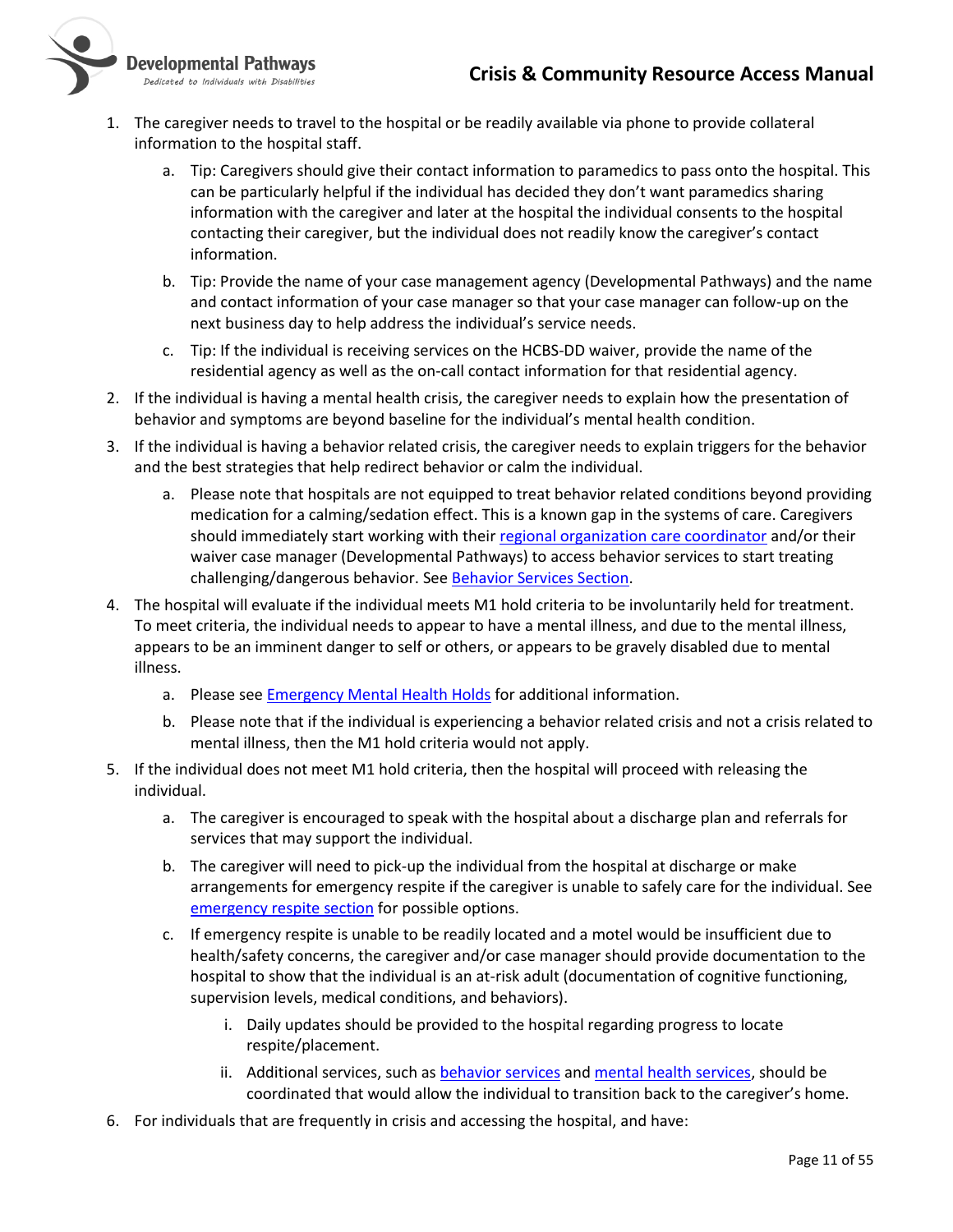1. The caregiver needs to travel to the hospital or be readily available via phone to provide collateral information to the hospital staff.
    a. Tip: Caregivers should give their contact information to paramedics to pass onto the hospital. This can be particularly helpful if the individual has decided they don't want paramedics sharing information with the caregiver and later at the hospital the individual consents to the hospital contacting their caregiver, but the individual does not readily know the caregiver's contact information.
    b. Tip: Provide the name of your case management agency (Developmental Pathways) and the name and contact information of your case manager so that your case manager can follow-up on the next business day to help address the individual's service needs.
    c. Tip: If the individual is receiving services on the HCBS-DD waiver, provide the name of the residential agency as well as the on-call contact information for that residential agency.
2. If the individual is having a mental health crisis, the caregiver needs to explain how the presentation of behavior and symptoms are beyond baseline for the individual's mental health condition.
3. If the individual is having a behavior related crisis, the caregiver needs to explain triggers for the behavior and the best strategies that help redirect behavior or calm the individual.
    a. Please note that hospitals are not equipped to treat behavior related conditions beyond providing medication for a calming/sedation effect. This is a known gap in the systems of care. Caregivers should immediately start working with their regional organization care coordinator and/or their waiver case manager (Developmental Pathways) to access behavior services to start treating challenging/dangerous behavior. See Behavior Services Section.
4. The hospital will evaluate if the individual meets M1 hold criteria to be involuntarily held for treatment. To meet criteria, the individual needs to appear to have a mental illness, and due to the mental illness, appears to be an imminent danger to self or others, or appears to be gravely disabled due to mental illness.
    a. Please see Emergency Mental Health Holds for additional information.
    b. Please note that if the individual is experiencing a behavior related crisis and not a crisis related to mental illness, then the M1 hold criteria would not apply.
5. If the individual does not meet M1 hold criteria, then the hospital will proceed with releasing the individual.
    a. The caregiver is encouraged to speak with the hospital about a discharge plan and referrals for services that may support the individual.
    b. The caregiver will need to pick-up the individual from the hospital at discharge or make arrangements for emergency respite if the caregiver is unable to safely care for the individual. See emergency respite section for possible options.
    c. If emergency respite is unable to be readily located and a motel would be insufficient due to health/safety concerns, the caregiver and/or case manager should provide documentation to the hospital to show that the individual is an at-risk adult (documentation of cognitive functioning, supervision levels, medical conditions, and behaviors).
        i. Daily updates should be provided to the hospital regarding progress to locate respite/placement.
        ii. Additional services, such as behavior services and mental health services, should be coordinated that would allow the individual to transition back to the caregiver's home.
6. For individuals that are frequently in crisis and accessing the hospital, and have: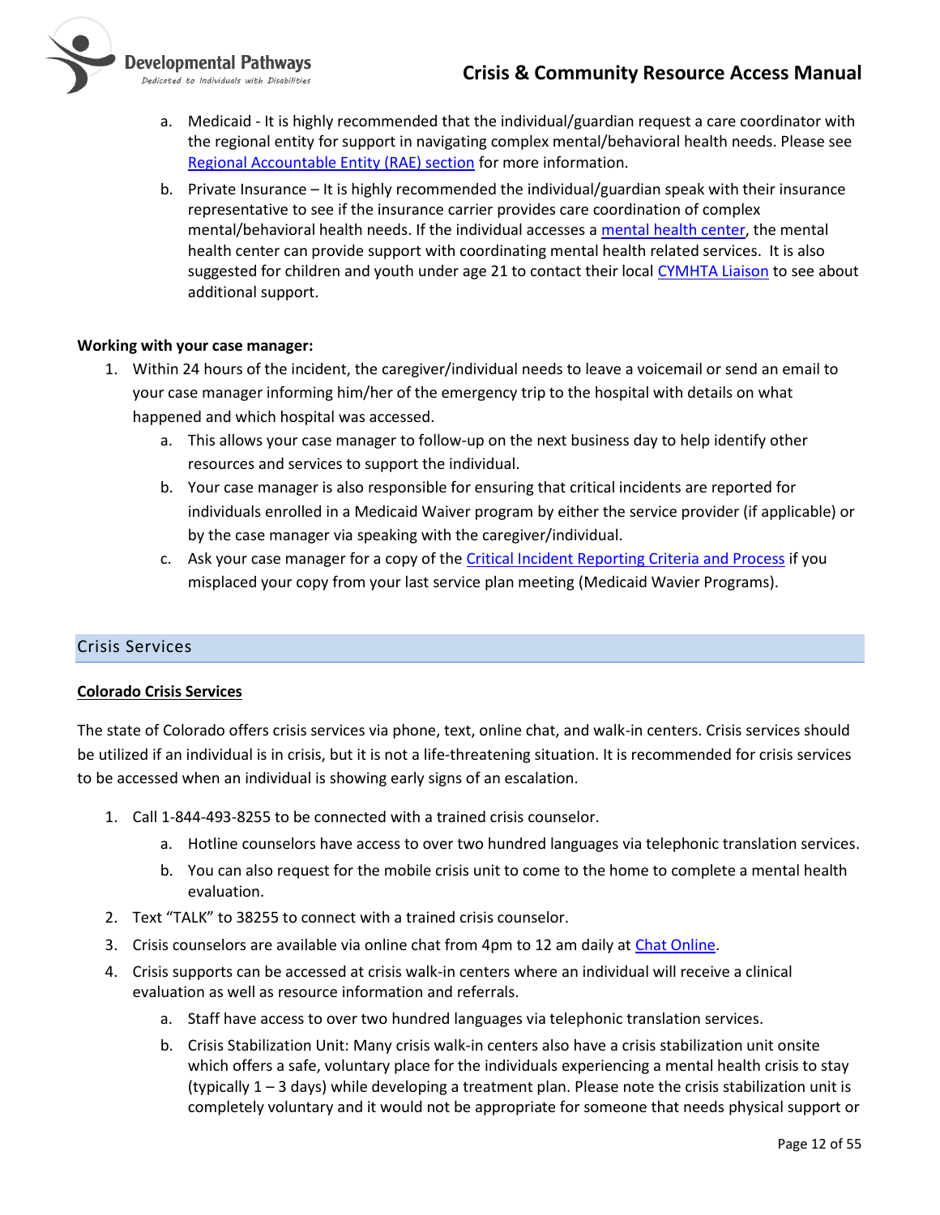a. Medicaid - It is highly recommended that the individual/guardian request a care coordinator with the regional entity for support in navigating complex mental/behavioral health needs. Please see [Regional Accountable Entity (RAE) section] for more information.

b. Private Insurance – It is highly recommended the individual/guardian speak with their insurance representative to see if the insurance carrier provides care coordination of complex mental/behavioral health needs. If the individual accesses a [mental health center], the mental health center can provide support with coordinating mental health related services. It is also suggested for children and youth under age 21 to contact their local [CYMHTA Liaison] to see about additional support.

**Working with your case manager:**

1. Within 24 hours of the incident, the caregiver/individual needs to leave a voicemail or send an email to your case manager informing him/her of the emergency trip to the hospital with details on what happened and which hospital was accessed.
   a. This allows your case manager to follow-up on the next business day to help identify other resources and services to support the individual.
   b. Your case manager is also responsible for ensuring that critical incidents are reported for individuals enrolled in a Medicaid Waiver program by either the service provider (if applicable) or by the case manager via speaking with the caregiver/individual.
   c. Ask your case manager for a copy of the [Critical Incident Reporting Criteria and Process] if you misplaced your copy from your last service plan meeting (Medicaid Wavier Programs).

## Crisis Services

**Colorado Crisis Services**

The state of Colorado offers crisis services via phone, text, online chat, and walk-in centers. Crisis services should be utilized if an individual is in crisis, but it is not a life-threatening situation. It is recommended for crisis services to be accessed when an individual is showing early signs of an escalation.

1. Call 1-844-493-8255 to be connected with a trained crisis counselor.
   a. Hotline counselors have access to over two hundred languages via telephonic translation services.
   b. You can also request for the mobile crisis unit to come to the home to complete a mental health evaluation.
2. Text "TALK" to 38255 to connect with a trained crisis counselor.
3. Crisis counselors are available via online chat from 4pm to 12 am daily at [Chat Online].
4. Crisis supports can be accessed at crisis walk-in centers where an individual will receive a clinical evaluation as well as resource information and referrals.
   a. Staff have access to over two hundred languages via telephonic translation services.
   b. Crisis Stabilization Unit: Many crisis walk-in centers also have a crisis stabilization unit onsite which offers a safe, voluntary place for the individuals experiencing a mental health crisis to stay (typically 1 – 3 days) while developing a treatment plan. Please note the crisis stabilization unit is completely voluntary and it would not be appropriate for someone that needs physical support or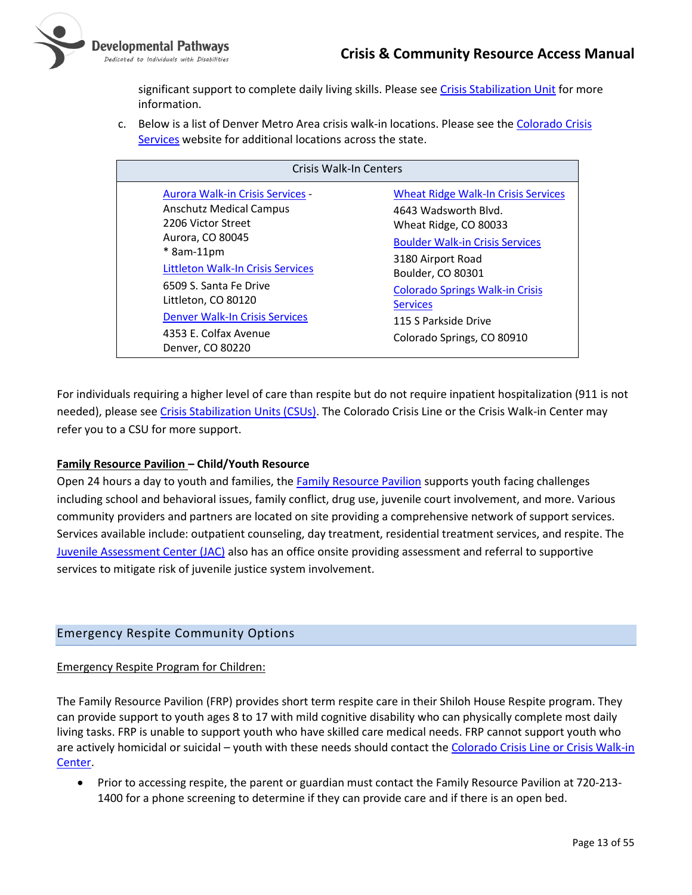significant support to complete daily living skills. Please see Crisis Stabilization Unit for more information.

c. Below is a list of Denver Metro Area crisis walk-in locations. Please see the Colorado Crisis Services website for additional locations across the state.

| Crisis Walk-In Centers | |
|---|---|
| Aurora Walk-in Crisis Services - Anschutz Medical Campus<br>2206 Victor Street<br>Aurora, CO 80045<br>* 8am-11pm<br><br>Littleton Walk-In Crisis Services<br>6509 S. Santa Fe Drive<br>Littleton, CO 80120<br><br>Denver Walk-In Crisis Services<br>4353 E. Colfax Avenue<br>Denver, CO 80220 | Wheat Ridge Walk-In Crisis Services<br>4643 Wadsworth Blvd.<br>Wheat Ridge, CO 80033<br><br>Boulder Walk-in Crisis Services<br>3180 Airport Road<br>Boulder, CO 80301<br><br>Colorado Springs Walk-in Crisis Services<br>115 S Parkside Drive<br>Colorado Springs, CO 80910 |

For individuals requiring a higher level of care than respite but do not require inpatient hospitalization (911 is not needed), please see Crisis Stabilization Units (CSUs). The Colorado Crisis Line or the Crisis Walk-in Center may refer you to a CSU for more support.

**Family Resource Pavilion – Child/Youth Resource**

Open 24 hours a day to youth and families, the Family Resource Pavilion supports youth facing challenges including school and behavioral issues, family conflict, drug use, juvenile court involvement, and more. Various community providers and partners are located on site providing a comprehensive network of support services. Services available include: outpatient counseling, day treatment, residential treatment services, and respite. The Juvenile Assessment Center (JAC) also has an office onsite providing assessment and referral to supportive services to mitigate risk of juvenile justice system involvement.

## Emergency Respite Community Options

Emergency Respite Program for Children:

The Family Resource Pavilion (FRP) provides short term respite care in their Shiloh House Respite program. They can provide support to youth ages 8 to 17 with mild cognitive disability who can physically complete most daily living tasks. FRP is unable to support youth who have skilled care medical needs. FRP cannot support youth who are actively homicidal or suicidal – youth with these needs should contact the Colorado Crisis Line or Crisis Walk-in Center.

- Prior to accessing respite, the parent or guardian must contact the Family Resource Pavilion at 720-213-1400 for a phone screening to determine if they can provide care and if there is an open bed.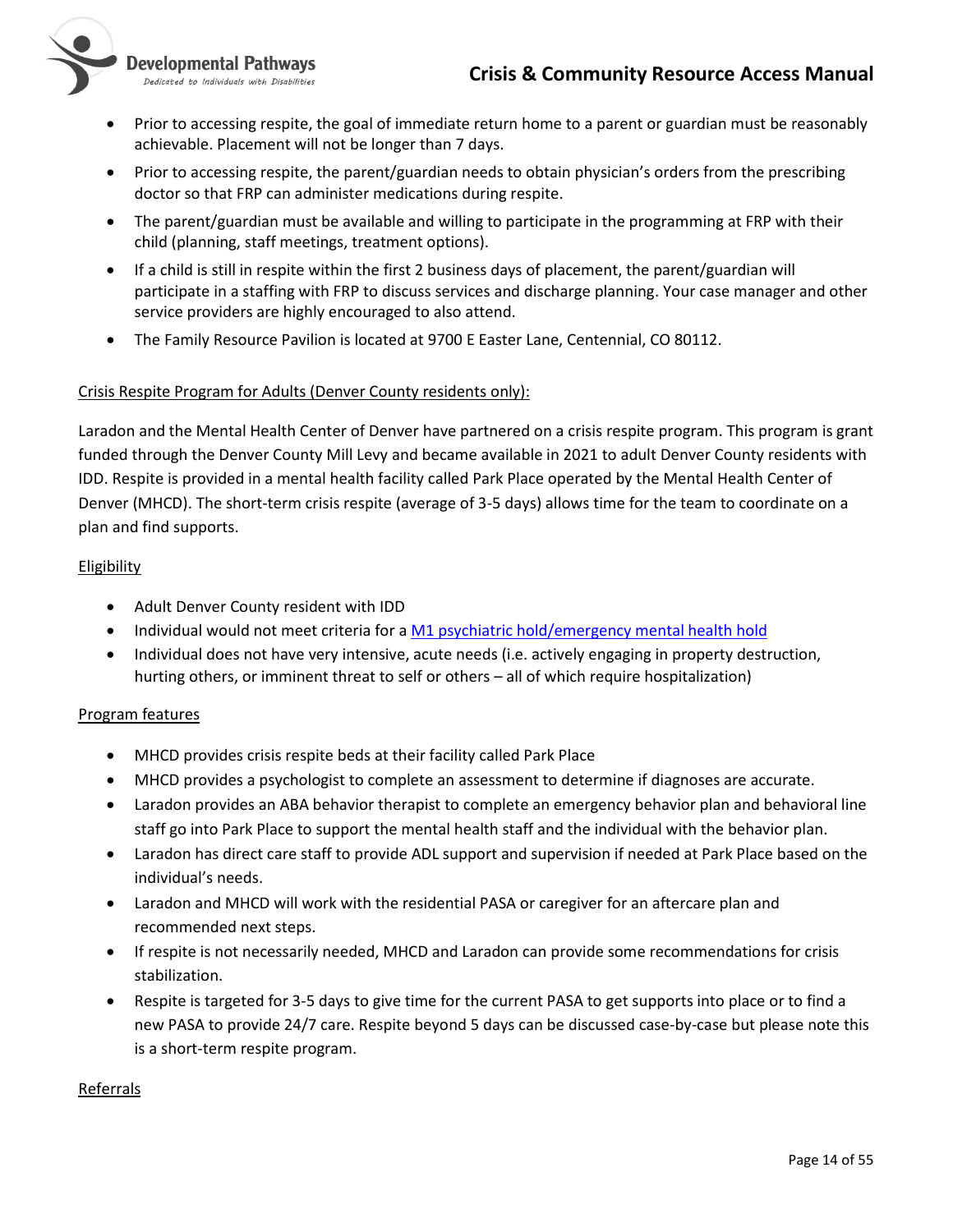- Prior to accessing respite, the goal of immediate return home to a parent or guardian must be reasonably achievable. Placement will not be longer than 7 days.
- Prior to accessing respite, the parent/guardian needs to obtain physician's orders from the prescribing doctor so that FRP can administer medications during respite.
- The parent/guardian must be available and willing to participate in the programming at FRP with their child (planning, staff meetings, treatment options).
- If a child is still in respite within the first 2 business days of placement, the parent/guardian will participate in a staffing with FRP to discuss services and discharge planning. Your case manager and other service providers are highly encouraged to also attend.
- The Family Resource Pavilion is located at 9700 E Easter Lane, Centennial, CO 80112.

<u>Crisis Respite Program for Adults (Denver County residents only):</u>

Laradon and the Mental Health Center of Denver have partnered on a crisis respite program. This program is grant funded through the Denver County Mill Levy and became available in 2021 to adult Denver County residents with IDD. Respite is provided in a mental health facility called Park Place operated by the Mental Health Center of Denver (MHCD). The short-term crisis respite (average of 3-5 days) allows time for the team to coordinate on a plan and find supports.

<u>Eligibility</u>

- Adult Denver County resident with IDD
- Individual would not meet criteria for a [M1 psychiatric hold/emergency mental health hold]()
- Individual does not have very intensive, acute needs (i.e. actively engaging in property destruction, hurting others, or imminent threat to self or others – all of which require hospitalization)

<u>Program features</u>

- MHCD provides crisis respite beds at their facility called Park Place
- MHCD provides a psychologist to complete an assessment to determine if diagnoses are accurate.
- Laradon provides an ABA behavior therapist to complete an emergency behavior plan and behavioral line staff go into Park Place to support the mental health staff and the individual with the behavior plan.
- Laradon has direct care staff to provide ADL support and supervision if needed at Park Place based on the individual's needs.
- Laradon and MHCD will work with the residential PASA or caregiver for an aftercare plan and recommended next steps.
- If respite is not necessarily needed, MHCD and Laradon can provide some recommendations for crisis stabilization.
- Respite is targeted for 3-5 days to give time for the current PASA to get supports into place or to find a new PASA to provide 24/7 care. Respite beyond 5 days can be discussed case-by-case but please note this is a short-term respite program.

<u>Referrals</u>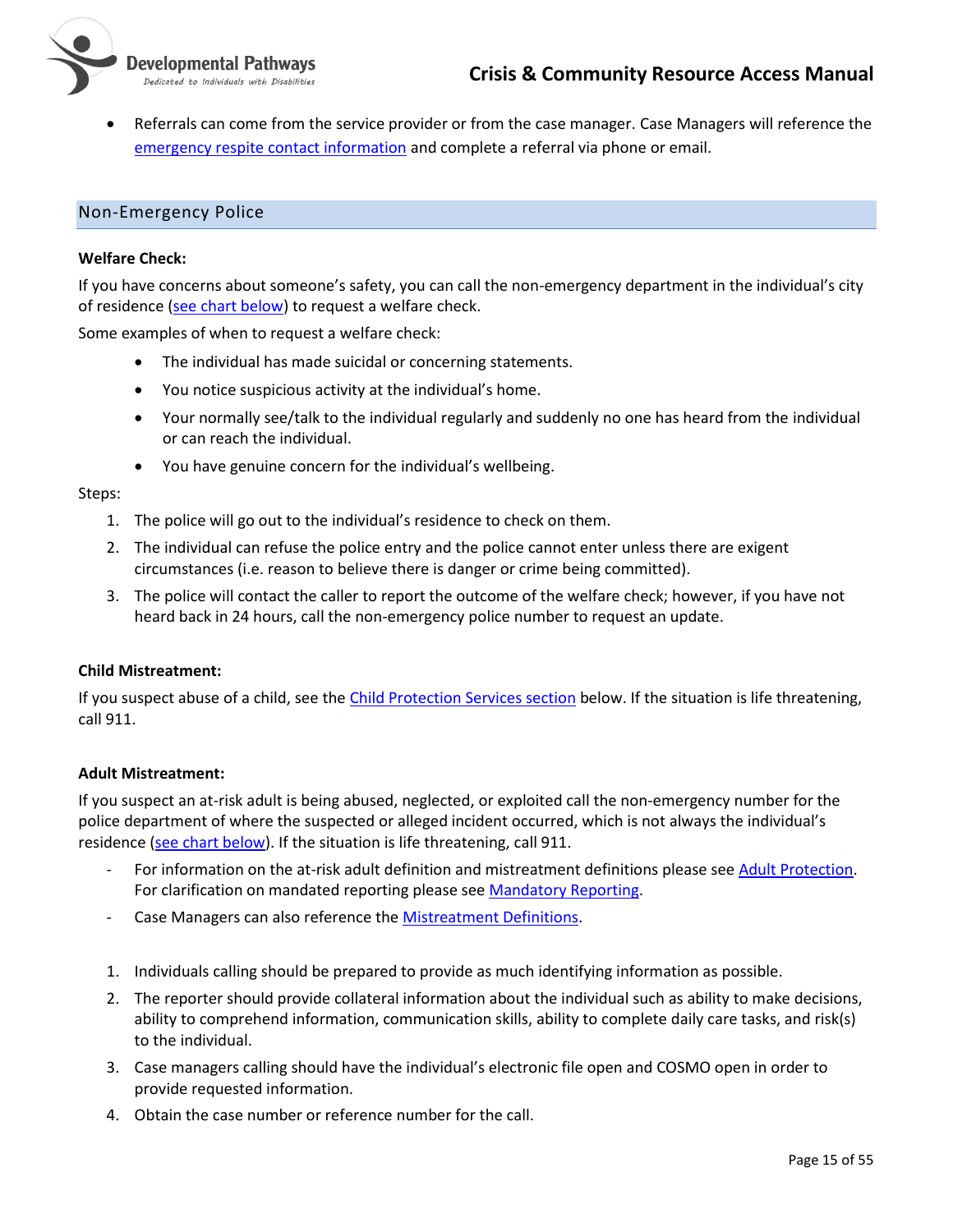- Referrals can come from the service provider or from the case manager. Case Managers will reference the emergency respite contact information and complete a referral via phone or email.

## Non-Emergency Police

**Welfare Check:**

If you have concerns about someone's safety, you can call the non-emergency department in the individual's city of residence (see chart below) to request a welfare check.

Some examples of when to request a welfare check:

- The individual has made suicidal or concerning statements.
- You notice suspicious activity at the individual's home.
- Your normally see/talk to the individual regularly and suddenly no one has heard from the individual or can reach the individual.
- You have genuine concern for the individual's wellbeing.

Steps:

1. The police will go out to the individual's residence to check on them.
2. The individual can refuse the police entry and the police cannot enter unless there are exigent circumstances (i.e. reason to believe there is danger or crime being committed).
3. The police will contact the caller to report the outcome of the welfare check; however, if you have not heard back in 24 hours, call the non-emergency police number to request an update.

**Child Mistreatment:**

If you suspect abuse of a child, see the Child Protection Services section below. If the situation is life threatening, call 911.

**Adult Mistreatment:**

If you suspect an at-risk adult is being abused, neglected, or exploited call the non-emergency number for the police department of where the suspected or alleged incident occurred, which is not always the individual's residence (see chart below). If the situation is life threatening, call 911.

- For information on the at-risk adult definition and mistreatment definitions please see Adult Protection. For clarification on mandated reporting please see Mandatory Reporting.
- Case Managers can also reference the Mistreatment Definitions.

1. Individuals calling should be prepared to provide as much identifying information as possible.
2. The reporter should provide collateral information about the individual such as ability to make decisions, ability to comprehend information, communication skills, ability to complete daily care tasks, and risk(s) to the individual.
3. Case managers calling should have the individual's electronic file open and COSMO open in order to provide requested information.
4. Obtain the case number or reference number for the call.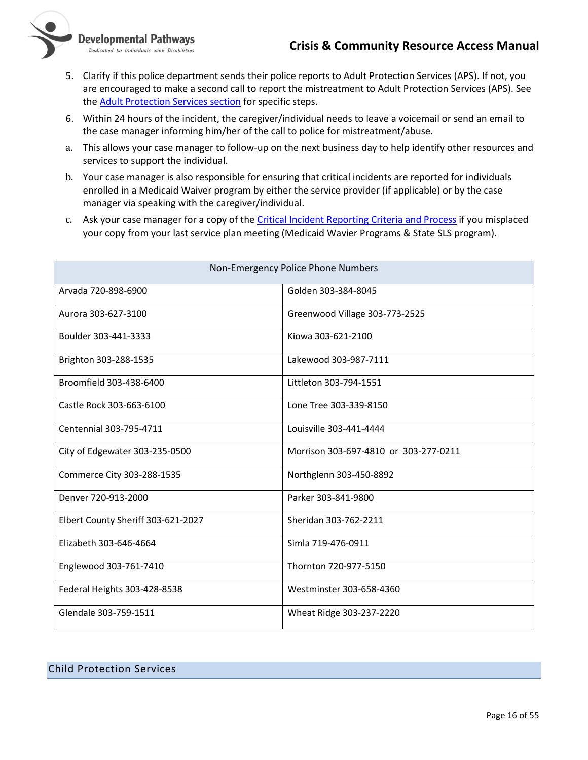5. Clarify if this police department sends their police reports to Adult Protection Services (APS). If not, you are encouraged to make a second call to report the mistreatment to Adult Protection Services (APS). See the [Adult Protection Services section] for specific steps.
6. Within 24 hours of the incident, the caregiver/individual needs to leave a voicemail or send an email to the case manager informing him/her of the call to police for mistreatment/abuse.
   a. This allows your case manager to follow-up on the next business day to help identify other resources and services to support the individual.
   b. Your case manager is also responsible for ensuring that critical incidents are reported for individuals enrolled in a Medicaid Waiver program by either the service provider (if applicable) or by the case manager via speaking with the caregiver/individual.
   c. Ask your case manager for a copy of the [Critical Incident Reporting Criteria and Process] if you misplaced your copy from your last service plan meeting (Medicaid Wavier Programs & State SLS program).

| Non-Emergency Police Phone Numbers | |
|---|---|
| Arvada 720-898-6900 | Golden 303-384-8045 |
| Aurora 303-627-3100 | Greenwood Village 303-773-2525 |
| Boulder 303-441-3333 | Kiowa 303-621-2100 |
| Brighton 303-288-1535 | Lakewood 303-987-7111 |
| Broomfield 303-438-6400 | Littleton 303-794-1551 |
| Castle Rock 303-663-6100 | Lone Tree 303-339-8150 |
| Centennial 303-795-4711 | Louisville 303-441-4444 |
| City of Edgewater 303-235-0500 | Morrison 303-697-4810 or 303-277-0211 |
| Commerce City 303-288-1535 | Northglenn 303-450-8892 |
| Denver 720-913-2000 | Parker 303-841-9800 |
| Elbert County Sheriff 303-621-2027 | Sheridan 303-762-2211 |
| Elizabeth 303-646-4664 | Simla 719-476-0911 |
| Englewood 303-761-7410 | Thornton 720-977-5150 |
| Federal Heights 303-428-8538 | Westminster 303-658-4360 |
| Glendale 303-759-1511 | Wheat Ridge 303-237-2220 |

## Child Protection Services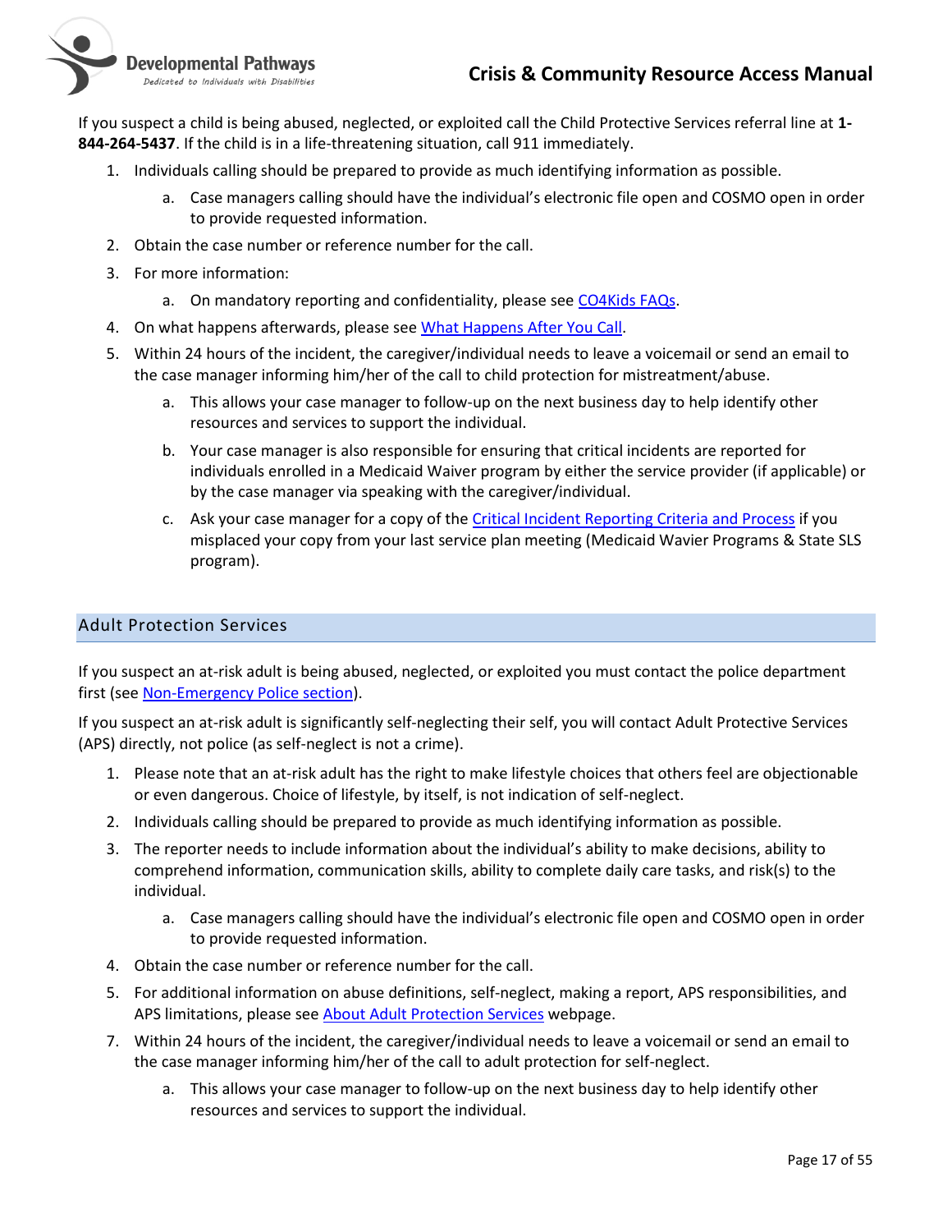If you suspect a child is being abused, neglected, or exploited call the Child Protective Services referral line at **1-844-264-5437**. If the child is in a life-threatening situation, call 911 immediately.

1. Individuals calling should be prepared to provide as much identifying information as possible.
    a. Case managers calling should have the individual's electronic file open and COSMO open in order to provide requested information.
2. Obtain the case number or reference number for the call.
3. For more information:
    a. On mandatory reporting and confidentiality, please see [CO4Kids FAQs]().
4. On what happens afterwards, please see [What Happens After You Call]().
5. Within 24 hours of the incident, the caregiver/individual needs to leave a voicemail or send an email to the case manager informing him/her of the call to child protection for mistreatment/abuse.
    a. This allows your case manager to follow-up on the next business day to help identify other resources and services to support the individual.
    b. Your case manager is also responsible for ensuring that critical incidents are reported for individuals enrolled in a Medicaid Waiver program by either the service provider (if applicable) or by the case manager via speaking with the caregiver/individual.
    c. Ask your case manager for a copy of the [Critical Incident Reporting Criteria and Process]() if you misplaced your copy from your last service plan meeting (Medicaid Wavier Programs & State SLS program).

## Adult Protection Services

If you suspect an at-risk adult is being abused, neglected, or exploited you must contact the police department first (see [Non-Emergency Police section]()).

If you suspect an at-risk adult is significantly self-neglecting their self, you will contact Adult Protective Services (APS) directly, not police (as self-neglect is not a crime).

1. Please note that an at-risk adult has the right to make lifestyle choices that others feel are objectionable or even dangerous. Choice of lifestyle, by itself, is not indication of self-neglect.
2. Individuals calling should be prepared to provide as much identifying information as possible.
3. The reporter needs to include information about the individual's ability to make decisions, ability to comprehend information, communication skills, ability to complete daily care tasks, and risk(s) to the individual.
    a. Case managers calling should have the individual's electronic file open and COSMO open in order to provide requested information.
4. Obtain the case number or reference number for the call.
5. For additional information on abuse definitions, self-neglect, making a report, APS responsibilities, and APS limitations, please see [About Adult Protection Services]() webpage.

7. Within 24 hours of the incident, the caregiver/individual needs to leave a voicemail or send an email to the case manager informing him/her of the call to adult protection for self-neglect.
    a. This allows your case manager to follow-up on the next business day to help identify other resources and services to support the individual.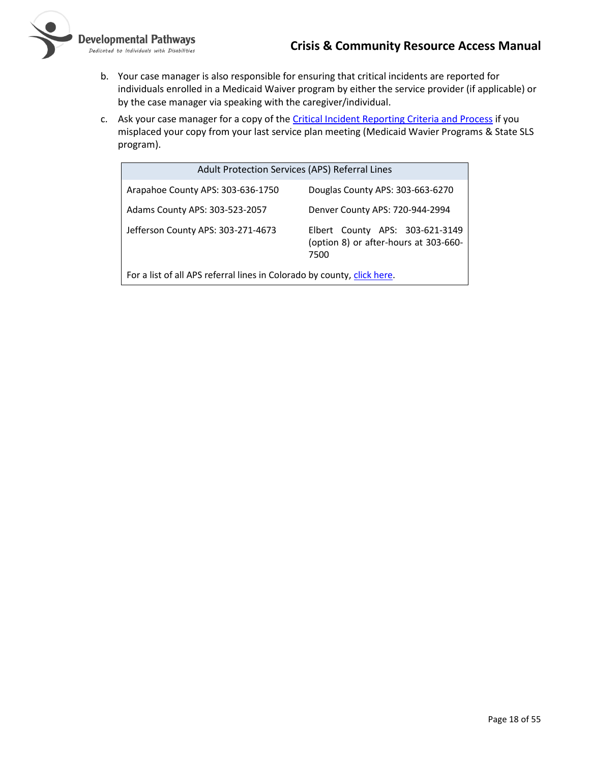b. Your case manager is also responsible for ensuring that critical incidents are reported for individuals enrolled in a Medicaid Waiver program by either the service provider (if applicable) or by the case manager via speaking with the caregiver/individual.

c. Ask your case manager for a copy of the Critical Incident Reporting Criteria and Process if you misplaced your copy from your last service plan meeting (Medicaid Wavier Programs & State SLS program).

| Adult Protection Services (APS) Referral Lines | |
|---|---|
| Arapahoe County APS: 303-636-1750 | Douglas County APS: 303-663-6270 |
| Adams County APS: 303-523-2057 | Denver County APS: 720-944-2994 |
| Jefferson County APS: 303-271-4673 | Elbert County APS: 303-621-3149 (option 8) or after-hours at 303-660-7500 |
| For a list of all APS referral lines in Colorado by county, click here. | |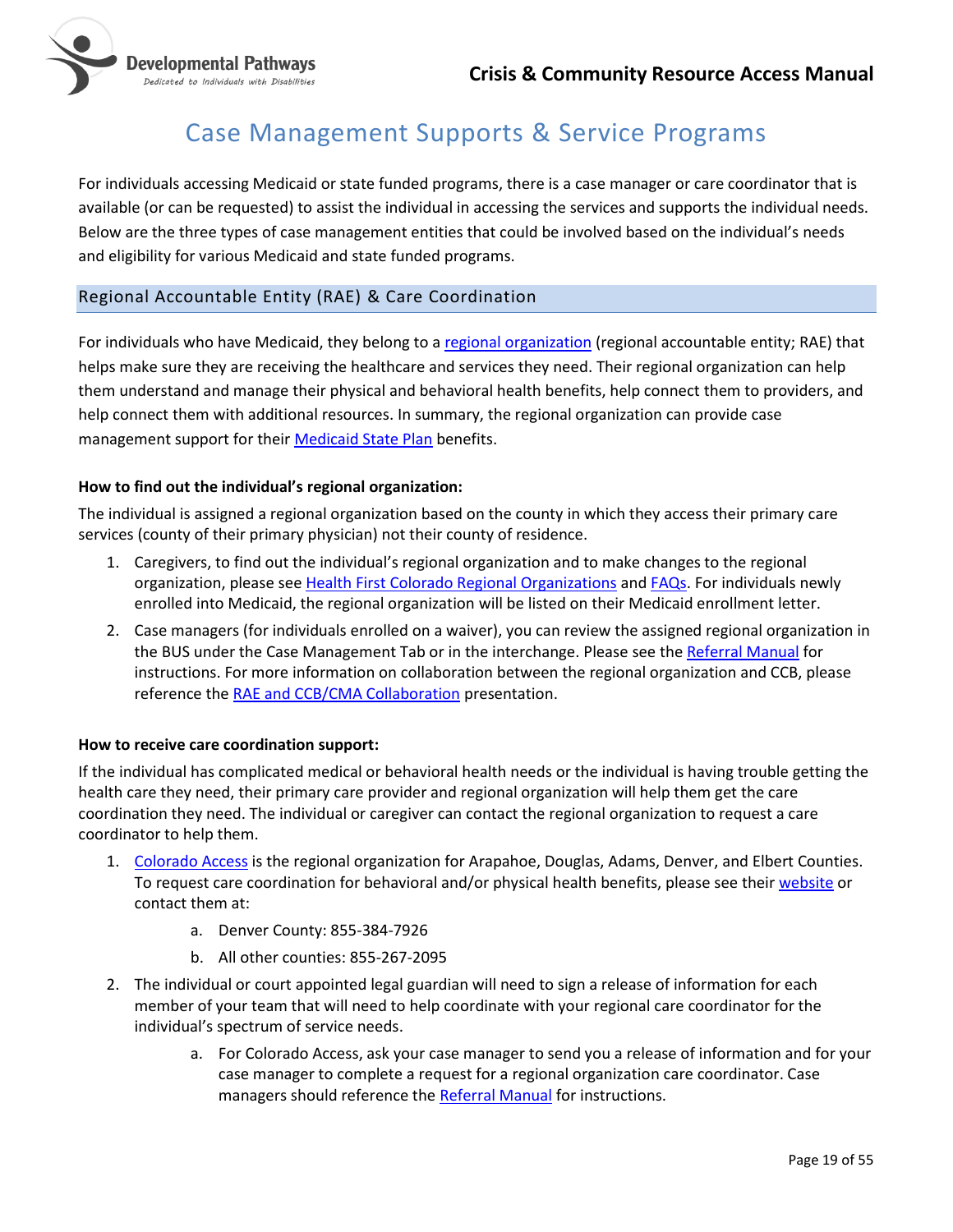# Case Management Supports & Service Programs

For individuals accessing Medicaid or state funded programs, there is a case manager or care coordinator that is available (or can be requested) to assist the individual in accessing the services and supports the individual needs. Below are the three types of case management entities that could be involved based on the individual's needs and eligibility for various Medicaid and state funded programs.

## Regional Accountable Entity (RAE) & Care Coordination

For individuals who have Medicaid, they belong to a regional organization (regional accountable entity; RAE) that helps make sure they are receiving the healthcare and services they need. Their regional organization can help them understand and manage their physical and behavioral health benefits, help connect them to providers, and help connect them with additional resources. In summary, the regional organization can provide case management support for their Medicaid State Plan benefits.

**How to find out the individual's regional organization:**

The individual is assigned a regional organization based on the county in which they access their primary care services (county of their primary physician) not their county of residence.

1. Caregivers, to find out the individual's regional organization and to make changes to the regional organization, please see Health First Colorado Regional Organizations and FAQs. For individuals newly enrolled into Medicaid, the regional organization will be listed on their Medicaid enrollment letter.
2. Case managers (for individuals enrolled on a waiver), you can review the assigned regional organization in the BUS under the Case Management Tab or in the interchange. Please see the Referral Manual for instructions. For more information on collaboration between the regional organization and CCB, please reference the RAE and CCB/CMA Collaboration presentation.

**How to receive care coordination support:**

If the individual has complicated medical or behavioral health needs or the individual is having trouble getting the health care they need, their primary care provider and regional organization will help them get the care coordination they need. The individual or caregiver can contact the regional organization to request a care coordinator to help them.

1. Colorado Access is the regional organization for Arapahoe, Douglas, Adams, Denver, and Elbert Counties. To request care coordination for behavioral and/or physical health benefits, please see their website or contact them at:
   a. Denver County: 855-384-7926
   b. All other counties: 855-267-2095
2. The individual or court appointed legal guardian will need to sign a release of information for each member of your team that will need to help coordinate with your regional care coordinator for the individual's spectrum of service needs.
   a. For Colorado Access, ask your case manager to send you a release of information and for your case manager to complete a request for a regional organization care coordinator. Case managers should reference the Referral Manual for instructions.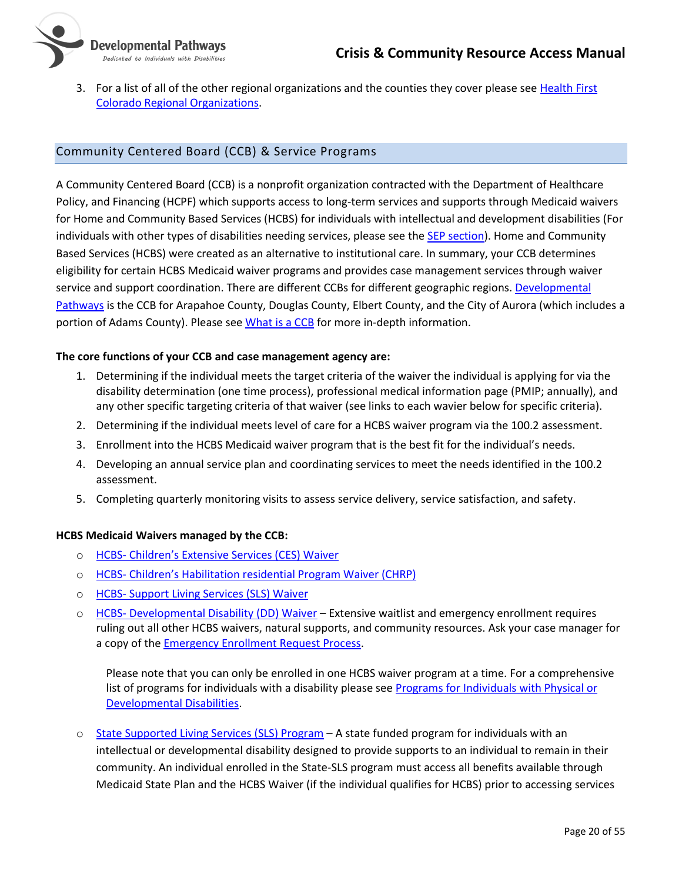3. For a list of all of the other regional organizations and the counties they cover please see [Health First Colorado Regional Organizations].

## Community Centered Board (CCB) & Service Programs

A Community Centered Board (CCB) is a nonprofit organization contracted with the Department of Healthcare Policy, and Financing (HCPF) which supports access to long-term services and supports through Medicaid waivers for Home and Community Based Services (HCBS) for individuals with intellectual and development disabilities (For individuals with other types of disabilities needing services, please see the SEP section). Home and Community Based Services (HCBS) were created as an alternative to institutional care. In summary, your CCB determines eligibility for certain HCBS Medicaid waiver programs and provides case management services through waiver service and support coordination. There are different CCBs for different geographic regions. Developmental Pathways is the CCB for Arapahoe County, Douglas County, Elbert County, and the City of Aurora (which includes a portion of Adams County). Please see What is a CCB for more in-depth information.

**The core functions of your CCB and case management agency are:**

1. Determining if the individual meets the target criteria of the waiver the individual is applying for via the disability determination (one time process), professional medical information page (PMIP; annually), and any other specific targeting criteria of that waiver (see links to each wavier below for specific criteria).
2. Determining if the individual meets level of care for a HCBS waiver program via the 100.2 assessment.
3. Enrollment into the HCBS Medicaid waiver program that is the best fit for the individual's needs.
4. Developing an annual service plan and coordinating services to meet the needs identified in the 100.2 assessment.
5. Completing quarterly monitoring visits to assess service delivery, service satisfaction, and safety.

**HCBS Medicaid Waivers managed by the CCB:**

- HCBS- Children's Extensive Services (CES) Waiver
- HCBS- Children's Habilitation residential Program Waiver (CHRP)
- HCBS- Support Living Services (SLS) Waiver
- HCBS- Developmental Disability (DD) Waiver – Extensive waitlist and emergency enrollment requires ruling out all other HCBS waivers, natural supports, and community resources. Ask your case manager for a copy of the Emergency Enrollment Request Process.

  Please note that you can only be enrolled in one HCBS waiver program at a time. For a comprehensive list of programs for individuals with a disability please see Programs for Individuals with Physical or Developmental Disabilities.

- State Supported Living Services (SLS) Program – A state funded program for individuals with an intellectual or developmental disability designed to provide supports to an individual to remain in their community. An individual enrolled in the State-SLS program must access all benefits available through Medicaid State Plan and the HCBS Waiver (if the individual qualifies for HCBS) prior to accessing services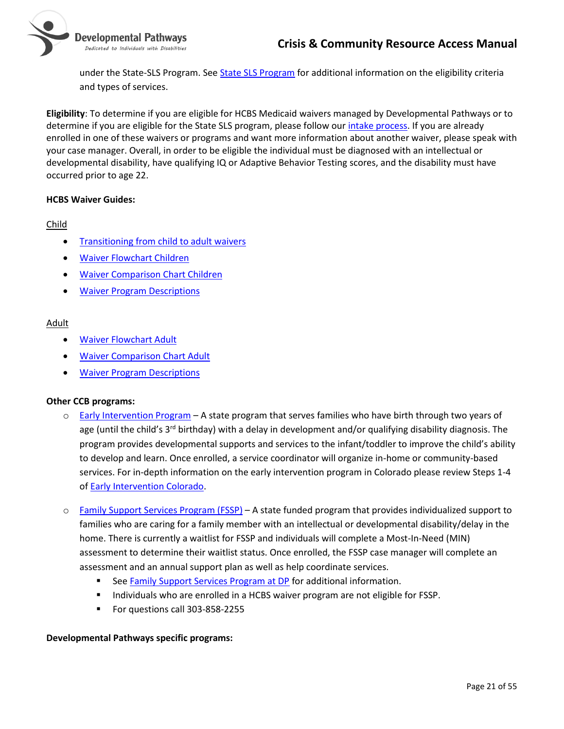under the State-SLS Program. See State SLS Program for additional information on the eligibility criteria and types of services.

**Eligibility**: To determine if you are eligible for HCBS Medicaid waivers managed by Developmental Pathways or to determine if you are eligible for the State SLS program, please follow our intake process. If you are already enrolled in one of these waivers or programs and want more information about another waiver, please speak with your case manager. Overall, in order to be eligible the individual must be diagnosed with an intellectual or developmental disability, have qualifying IQ or Adaptive Behavior Testing scores, and the disability must have occurred prior to age 22.

**HCBS Waiver Guides:**

Child

- Transitioning from child to adult waivers
- Waiver Flowchart Children
- Waiver Comparison Chart Children
- Waiver Program Descriptions

Adult

- Waiver Flowchart Adult
- Waiver Comparison Chart Adult
- Waiver Program Descriptions

**Other CCB programs:**

- Early Intervention Program – A state program that serves families who have birth through two years of age (until the child's 3rd birthday) with a delay in development and/or qualifying disability diagnosis. The program provides developmental supports and services to the infant/toddler to improve the child's ability to develop and learn. Once enrolled, a service coordinator will organize in-home or community-based services. For in-depth information on the early intervention program in Colorado please review Steps 1-4 of Early Intervention Colorado.

- Family Support Services Program (FSSP) – A state funded program that provides individualized support to families who are caring for a family member with an intellectual or developmental disability/delay in the home. There is currently a waitlist for FSSP and individuals will complete a Most-In-Need (MIN) assessment to determine their waitlist status. Once enrolled, the FSSP case manager will complete an assessment and an annual support plan as well as help coordinate services.
  - See Family Support Services Program at DP for additional information.
  - Individuals who are enrolled in a HCBS waiver program are not eligible for FSSP.
  - For questions call 303-858-2255

**Developmental Pathways specific programs:**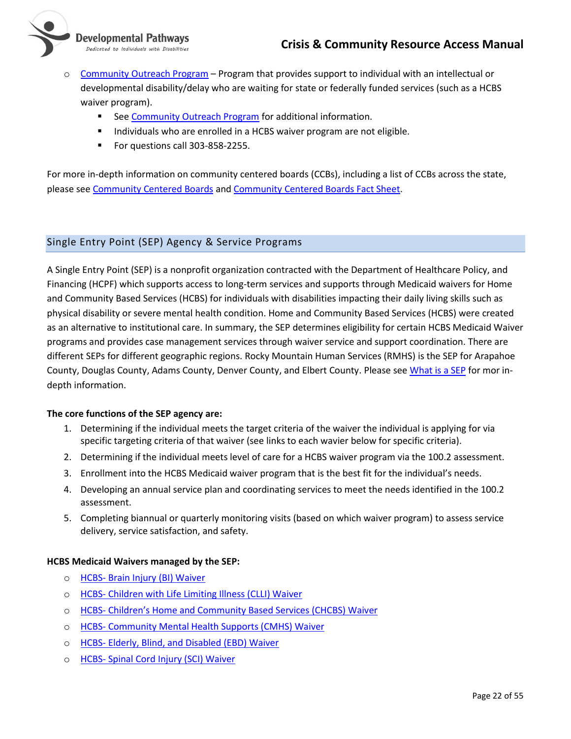- Community Outreach Program – Program that provides support to individual with an intellectual or developmental disability/delay who are waiting for state or federally funded services (such as a HCBS waiver program).
    - See Community Outreach Program for additional information.
    - Individuals who are enrolled in a HCBS waiver program are not eligible.
    - For questions call 303-858-2255.

For more in-depth information on community centered boards (CCBs), including a list of CCBs across the state, please see Community Centered Boards and Community Centered Boards Fact Sheet.

## Single Entry Point (SEP) Agency & Service Programs

A Single Entry Point (SEP) is a nonprofit organization contracted with the Department of Healthcare Policy, and Financing (HCPF) which supports access to long-term services and supports through Medicaid waivers for Home and Community Based Services (HCBS) for individuals with disabilities impacting their daily living skills such as physical disability or severe mental health condition. Home and Community Based Services (HCBS) were created as an alternative to institutional care. In summary, the SEP determines eligibility for certain HCBS Medicaid Waiver programs and provides case management services through waiver service and support coordination. There are different SEPs for different geographic regions. Rocky Mountain Human Services (RMHS) is the SEP for Arapahoe County, Douglas County, Adams County, Denver County, and Elbert County. Please see What is a SEP for mor in-depth information.

**The core functions of the SEP agency are:**

1. Determining if the individual meets the target criteria of the waiver the individual is applying for via specific targeting criteria of that waiver (see links to each wavier below for specific criteria).
2. Determining if the individual meets level of care for a HCBS waiver program via the 100.2 assessment.
3. Enrollment into the HCBS Medicaid waiver program that is the best fit for the individual's needs.
4. Developing an annual service plan and coordinating services to meet the needs identified in the 100.2 assessment.
5. Completing biannual or quarterly monitoring visits (based on which waiver program) to assess service delivery, service satisfaction, and safety.

**HCBS Medicaid Waivers managed by the SEP:**

- HCBS- Brain Injury (BI) Waiver
- HCBS- Children with Life Limiting Illness (CLLI) Waiver
- HCBS- Children's Home and Community Based Services (CHCBS) Waiver
- HCBS- Community Mental Health Supports (CMHS) Waiver
- HCBS- Elderly, Blind, and Disabled (EBD) Waiver
- HCBS- Spinal Cord Injury (SCI) Waiver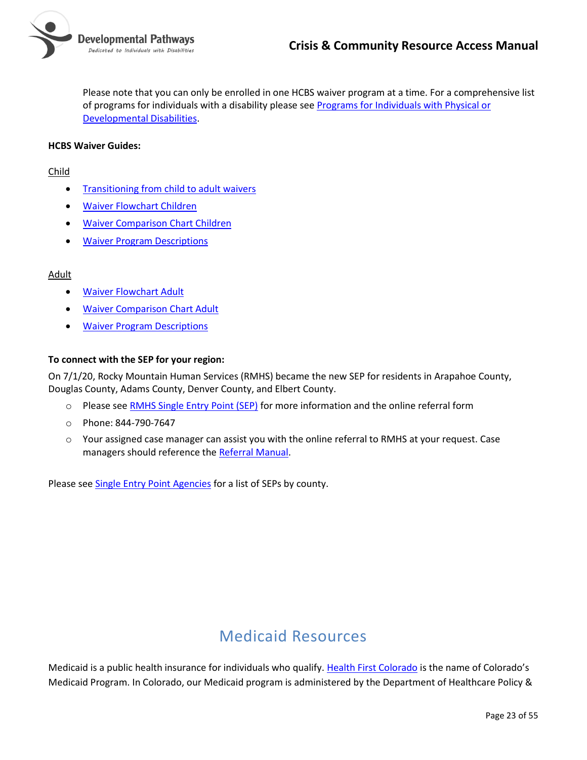Please note that you can only be enrolled in one HCBS waiver program at a time. For a comprehensive list of programs for individuals with a disability please see Programs for Individuals with Physical or Developmental Disabilities.

**HCBS Waiver Guides:**

Child

- Transitioning from child to adult waivers
- Waiver Flowchart Children
- Waiver Comparison Chart Children
- Waiver Program Descriptions

Adult

- Waiver Flowchart Adult
- Waiver Comparison Chart Adult
- Waiver Program Descriptions

**To connect with the SEP for your region:**

On 7/1/20, Rocky Mountain Human Services (RMHS) became the new SEP for residents in Arapahoe County, Douglas County, Adams County, Denver County, and Elbert County.

- Please see RMHS Single Entry Point (SEP) for more information and the online referral form
- Phone: 844-790-7647
- Your assigned case manager can assist you with the online referral to RMHS at your request. Case managers should reference the Referral Manual.

Please see Single Entry Point Agencies for a list of SEPs by county.

# Medicaid Resources

Medicaid is a public health insurance for individuals who qualify. Health First Colorado is the name of Colorado's Medicaid Program. In Colorado, our Medicaid program is administered by the Department of Healthcare Policy &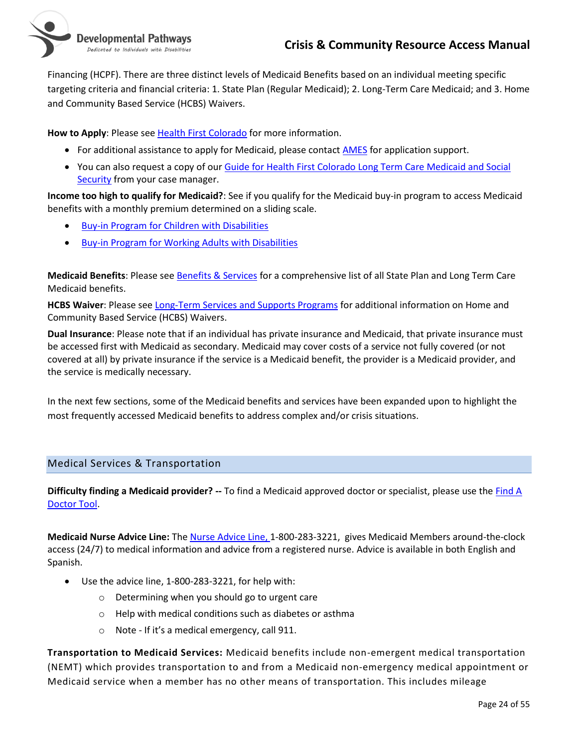Financing (HCPF). There are three distinct levels of Medicaid Benefits based on an individual meeting specific targeting criteria and financial criteria: 1. State Plan (Regular Medicaid); 2. Long-Term Care Medicaid; and 3. Home and Community Based Service (HCBS) Waivers.

**How to Apply**: Please see Health First Colorado for more information.

- For additional assistance to apply for Medicaid, please contact AMES for application support.
- You can also request a copy of our Guide for Health First Colorado Long Term Care Medicaid and Social Security from your case manager.

**Income too high to qualify for Medicaid?**: See if you qualify for the Medicaid buy-in program to access Medicaid benefits with a monthly premium determined on a sliding scale.

- Buy-in Program for Children with Disabilities
- Buy-in Program for Working Adults with Disabilities

**Medicaid Benefits**: Please see Benefits & Services for a comprehensive list of all State Plan and Long Term Care Medicaid benefits.

**HCBS Waiver**: Please see Long-Term Services and Supports Programs for additional information on Home and Community Based Service (HCBS) Waivers.

**Dual Insurance**: Please note that if an individual has private insurance and Medicaid, that private insurance must be accessed first with Medicaid as secondary. Medicaid may cover costs of a service not fully covered (or not covered at all) by private insurance if the service is a Medicaid benefit, the provider is a Medicaid provider, and the service is medically necessary.

In the next few sections, some of the Medicaid benefits and services have been expanded upon to highlight the most frequently accessed Medicaid benefits to address complex and/or crisis situations.

## Medical Services & Transportation

**Difficulty finding a Medicaid provider? --** To find a Medicaid approved doctor or specialist, please use the Find A Doctor Tool.

**Medicaid Nurse Advice Line:** The Nurse Advice Line, 1-800-283-3221, gives Medicaid Members around-the-clock access (24/7) to medical information and advice from a registered nurse. Advice is available in both English and Spanish.

- Use the advice line, 1-800-283-3221, for help with:
  - Determining when you should go to urgent care
  - Help with medical conditions such as diabetes or asthma
  - Note - If it's a medical emergency, call 911.

**Transportation to Medicaid Services:** Medicaid benefits include non-emergent medical transportation (NEMT) which provides transportation to and from a Medicaid non-emergency medical appointment or Medicaid service when a member has no other means of transportation. This includes mileage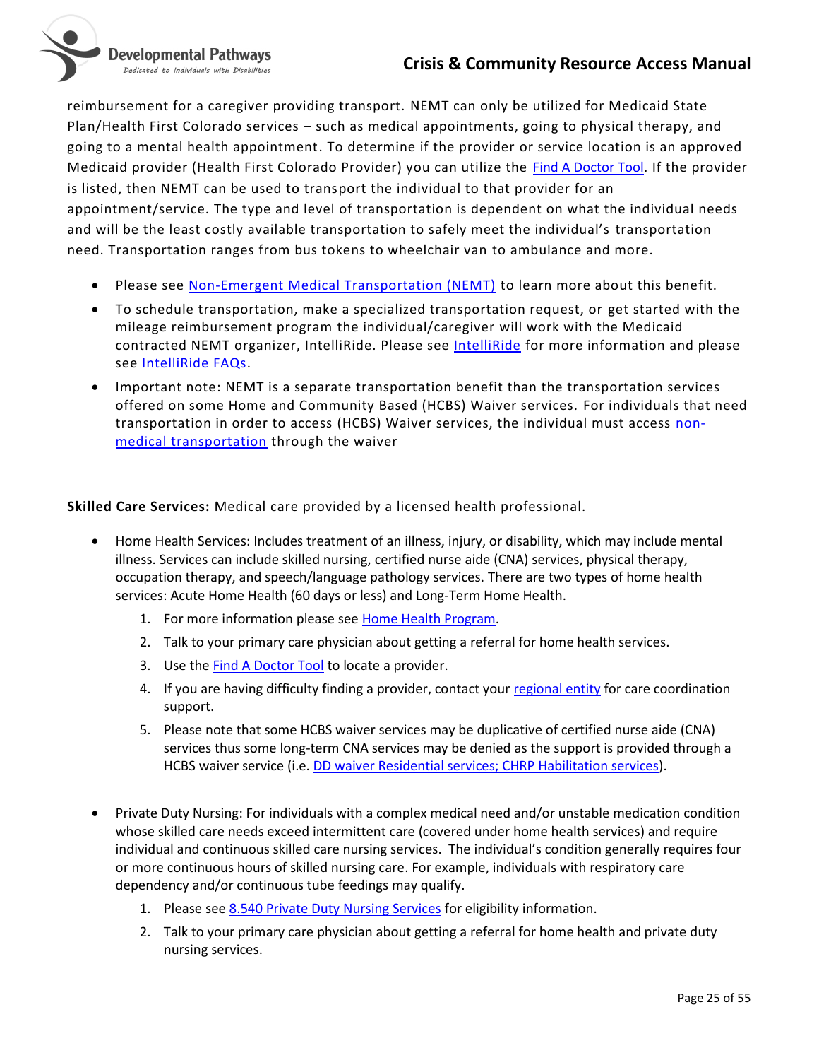reimbursement for a caregiver providing transport. NEMT can only be utilized for Medicaid State Plan/Health First Colorado services – such as medical appointments, going to physical therapy, and going to a mental health appointment. To determine if the provider or service location is an approved Medicaid provider (Health First Colorado Provider) you can utilize the Find A Doctor Tool. If the provider is listed, then NEMT can be used to transport the individual to that provider for an appointment/service. The type and level of transportation is dependent on what the individual needs and will be the least costly available transportation to safely meet the individual's transportation need. Transportation ranges from bus tokens to wheelchair van to ambulance and more.

- Please see Non-Emergent Medical Transportation (NEMT) to learn more about this benefit.
- To schedule transportation, make a specialized transportation request, or get started with the mileage reimbursement program the individual/caregiver will work with the Medicaid contracted NEMT organizer, IntelliRide. Please see IntelliRide for more information and please see IntelliRide FAQs.
- Important note: NEMT is a separate transportation benefit than the transportation services offered on some Home and Community Based (HCBS) Waiver services. For individuals that need transportation in order to access (HCBS) Waiver services, the individual must access non-medical transportation through the waiver

**Skilled Care Services:** Medical care provided by a licensed health professional.

- Home Health Services: Includes treatment of an illness, injury, or disability, which may include mental illness. Services can include skilled nursing, certified nurse aide (CNA) services, physical therapy, occupation therapy, and speech/language pathology services. There are two types of home health services: Acute Home Health (60 days or less) and Long-Term Home Health.
  1. For more information please see Home Health Program.
  2. Talk to your primary care physician about getting a referral for home health services.
  3. Use the Find A Doctor Tool to locate a provider.
  4. If you are having difficulty finding a provider, contact your regional entity for care coordination support.
  5. Please note that some HCBS waiver services may be duplicative of certified nurse aide (CNA) services thus some long-term CNA services may be denied as the support is provided through a HCBS waiver service (i.e. DD waiver Residential services; CHRP Habilitation services).

- Private Duty Nursing: For individuals with a complex medical need and/or unstable medication condition whose skilled care needs exceed intermittent care (covered under home health services) and require individual and continuous skilled care nursing services. The individual's condition generally requires four or more continuous hours of skilled nursing care. For example, individuals with respiratory care dependency and/or continuous tube feedings may qualify.
  1. Please see 8.540 Private Duty Nursing Services for eligibility information.
  2. Talk to your primary care physician about getting a referral for home health and private duty nursing services.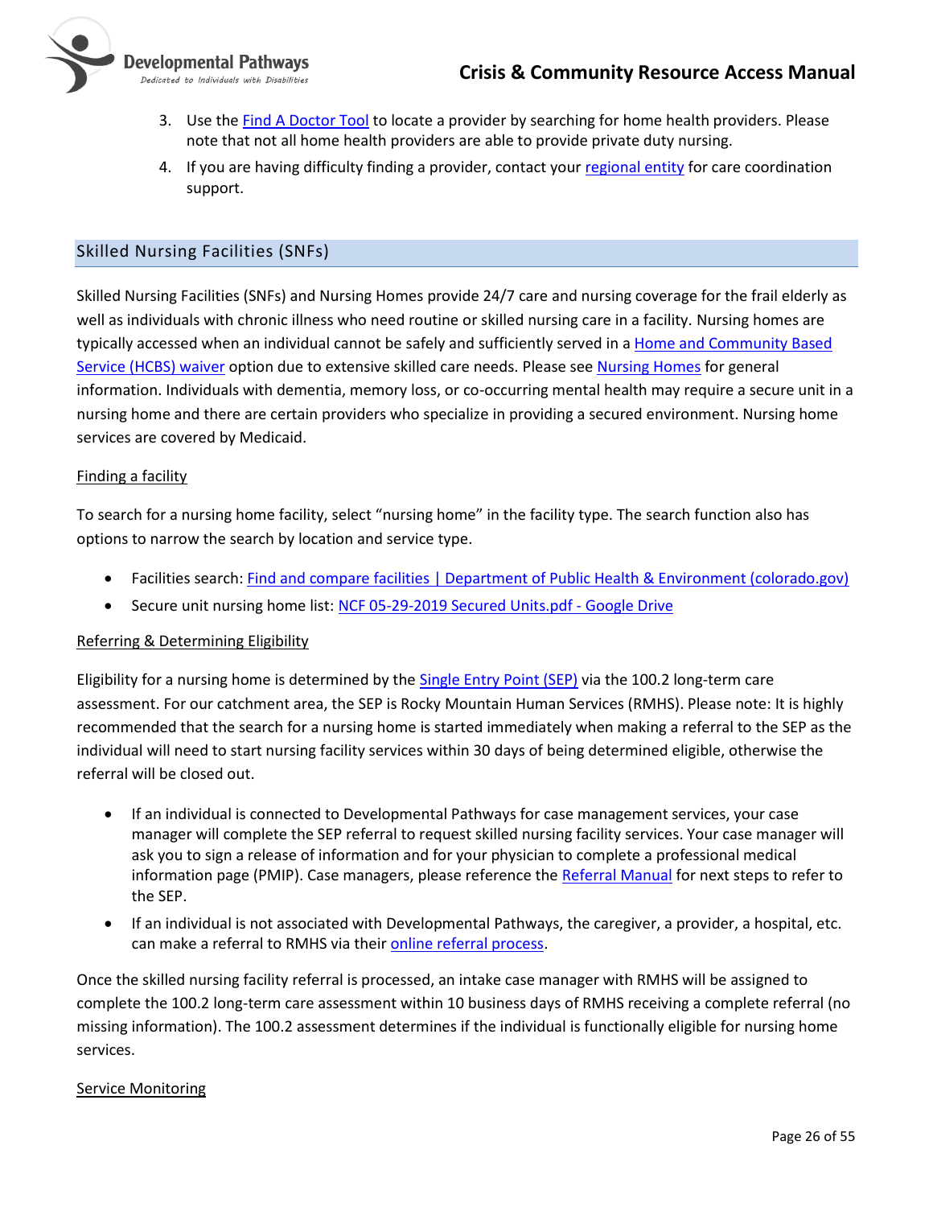3. Use the Find A Doctor Tool to locate a provider by searching for home health providers. Please note that not all home health providers are able to provide private duty nursing.
4. If you are having difficulty finding a provider, contact your regional entity for care coordination support.

## Skilled Nursing Facilities (SNFs)

Skilled Nursing Facilities (SNFs) and Nursing Homes provide 24/7 care and nursing coverage for the frail elderly as well as individuals with chronic illness who need routine or skilled nursing care in a facility. Nursing homes are typically accessed when an individual cannot be safely and sufficiently served in a Home and Community Based Service (HCBS) waiver option due to extensive skilled care needs. Please see Nursing Homes for general information. Individuals with dementia, memory loss, or co-occurring mental health may require a secure unit in a nursing home and there are certain providers who specialize in providing a secured environment. Nursing home services are covered by Medicaid.

<u>Finding a facility</u>

To search for a nursing home facility, select "nursing home" in the facility type. The search function also has options to narrow the search by location and service type.

- Facilities search: Find and compare facilities | Department of Public Health & Environment (colorado.gov)
- Secure unit nursing home list: NCF 05-29-2019 Secured Units.pdf - Google Drive

<u>Referring & Determining Eligibility</u>

Eligibility for a nursing home is determined by the Single Entry Point (SEP) via the 100.2 long-term care assessment. For our catchment area, the SEP is Rocky Mountain Human Services (RMHS). Please note: It is highly recommended that the search for a nursing home is started immediately when making a referral to the SEP as the individual will need to start nursing facility services within 30 days of being determined eligible, otherwise the referral will be closed out.

- If an individual is connected to Developmental Pathways for case management services, your case manager will complete the SEP referral to request skilled nursing facility services. Your case manager will ask you to sign a release of information and for your physician to complete a professional medical information page (PMIP). Case managers, please reference the Referral Manual for next steps to refer to the SEP.
- If an individual is not associated with Developmental Pathways, the caregiver, a provider, a hospital, etc. can make a referral to RMHS via their online referral process.

Once the skilled nursing facility referral is processed, an intake case manager with RMHS will be assigned to complete the 100.2 long-term care assessment within 10 business days of RMHS receiving a complete referral (no missing information). The 100.2 assessment determines if the individual is functionally eligible for nursing home services.

<u>Service Monitoring</u>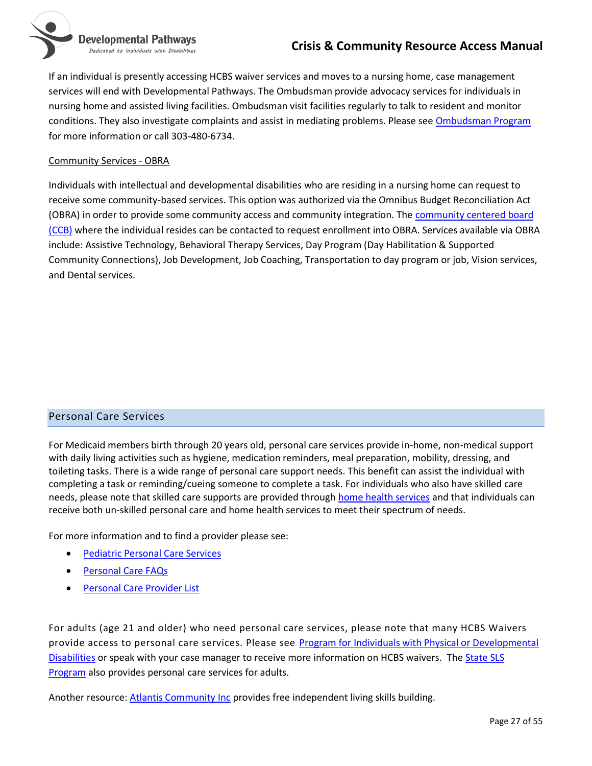If an individual is presently accessing HCBS waiver services and moves to a nursing home, case management services will end with Developmental Pathways. The Ombudsman provide advocacy services for individuals in nursing home and assisted living facilities. Ombudsman visit facilities regularly to talk to resident and monitor conditions. They also investigate complaints and assist in mediating problems. Please see [Ombudsman Program] for more information or call 303-480-6734.

Community Services - OBRA

Individuals with intellectual and developmental disabilities who are residing in a nursing home can request to receive some community-based services. This option was authorized via the Omnibus Budget Reconciliation Act (OBRA) in order to provide some community access and community integration. The [community centered board (CCB)] where the individual resides can be contacted to request enrollment into OBRA. Services available via OBRA include: Assistive Technology, Behavioral Therapy Services, Day Program (Day Habilitation & Supported Community Connections), Job Development, Job Coaching, Transportation to day program or job, Vision services, and Dental services.

## Personal Care Services

For Medicaid members birth through 20 years old, personal care services provide in-home, non-medical support with daily living activities such as hygiene, medication reminders, meal preparation, mobility, dressing, and toileting tasks. There is a wide range of personal care support needs. This benefit can assist the individual with completing a task or reminding/cueing someone to complete a task. For individuals who also have skilled care needs, please note that skilled care supports are provided through [home health services] and that individuals can receive both un-skilled personal care and home health services to meet their spectrum of needs.

For more information and to find a provider please see:

- [Pediatric Personal Care Services]
- [Personal Care FAQs]
- [Personal Care Provider List]

For adults (age 21 and older) who need personal care services, please note that many HCBS Waivers provide access to personal care services. Please see [Program for Individuals with Physical or Developmental Disabilities] or speak with your case manager to receive more information on HCBS waivers. The [State SLS Program] also provides personal care services for adults.

Another resource: [Atlantis Community Inc] provides free independent living skills building.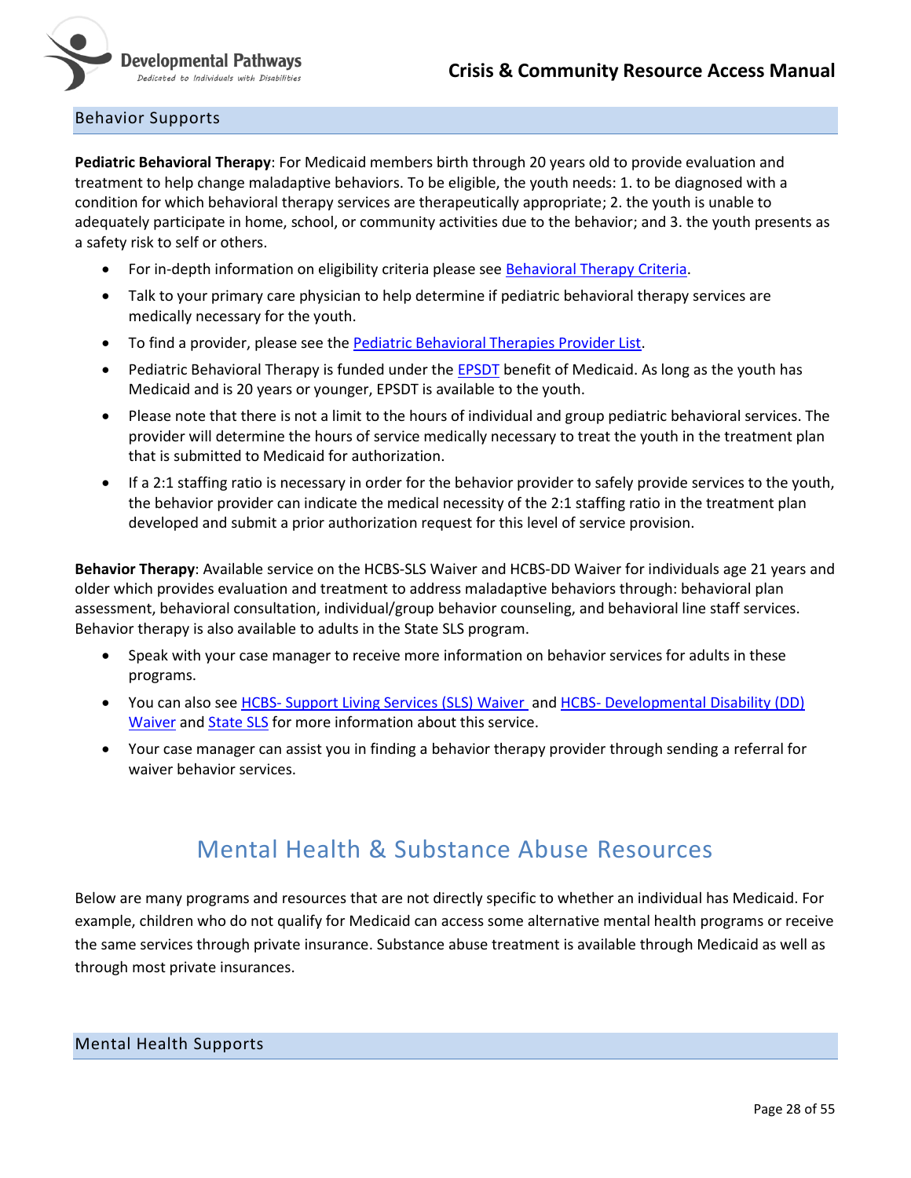## Behavior Supports

**Pediatric Behavioral Therapy**: For Medicaid members birth through 20 years old to provide evaluation and treatment to help change maladaptive behaviors. To be eligible, the youth needs: 1. to be diagnosed with a condition for which behavioral therapy services are therapeutically appropriate; 2. the youth is unable to adequately participate in home, school, or community activities due to the behavior; and 3. the youth presents as a safety risk to self or others.

- For in-depth information on eligibility criteria please see Behavioral Therapy Criteria.
- Talk to your primary care physician to help determine if pediatric behavioral therapy services are medically necessary for the youth.
- To find a provider, please see the Pediatric Behavioral Therapies Provider List.
- Pediatric Behavioral Therapy is funded under the EPSDT benefit of Medicaid. As long as the youth has Medicaid and is 20 years or younger, EPSDT is available to the youth.
- Please note that there is not a limit to the hours of individual and group pediatric behavioral services. The provider will determine the hours of service medically necessary to treat the youth in the treatment plan that is submitted to Medicaid for authorization.
- If a 2:1 staffing ratio is necessary in order for the behavior provider to safely provide services to the youth, the behavior provider can indicate the medical necessity of the 2:1 staffing ratio in the treatment plan developed and submit a prior authorization request for this level of service provision.

**Behavior Therapy**: Available service on the HCBS-SLS Waiver and HCBS-DD Waiver for individuals age 21 years and older which provides evaluation and treatment to address maladaptive behaviors through: behavioral plan assessment, behavioral consultation, individual/group behavior counseling, and behavioral line staff services. Behavior therapy is also available to adults in the State SLS program.

- Speak with your case manager to receive more information on behavior services for adults in these programs.
- You can also see HCBS- Support Living Services (SLS) Waiver and HCBS- Developmental Disability (DD) Waiver and State SLS for more information about this service.
- Your case manager can assist you in finding a behavior therapy provider through sending a referral for waiver behavior services.

# Mental Health & Substance Abuse Resources

Below are many programs and resources that are not directly specific to whether an individual has Medicaid. For example, children who do not qualify for Medicaid can access some alternative mental health programs or receive the same services through private insurance. Substance abuse treatment is available through Medicaid as well as through most private insurances.

## Mental Health Supports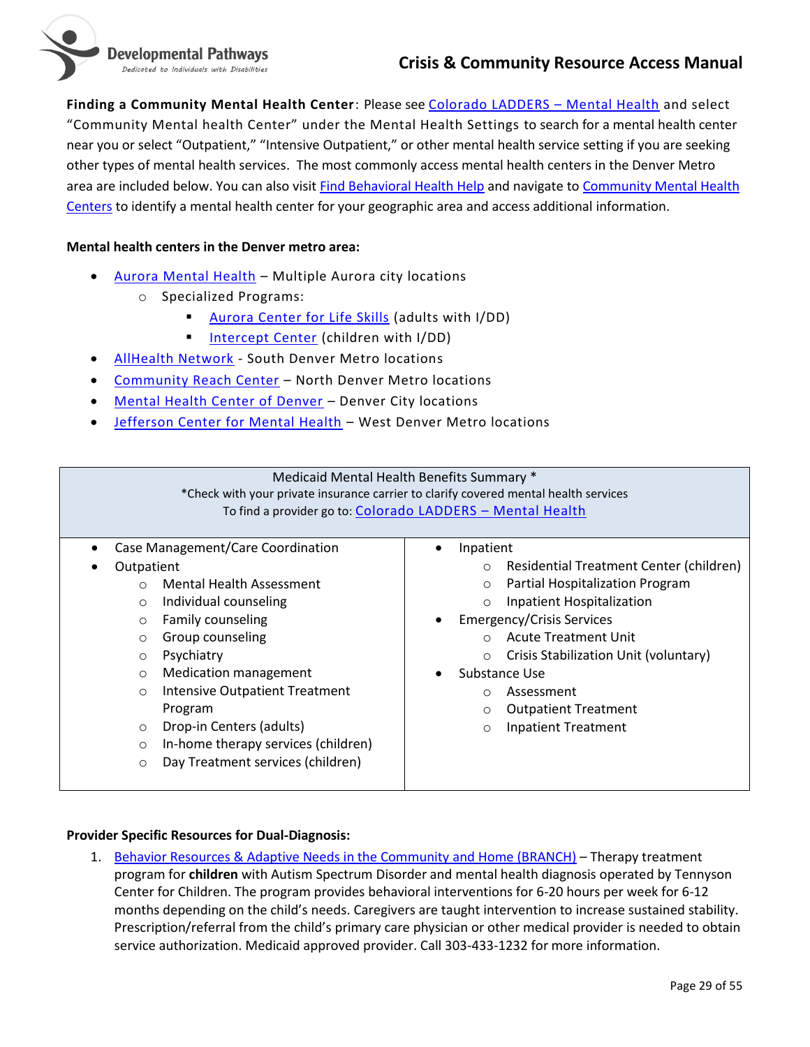**Finding a Community Mental Health Center**: Please see Colorado LADDERS – Mental Health and select "Community Mental health Center" under the Mental Health Settings to search for a mental health center near you or select "Outpatient," "Intensive Outpatient," or other mental health service setting if you are seeking other types of mental health services. The most commonly access mental health centers in the Denver Metro area are included below. You can also visit Find Behavioral Health Help and navigate to Community Mental Health Centers to identify a mental health center for your geographic area and access additional information.

**Mental health centers in the Denver metro area:**

- Aurora Mental Health – Multiple Aurora city locations
    - Specialized Programs:
        - Aurora Center for Life Skills (adults with I/DD)
        - Intercept Center (children with I/DD)
- AllHealth Network - South Denver Metro locations
- Community Reach Center – North Denver Metro locations
- Mental Health Center of Denver – Denver City locations
- Jefferson Center for Mental Health – West Denver Metro locations

| Medicaid Mental Health Benefits Summary * <br> *Check with your private insurance carrier to clarify covered mental health services <br> To find a provider go to: Colorado LADDERS – Mental Health | |
|---|---|
| • Case Management/Care Coordination <br> • Outpatient <br> ○ Mental Health Assessment <br> ○ Individual counseling <br> ○ Family counseling <br> ○ Group counseling <br> ○ Psychiatry <br> ○ Medication management <br> ○ Intensive Outpatient Treatment Program <br> ○ Drop-in Centers (adults) <br> ○ In-home therapy services (children) <br> ○ Day Treatment services (children) | • Inpatient <br> ○ Residential Treatment Center (children) <br> ○ Partial Hospitalization Program <br> ○ Inpatient Hospitalization <br> • Emergency/Crisis Services <br> ○ Acute Treatment Unit <br> ○ Crisis Stabilization Unit (voluntary) <br> • Substance Use <br> ○ Assessment <br> ○ Outpatient Treatment <br> ○ Inpatient Treatment |

**Provider Specific Resources for Dual-Diagnosis:**

1. Behavior Resources & Adaptive Needs in the Community and Home (BRANCH) – Therapy treatment program for **children** with Autism Spectrum Disorder and mental health diagnosis operated by Tennyson Center for Children. The program provides behavioral interventions for 6-20 hours per week for 6-12 months depending on the child's needs. Caregivers are taught intervention to increase sustained stability. Prescription/referral from the child's primary care physician or other medical provider is needed to obtain service authorization. Medicaid approved provider. Call 303-433-1232 for more information.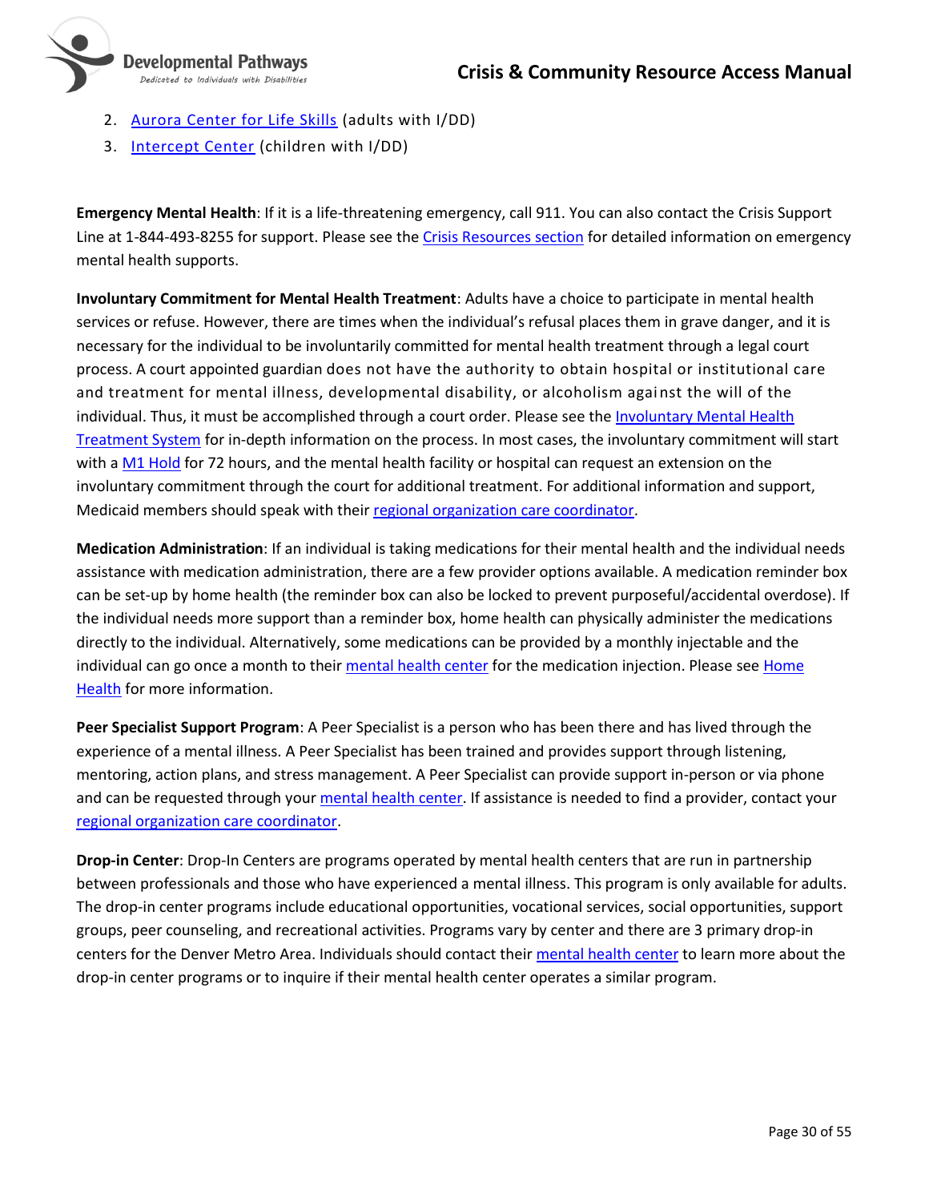2. Aurora Center for Life Skills (adults with I/DD)
3. Intercept Center (children with I/DD)

**Emergency Mental Health**: If it is a life-threatening emergency, call 911. You can also contact the Crisis Support Line at 1-844-493-8255 for support. Please see the Crisis Resources section for detailed information on emergency mental health supports.

**Involuntary Commitment for Mental Health Treatment**: Adults have a choice to participate in mental health services or refuse. However, there are times when the individual's refusal places them in grave danger, and it is necessary for the individual to be involuntarily committed for mental health treatment through a legal court process. A court appointed guardian does not have the authority to obtain hospital or institutional care and treatment for mental illness, developmental disability, or alcoholism against the will of the individual. Thus, it must be accomplished through a court order. Please see the Involuntary Mental Health Treatment System for in-depth information on the process. In most cases, the involuntary commitment will start with a M1 Hold for 72 hours, and the mental health facility or hospital can request an extension on the involuntary commitment through the court for additional treatment. For additional information and support, Medicaid members should speak with their regional organization care coordinator.

**Medication Administration**: If an individual is taking medications for their mental health and the individual needs assistance with medication administration, there are a few provider options available. A medication reminder box can be set-up by home health (the reminder box can also be locked to prevent purposeful/accidental overdose). If the individual needs more support than a reminder box, home health can physically administer the medications directly to the individual. Alternatively, some medications can be provided by a monthly injectable and the individual can go once a month to their mental health center for the medication injection. Please see Home Health for more information.

**Peer Specialist Support Program**: A Peer Specialist is a person who has been there and has lived through the experience of a mental illness. A Peer Specialist has been trained and provides support through listening, mentoring, action plans, and stress management. A Peer Specialist can provide support in-person or via phone and can be requested through your mental health center. If assistance is needed to find a provider, contact your regional organization care coordinator.

**Drop-in Center**: Drop-In Centers are programs operated by mental health centers that are run in partnership between professionals and those who have experienced a mental illness. This program is only available for adults. The drop-in center programs include educational opportunities, vocational services, social opportunities, support groups, peer counseling, and recreational activities. Programs vary by center and there are 3 primary drop-in centers for the Denver Metro Area. Individuals should contact their mental health center to learn more about the drop-in center programs or to inquire if their mental health center operates a similar program.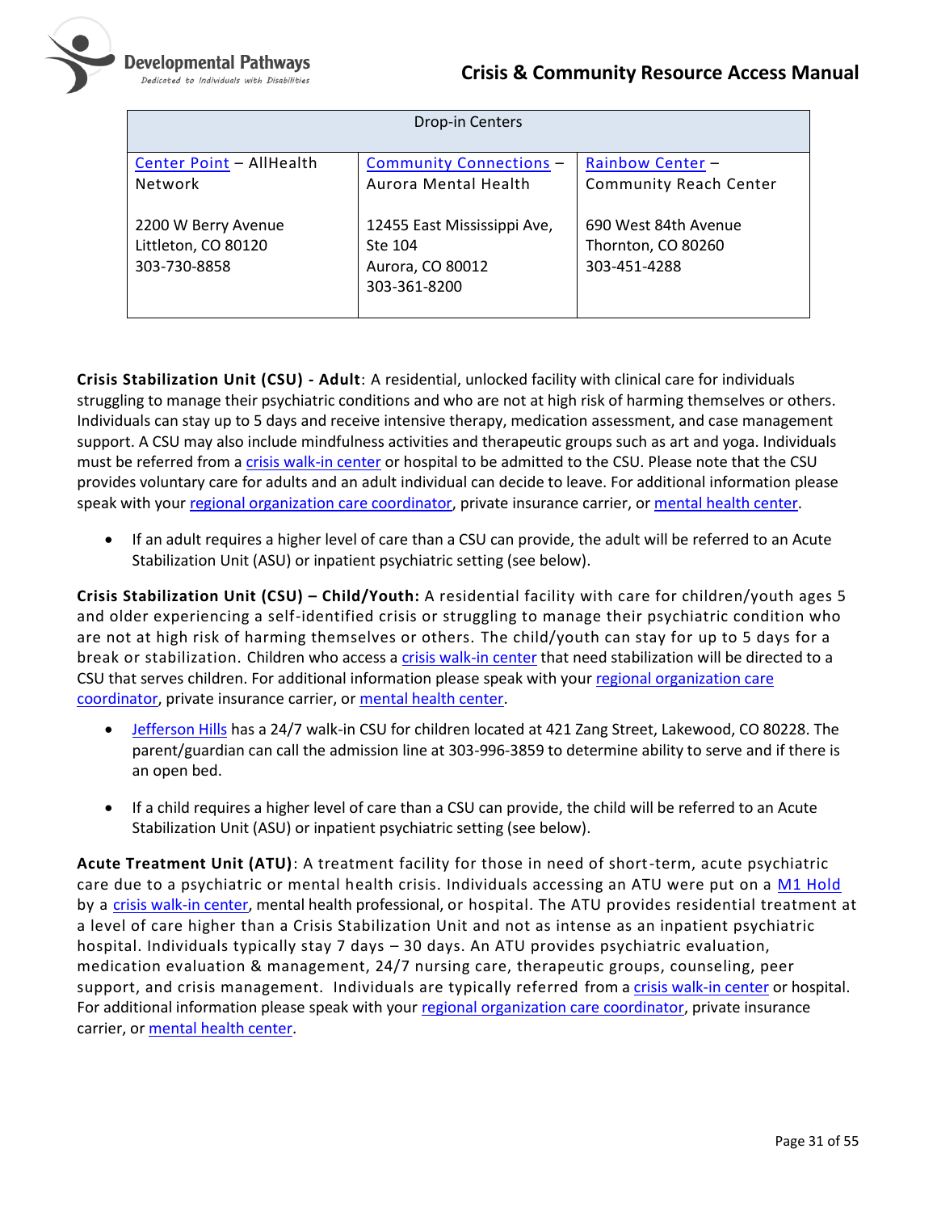| Drop-in Centers | | |
|---|---|---|
| Center Point – AllHealth Network<br><br>2200 W Berry Avenue<br>Littleton, CO 80120<br>303-730-8858 | Community Connections – Aurora Mental Health<br><br>12455 East Mississippi Ave, Ste 104<br>Aurora, CO 80012<br>303-361-8200 | Rainbow Center – Community Reach Center<br><br>690 West 84th Avenue<br>Thornton, CO 80260<br>303-451-4288 |

**Crisis Stabilization Unit (CSU) - Adult**: A residential, unlocked facility with clinical care for individuals struggling to manage their psychiatric conditions and who are not at high risk of harming themselves or others. Individuals can stay up to 5 days and receive intensive therapy, medication assessment, and case management support. A CSU may also include mindfulness activities and therapeutic groups such as art and yoga. Individuals must be referred from a crisis walk-in center or hospital to be admitted to the CSU. Please note that the CSU provides voluntary care for adults and an adult individual can decide to leave. For additional information please speak with your regional organization care coordinator, private insurance carrier, or mental health center.

- If an adult requires a higher level of care than a CSU can provide, the adult will be referred to an Acute Stabilization Unit (ASU) or inpatient psychiatric setting (see below).

**Crisis Stabilization Unit (CSU) – Child/Youth:** A residential facility with care for children/youth ages 5 and older experiencing a self-identified crisis or struggling to manage their psychiatric condition who are not at high risk of harming themselves or others. The child/youth can stay for up to 5 days for a break or stabilization. Children who access a crisis walk-in center that need stabilization will be directed to a CSU that serves children. For additional information please speak with your regional organization care coordinator, private insurance carrier, or mental health center.

- Jefferson Hills has a 24/7 walk-in CSU for children located at 421 Zang Street, Lakewood, CO 80228. The parent/guardian can call the admission line at 303-996-3859 to determine ability to serve and if there is an open bed.

- If a child requires a higher level of care than a CSU can provide, the child will be referred to an Acute Stabilization Unit (ASU) or inpatient psychiatric setting (see below).

**Acute Treatment Unit (ATU)**: A treatment facility for those in need of short-term, acute psychiatric care due to a psychiatric or mental health crisis. Individuals accessing an ATU were put on a M1 Hold by a crisis walk-in center, mental health professional, or hospital. The ATU provides residential treatment at a level of care higher than a Crisis Stabilization Unit and not as intense as an inpatient psychiatric hospital. Individuals typically stay 7 days – 30 days. An ATU provides psychiatric evaluation, medication evaluation & management, 24/7 nursing care, therapeutic groups, counseling, peer support, and crisis management. Individuals are typically referred from a crisis walk-in center or hospital. For additional information please speak with your regional organization care coordinator, private insurance carrier, or mental health center.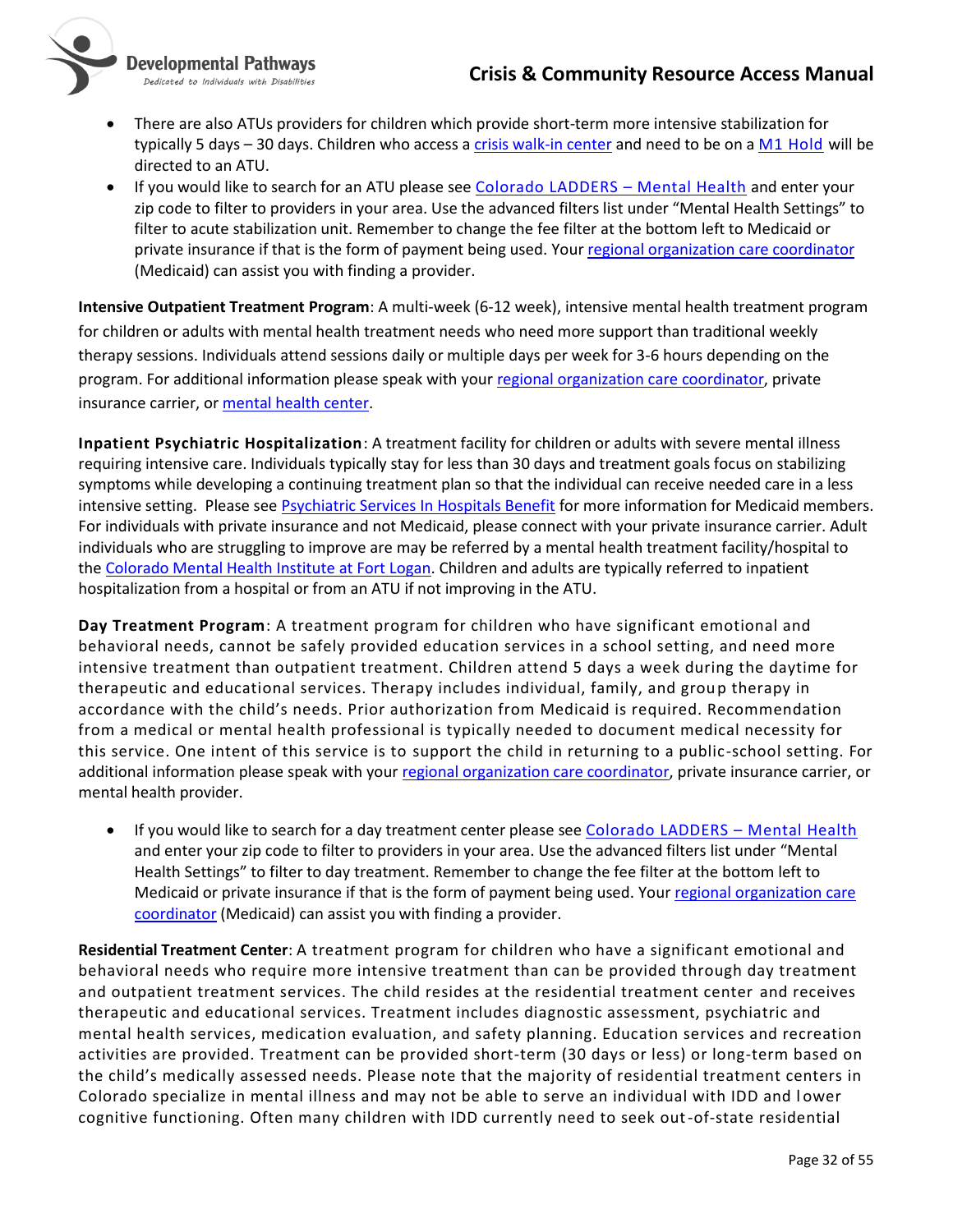- There are also ATUs providers for children which provide short-term more intensive stabilization for typically 5 days – 30 days. Children who access a crisis walk-in center and need to be on a M1 Hold will be directed to an ATU.
- If you would like to search for an ATU please see Colorado LADDERS – Mental Health and enter your zip code to filter to providers in your area. Use the advanced filters list under "Mental Health Settings" to filter to acute stabilization unit. Remember to change the fee filter at the bottom left to Medicaid or private insurance if that is the form of payment being used. Your regional organization care coordinator (Medicaid) can assist you with finding a provider.

**Intensive Outpatient Treatment Program**: A multi-week (6-12 week), intensive mental health treatment program for children or adults with mental health treatment needs who need more support than traditional weekly therapy sessions. Individuals attend sessions daily or multiple days per week for 3-6 hours depending on the program. For additional information please speak with your regional organization care coordinator, private insurance carrier, or mental health center.

**Inpatient Psychiatric Hospitalization**: A treatment facility for children or adults with severe mental illness requiring intensive care. Individuals typically stay for less than 30 days and treatment goals focus on stabilizing symptoms while developing a continuing treatment plan so that the individual can receive needed care in a less intensive setting. Please see Psychiatric Services In Hospitals Benefit for more information for Medicaid members. For individuals with private insurance and not Medicaid, please connect with your private insurance carrier. Adult individuals who are struggling to improve are may be referred by a mental health treatment facility/hospital to the Colorado Mental Health Institute at Fort Logan. Children and adults are typically referred to inpatient hospitalization from a hospital or from an ATU if not improving in the ATU.

**Day Treatment Program**: A treatment program for children who have significant emotional and behavioral needs, cannot be safely provided education services in a school setting, and need more intensive treatment than outpatient treatment. Children attend 5 days a week during the daytime for therapeutic and educational services. Therapy includes individual, family, and group therapy in accordance with the child's needs. Prior authorization from Medicaid is required. Recommendation from a medical or mental health professional is typically needed to document medical necessity for this service. One intent of this service is to support the child in returning to a public-school setting. For additional information please speak with your regional organization care coordinator, private insurance carrier, or mental health provider.

- If you would like to search for a day treatment center please see Colorado LADDERS – Mental Health and enter your zip code to filter to providers in your area. Use the advanced filters list under "Mental Health Settings" to filter to day treatment. Remember to change the fee filter at the bottom left to Medicaid or private insurance if that is the form of payment being used. Your regional organization care coordinator (Medicaid) can assist you with finding a provider.

**Residential Treatment Center**: A treatment program for children who have a significant emotional and behavioral needs who require more intensive treatment than can be provided through day treatment and outpatient treatment services. The child resides at the residential treatment center and receives therapeutic and educational services. Treatment includes diagnostic assessment, psychiatric and mental health services, medication evaluation, and safety planning. Education services and recreation activities are provided. Treatment can be provided short-term (30 days or less) or long-term based on the child's medically assessed needs. Please note that the majority of residential treatment centers in Colorado specialize in mental illness and may not be able to serve an individual with IDD and lower cognitive functioning. Often many children with IDD currently need to seek out-of-state residential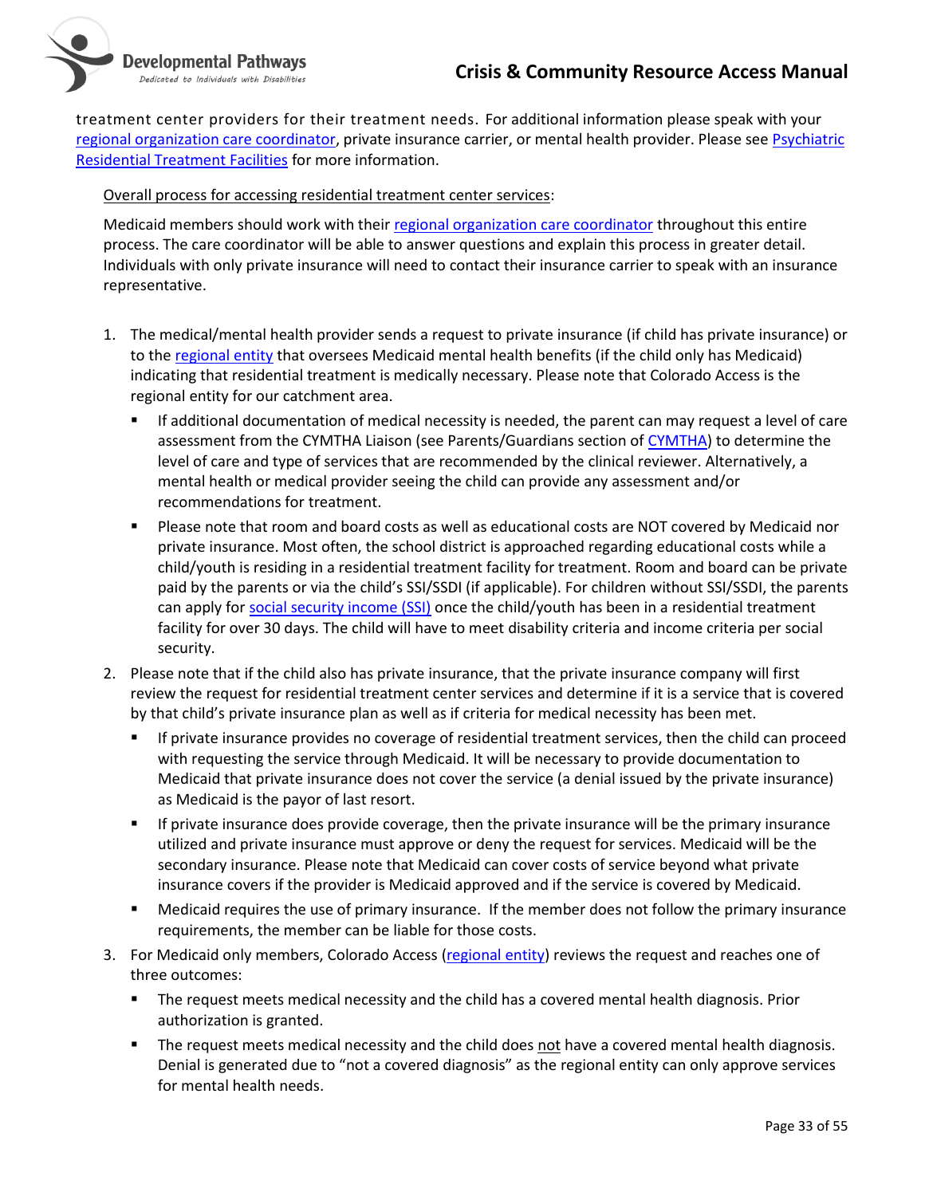treatment center providers for their treatment needs. For additional information please speak with your regional organization care coordinator, private insurance carrier, or mental health provider. Please see Psychiatric Residential Treatment Facilities for more information.

Overall process for accessing residential treatment center services:

Medicaid members should work with their regional organization care coordinator throughout this entire process. The care coordinator will be able to answer questions and explain this process in greater detail. Individuals with only private insurance will need to contact their insurance carrier to speak with an insurance representative.

1. The medical/mental health provider sends a request to private insurance (if child has private insurance) or to the regional entity that oversees Medicaid mental health benefits (if the child only has Medicaid) indicating that residential treatment is medically necessary. Please note that Colorado Access is the regional entity for our catchment area.
   - If additional documentation of medical necessity is needed, the parent can may request a level of care assessment from the CYMTHA Liaison (see Parents/Guardians section of CYMTHA) to determine the level of care and type of services that are recommended by the clinical reviewer. Alternatively, a mental health or medical provider seeing the child can provide any assessment and/or recommendations for treatment.
   - Please note that room and board costs as well as educational costs are NOT covered by Medicaid nor private insurance. Most often, the school district is approached regarding educational costs while a child/youth is residing in a residential treatment facility for treatment. Room and board can be private paid by the parents or via the child's SSI/SSDI (if applicable). For children without SSI/SSDI, the parents can apply for social security income (SSI) once the child/youth has been in a residential treatment facility for over 30 days. The child will have to meet disability criteria and income criteria per social security.
2. Please note that if the child also has private insurance, that the private insurance company will first review the request for residential treatment center services and determine if it is a service that is covered by that child's private insurance plan as well as if criteria for medical necessity has been met.
   - If private insurance provides no coverage of residential treatment services, then the child can proceed with requesting the service through Medicaid. It will be necessary to provide documentation to Medicaid that private insurance does not cover the service (a denial issued by the private insurance) as Medicaid is the payor of last resort.
   - If private insurance does provide coverage, then the private insurance will be the primary insurance utilized and private insurance must approve or deny the request for services. Medicaid will be the secondary insurance. Please note that Medicaid can cover costs of service beyond what private insurance covers if the provider is Medicaid approved and if the service is covered by Medicaid.
   - Medicaid requires the use of primary insurance. If the member does not follow the primary insurance requirements, the member can be liable for those costs.
3. For Medicaid only members, Colorado Access (regional entity) reviews the request and reaches one of three outcomes:
   - The request meets medical necessity and the child has a covered mental health diagnosis. Prior authorization is granted.
   - The request meets medical necessity and the child does not have a covered mental health diagnosis. Denial is generated due to "not a covered diagnosis" as the regional entity can only approve services for mental health needs.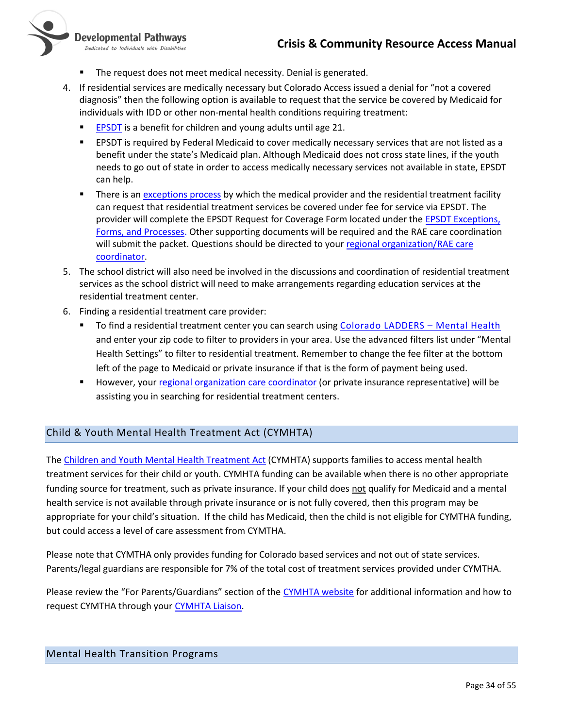- The request does not meet medical necessity. Denial is generated.

4. If residential services are medically necessary but Colorado Access issued a denial for "not a covered diagnosis" then the following option is available to request that the service be covered by Medicaid for individuals with IDD or other non-mental health conditions requiring treatment:
   - EPSDT is a benefit for children and young adults until age 21.
   - EPSDT is required by Federal Medicaid to cover medically necessary services that are not listed as a benefit under the state's Medicaid plan. Although Medicaid does not cross state lines, if the youth needs to go out of state in order to access medically necessary services not available in state, EPSDT can help.
   - There is an exceptions process by which the medical provider and the residential treatment facility can request that residential treatment services be covered under fee for service via EPSDT. The provider will complete the EPSDT Request for Coverage Form located under the EPSDT Exceptions, Forms, and Processes. Other supporting documents will be required and the RAE care coordination will submit the packet. Questions should be directed to your regional organization/RAE care coordinator.
5. The school district will also need be involved in the discussions and coordination of residential treatment services as the school district will need to make arrangements regarding education services at the residential treatment center.
6. Finding a residential treatment care provider:
   - To find a residential treatment center you can search using Colorado LADDERS – Mental Health and enter your zip code to filter to providers in your area. Use the advanced filters list under "Mental Health Settings" to filter to residential treatment. Remember to change the fee filter at the bottom left of the page to Medicaid or private insurance if that is the form of payment being used.
   - However, your regional organization care coordinator (or private insurance representative) will be assisting you in searching for residential treatment centers.

## Child & Youth Mental Health Treatment Act (CYMHTA)

The Children and Youth Mental Health Treatment Act (CYMHTA) supports families to access mental health treatment services for their child or youth. CYMHTA funding can be available when there is no other appropriate funding source for treatment, such as private insurance. If your child does not qualify for Medicaid and a mental health service is not available through private insurance or is not fully covered, then this program may be appropriate for your child's situation. If the child has Medicaid, then the child is not eligible for CYMTHA funding, but could access a level of care assessment from CYMHTA.

Please note that CYMTHA only provides funding for Colorado based services and not out of state services. Parents/legal guardians are responsible for 7% of the total cost of treatment services provided under CYMTHA.

Please review the "For Parents/Guardians" section of the CYMHTA website for additional information and how to request CYMTHA through your CYMHTA Liaison.

## Mental Health Transition Programs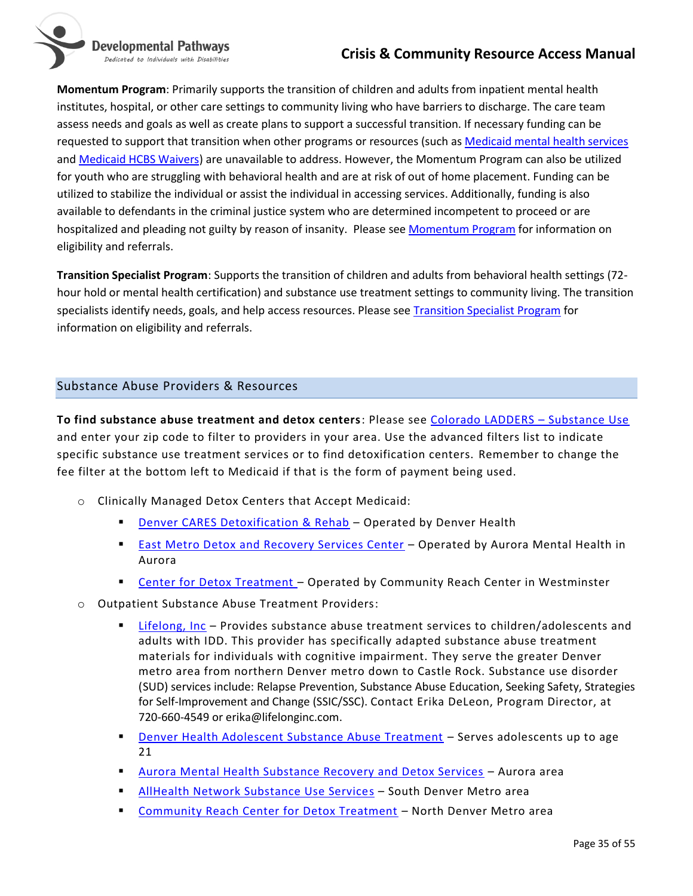**Momentum Program**: Primarily supports the transition of children and adults from inpatient mental health institutes, hospital, or other care settings to community living who have barriers to discharge. The care team assess needs and goals as well as create plans to support a successful transition. If necessary funding can be requested to support that transition when other programs or resources (such as Medicaid mental health services and Medicaid HCBS Waivers) are unavailable to address. However, the Momentum Program can also be utilized for youth who are struggling with behavioral health and are at risk of out of home placement. Funding can be utilized to stabilize the individual or assist the individual in accessing services. Additionally, funding is also available to defendants in the criminal justice system who are determined incompetent to proceed or are hospitalized and pleading not guilty by reason of insanity. Please see Momentum Program for information on eligibility and referrals.

**Transition Specialist Program**: Supports the transition of children and adults from behavioral health settings (72-hour hold or mental health certification) and substance use treatment settings to community living. The transition specialists identify needs, goals, and help access resources. Please see Transition Specialist Program for information on eligibility and referrals.

## Substance Abuse Providers & Resources

**To find substance abuse treatment and detox centers**: Please see Colorado LADDERS – Substance Use and enter your zip code to filter to providers in your area. Use the advanced filters list to indicate specific substance use treatment services or to find detoxification centers. Remember to change the fee filter at the bottom left to Medicaid if that is the form of payment being used.

- Clinically Managed Detox Centers that Accept Medicaid:
  - Denver CARES Detoxification & Rehab – Operated by Denver Health
  - East Metro Detox and Recovery Services Center – Operated by Aurora Mental Health in Aurora
  - Center for Detox Treatment – Operated by Community Reach Center in Westminster
- Outpatient Substance Abuse Treatment Providers:
  - Lifelong, Inc – Provides substance abuse treatment services to children/adolescents and adults with IDD. This provider has specifically adapted substance abuse treatment materials for individuals with cognitive impairment. They serve the greater Denver metro area from northern Denver metro down to Castle Rock. Substance use disorder (SUD) services include: Relapse Prevention, Substance Abuse Education, Seeking Safety, Strategies for Self-Improvement and Change (SSIC/SSC). Contact Erika DeLeon, Program Director, at 720-660-4549 or erika@lifelonginc.com.
  - Denver Health Adolescent Substance Abuse Treatment – Serves adolescents up to age 21
  - Aurora Mental Health Substance Recovery and Detox Services – Aurora area
  - AllHealth Network Substance Use Services – South Denver Metro area
  - Community Reach Center for Detox Treatment – North Denver Metro area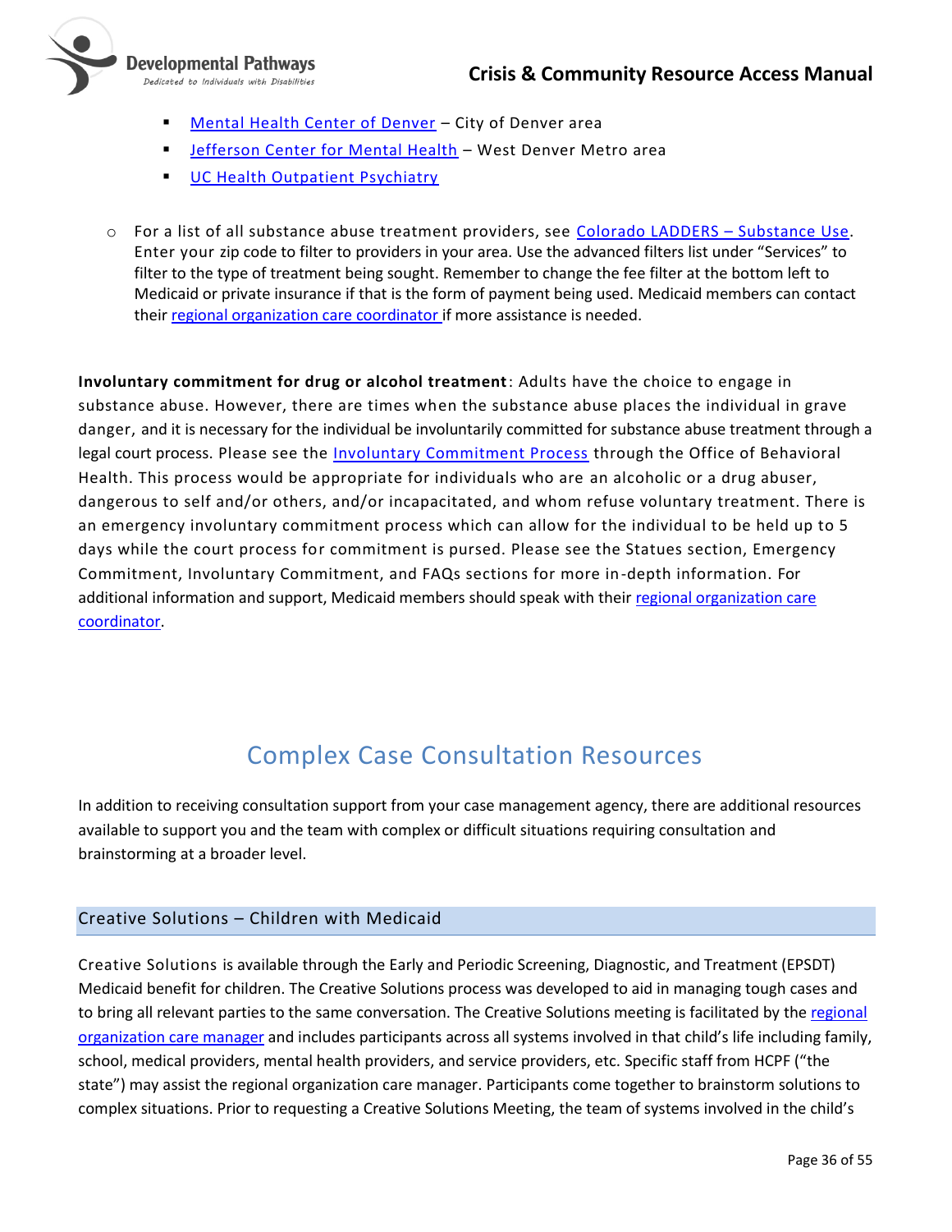- [Mental Health Center of Denver](#) – City of Denver area
        - [Jefferson Center for Mental Health](#) – West Denver Metro area
        - [UC Health Outpatient Psychiatry](#)

    - For a list of all substance abuse treatment providers, see [Colorado LADDERS – Substance Use](#). Enter your zip code to filter to providers in your area. Use the advanced filters list under "Services" to filter to the type of treatment being sought. Remember to change the fee filter at the bottom left to Medicaid or private insurance if that is the form of payment being used. Medicaid members can contact their [regional organization care coordinator](#) if more assistance is needed.

**Involuntary commitment for drug or alcohol treatment**: Adults have the choice to engage in substance abuse. However, there are times when the substance abuse places the individual in grave danger, and it is necessary for the individual be involuntarily committed for substance abuse treatment through a legal court process. Please see the [Involuntary Commitment Process](#) through the Office of Behavioral Health. This process would be appropriate for individuals who are an alcoholic or a drug abuser, dangerous to self and/or others, and/or incapacitated, and whom refuse voluntary treatment. There is an emergency involuntary commitment process which can allow for the individual to be held up to 5 days while the court process for commitment is pursed. Please see the Statues section, Emergency Commitment, Involuntary Commitment, and FAQs sections for more in-depth information. For additional information and support, Medicaid members should speak with their [regional organization care coordinator](#).

# Complex Case Consultation Resources

In addition to receiving consultation support from your case management agency, there are additional resources available to support you and the team with complex or difficult situations requiring consultation and brainstorming at a broader level.

## Creative Solutions – Children with Medicaid

Creative Solutions is available through the Early and Periodic Screening, Diagnostic, and Treatment (EPSDT) Medicaid benefit for children. The Creative Solutions process was developed to aid in managing tough cases and to bring all relevant parties to the same conversation. The Creative Solutions meeting is facilitated by the [regional organization care manager](#) and includes participants across all systems involved in that child's life including family, school, medical providers, mental health providers, and service providers, etc. Specific staff from HCPF ("the state") may assist the regional organization care manager. Participants come together to brainstorm solutions to complex situations. Prior to requesting a Creative Solutions Meeting, the team of systems involved in the child's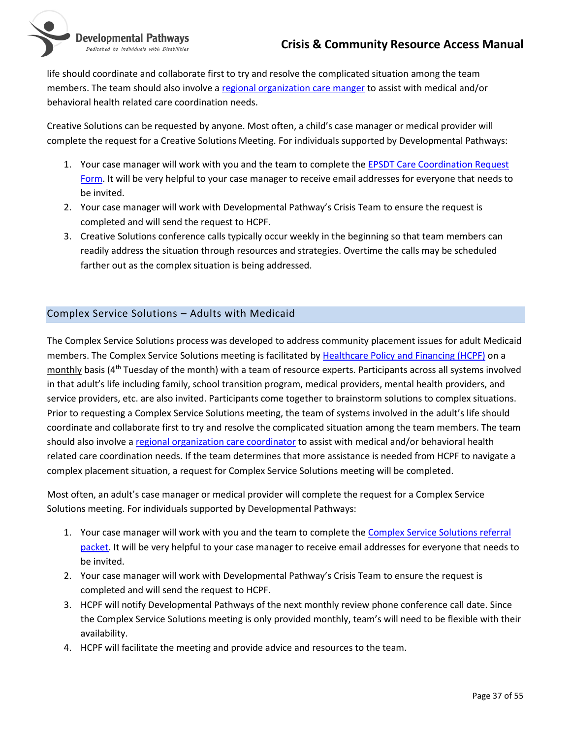life should coordinate and collaborate first to try and resolve the complicated situation among the team members. The team should also involve a regional organization care manger to assist with medical and/or behavioral health related care coordination needs.

Creative Solutions can be requested by anyone. Most often, a child's case manager or medical provider will complete the request for a Creative Solutions Meeting. For individuals supported by Developmental Pathways:

1. Your case manager will work with you and the team to complete the EPSDT Care Coordination Request Form. It will be very helpful to your case manager to receive email addresses for everyone that needs to be invited.
2. Your case manager will work with Developmental Pathway's Crisis Team to ensure the request is completed and will send the request to HCPF.
3. Creative Solutions conference calls typically occur weekly in the beginning so that team members can readily address the situation through resources and strategies. Overtime the calls may be scheduled farther out as the complex situation is being addressed.

## Complex Service Solutions – Adults with Medicaid

The Complex Service Solutions process was developed to address community placement issues for adult Medicaid members. The Complex Service Solutions meeting is facilitated by Healthcare Policy and Financing (HCPF) on a monthly basis (4th Tuesday of the month) with a team of resource experts. Participants across all systems involved in that adult's life including family, school transition program, medical providers, mental health providers, and service providers, etc. are also invited. Participants come together to brainstorm solutions to complex situations. Prior to requesting a Complex Service Solutions meeting, the team of systems involved in the adult's life should coordinate and collaborate first to try and resolve the complicated situation among the team members. The team should also involve a regional organization care coordinator to assist with medical and/or behavioral health related care coordination needs. If the team determines that more assistance is needed from HCPF to navigate a complex placement situation, a request for Complex Service Solutions meeting will be completed.

Most often, an adult's case manager or medical provider will complete the request for a Complex Service Solutions meeting. For individuals supported by Developmental Pathways:

1. Your case manager will work with you and the team to complete the Complex Service Solutions referral packet. It will be very helpful to your case manager to receive email addresses for everyone that needs to be invited.
2. Your case manager will work with Developmental Pathway's Crisis Team to ensure the request is completed and will send the request to HCPF.
3. HCPF will notify Developmental Pathways of the next monthly review phone conference call date. Since the Complex Service Solutions meeting is only provided monthly, team's will need to be flexible with their availability.
4. HCPF will facilitate the meeting and provide advice and resources to the team.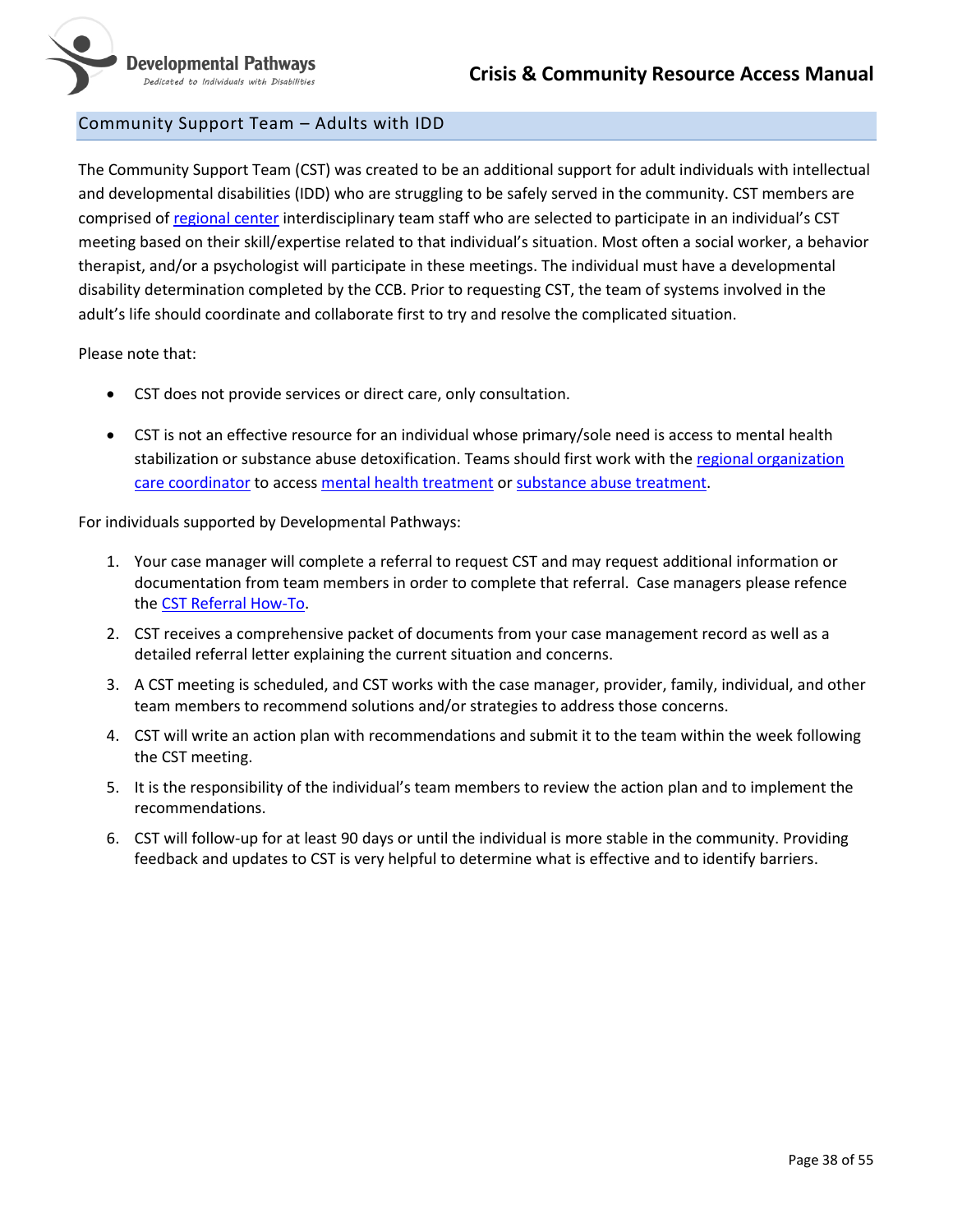## Community Support Team – Adults with IDD

The Community Support Team (CST) was created to be an additional support for adult individuals with intellectual and developmental disabilities (IDD) who are struggling to be safely served in the community. CST members are comprised of regional center interdisciplinary team staff who are selected to participate in an individual's CST meeting based on their skill/expertise related to that individual's situation. Most often a social worker, a behavior therapist, and/or a psychologist will participate in these meetings. The individual must have a developmental disability determination completed by the CCB. Prior to requesting CST, the team of systems involved in the adult's life should coordinate and collaborate first to try and resolve the complicated situation.

Please note that:

- CST does not provide services or direct care, only consultation.
- CST is not an effective resource for an individual whose primary/sole need is access to mental health stabilization or substance abuse detoxification. Teams should first work with the regional organization care coordinator to access mental health treatment or substance abuse treatment.

For individuals supported by Developmental Pathways:

1. Your case manager will complete a referral to request CST and may request additional information or documentation from team members in order to complete that referral. Case managers please refence the CST Referral How-To.
2. CST receives a comprehensive packet of documents from your case management record as well as a detailed referral letter explaining the current situation and concerns.
3. A CST meeting is scheduled, and CST works with the case manager, provider, family, individual, and other team members to recommend solutions and/or strategies to address those concerns.
4. CST will write an action plan with recommendations and submit it to the team within the week following the CST meeting.
5. It is the responsibility of the individual's team members to review the action plan and to implement the recommendations.
6. CST will follow-up for at least 90 days or until the individual is more stable in the community. Providing feedback and updates to CST is very helpful to determine what is effective and to identify barriers.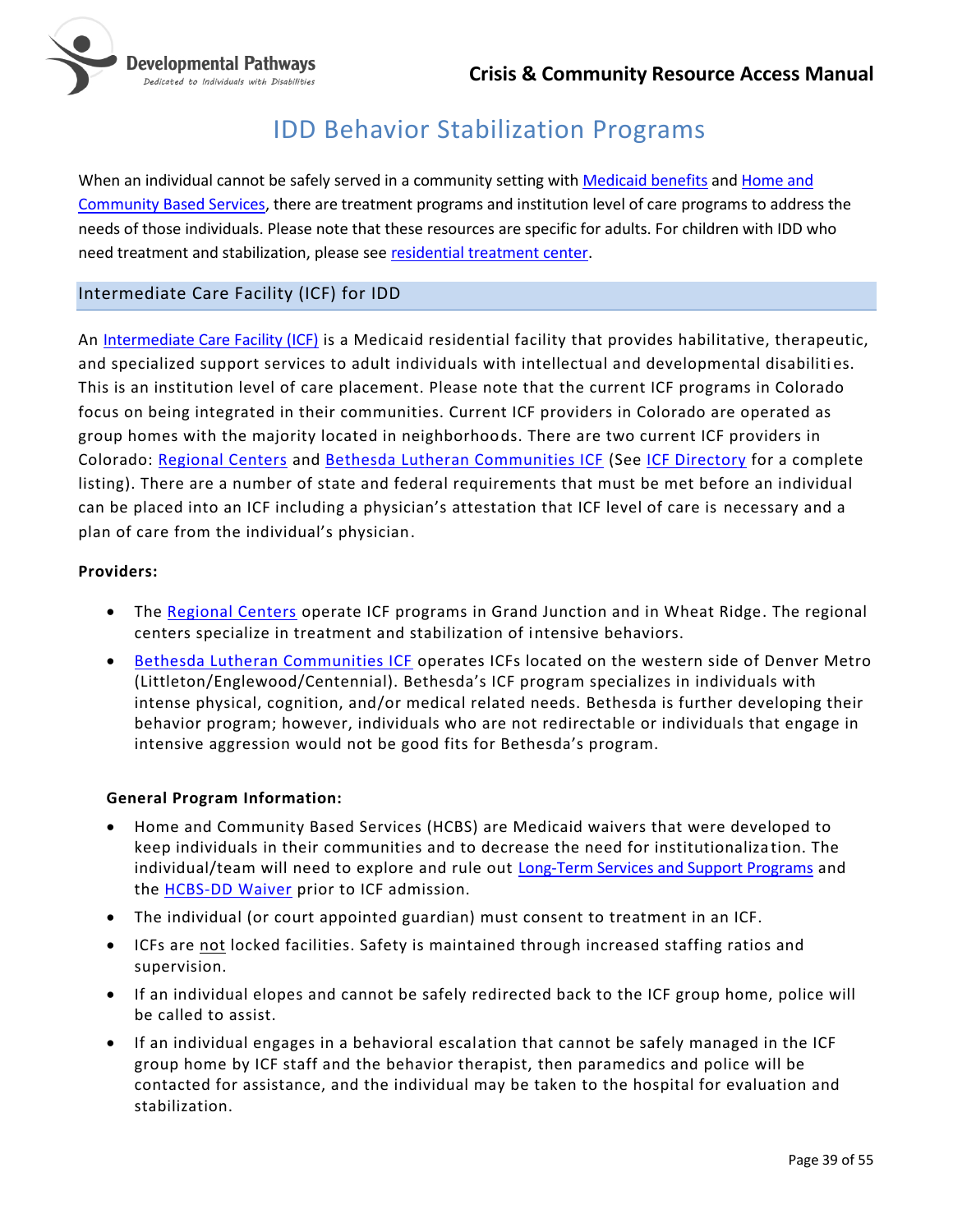# IDD Behavior Stabilization Programs

When an individual cannot be safely served in a community setting with Medicaid benefits and Home and Community Based Services, there are treatment programs and institution level of care programs to address the needs of those individuals. Please note that these resources are specific for adults. For children with IDD who need treatment and stabilization, please see residential treatment center.

## Intermediate Care Facility (ICF) for IDD

An Intermediate Care Facility (ICF) is a Medicaid residential facility that provides habilitative, therapeutic, and specialized support services to adult individuals with intellectual and developmental disabilities. This is an institution level of care placement. Please note that the current ICF programs in Colorado focus on being integrated in their communities. Current ICF providers in Colorado are operated as group homes with the majority located in neighborhoods. There are two current ICF providers in Colorado: Regional Centers and Bethesda Lutheran Communities ICF (See ICF Directory for a complete listing). There are a number of state and federal requirements that must be met before an individual can be placed into an ICF including a physician's attestation that ICF level of care is necessary and a plan of care from the individual's physician.

**Providers:**

- The Regional Centers operate ICF programs in Grand Junction and in Wheat Ridge. The regional centers specialize in treatment and stabilization of intensive behaviors.
- Bethesda Lutheran Communities ICF operates ICFs located on the western side of Denver Metro (Littleton/Englewood/Centennial). Bethesda's ICF program specializes in individuals with intense physical, cognition, and/or medical related needs. Bethesda is further developing their behavior program; however, individuals who are not redirectable or individuals that engage in intensive aggression would not be good fits for Bethesda's program.

**General Program Information:**

- Home and Community Based Services (HCBS) are Medicaid waivers that were developed to keep individuals in their communities and to decrease the need for institutionalization. The individual/team will need to explore and rule out Long-Term Services and Support Programs and the HCBS-DD Waiver prior to ICF admission.
- The individual (or court appointed guardian) must consent to treatment in an ICF.
- ICFs are not locked facilities. Safety is maintained through increased staffing ratios and supervision.
- If an individual elopes and cannot be safely redirected back to the ICF group home, police will be called to assist.
- If an individual engages in a behavioral escalation that cannot be safely managed in the ICF group home by ICF staff and the behavior therapist, then paramedics and police will be contacted for assistance, and the individual may be taken to the hospital for evaluation and stabilization.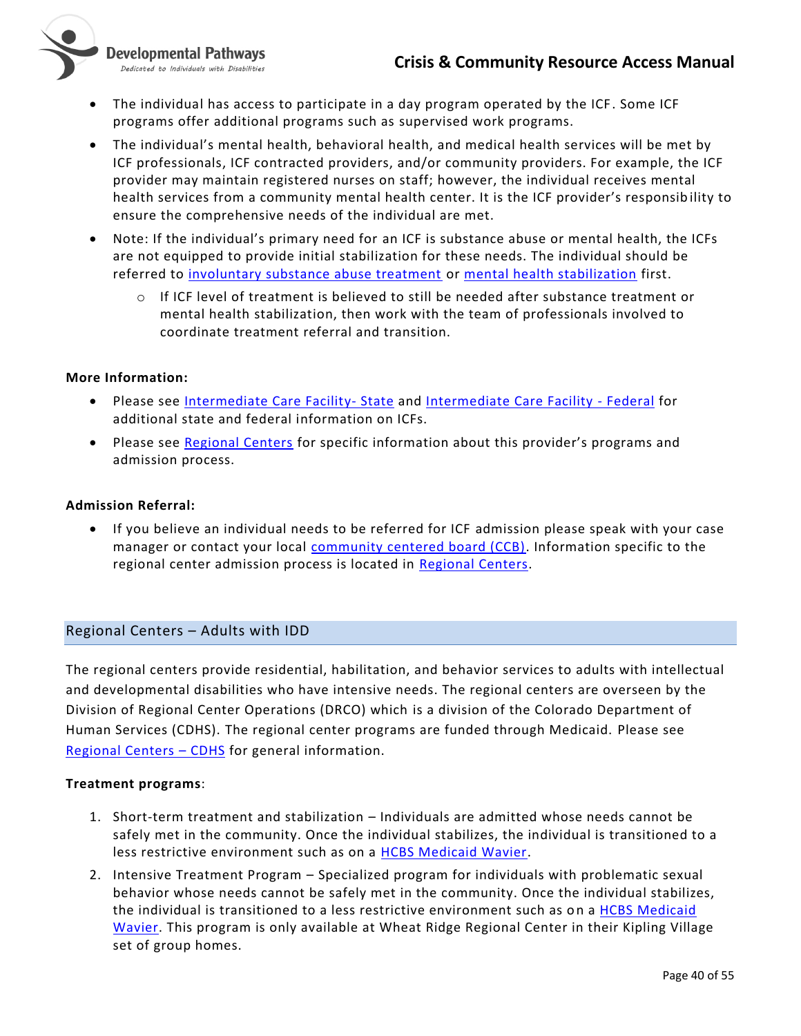- The individual has access to participate in a day program operated by the ICF. Some ICF programs offer additional programs such as supervised work programs.
- The individual's mental health, behavioral health, and medical health services will be met by ICF professionals, ICF contracted providers, and/or community providers. For example, the ICF provider may maintain registered nurses on staff; however, the individual receives mental health services from a community mental health center. It is the ICF provider's responsibility to ensure the comprehensive needs of the individual are met.
- Note: If the individual's primary need for an ICF is substance abuse or mental health, the ICFs are not equipped to provide initial stabilization for these needs. The individual should be referred to involuntary substance abuse treatment or mental health stabilization first.
    - If ICF level of treatment is believed to still be needed after substance treatment or mental health stabilization, then work with the team of professionals involved to coordinate treatment referral and transition.

**More Information:**

- Please see Intermediate Care Facility- State and Intermediate Care Facility - Federal for additional state and federal information on ICFs.
- Please see Regional Centers for specific information about this provider's programs and admission process.

**Admission Referral:**

- If you believe an individual needs to be referred for ICF admission please speak with your case manager or contact your local community centered board (CCB). Information specific to the regional center admission process is located in Regional Centers.

## Regional Centers – Adults with IDD

The regional centers provide residential, habilitation, and behavior services to adults with intellectual and developmental disabilities who have intensive needs. The regional centers are overseen by the Division of Regional Center Operations (DRCO) which is a division of the Colorado Department of Human Services (CDHS). The regional center programs are funded through Medicaid. Please see Regional Centers – CDHS for general information.

**Treatment programs**:

1. Short-term treatment and stabilization – Individuals are admitted whose needs cannot be safely met in the community. Once the individual stabilizes, the individual is transitioned to a less restrictive environment such as on a HCBS Medicaid Wavier.
2. Intensive Treatment Program – Specialized program for individuals with problematic sexual behavior whose needs cannot be safely met in the community. Once the individual stabilizes, the individual is transitioned to a less restrictive environment such as on a HCBS Medicaid Wavier. This program is only available at Wheat Ridge Regional Center in their Kipling Village set of group homes.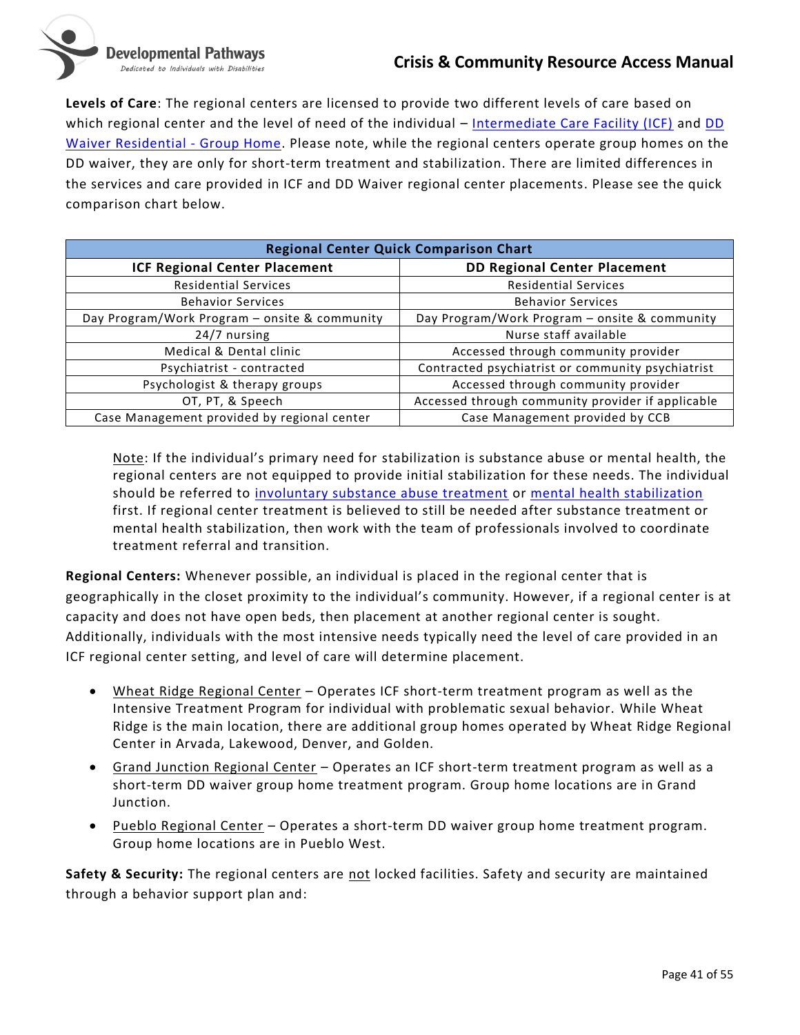**Levels of Care**: The regional centers are licensed to provide two different levels of care based on which regional center and the level of need of the individual – [Intermediate Care Facility (ICF)]() and [DD Waiver Residential - Group Home](). Please note, while the regional centers operate group homes on the DD waiver, they are only for short-term treatment and stabilization. There are limited differences in the services and care provided in ICF and DD Waiver regional center placements. Please see the quick comparison chart below.

| **Regional Center Quick Comparison Chart** | |
|---|---|
| **ICF Regional Center Placement** | **DD Regional Center Placement** |
| Residential Services | Residential Services |
| Behavior Services | Behavior Services |
| Day Program/Work Program – onsite & community | Day Program/Work Program – onsite & community |
| 24/7 nursing | Nurse staff available |
| Medical & Dental clinic | Accessed through community provider |
| Psychiatrist - contracted | Contracted psychiatrist or community psychiatrist |
| Psychologist & therapy groups | Accessed through community provider |
| OT, PT, & Speech | Accessed through community provider if applicable |
| Case Management provided by regional center | Case Management provided by CCB |

> Note: If the individual's primary need for stabilization is substance abuse or mental health, the regional centers are not equipped to provide initial stabilization for these needs. The individual should be referred to [involuntary substance abuse treatment]() or [mental health stabilization]() first. If regional center treatment is believed to still be needed after substance treatment or mental health stabilization, then work with the team of professionals involved to coordinate treatment referral and transition.

**Regional Centers:** Whenever possible, an individual is placed in the regional center that is geographically in the closet proximity to the individual's community. However, if a regional center is at capacity and does not have open beds, then placement at another regional center is sought. Additionally, individuals with the most intensive needs typically need the level of care provided in an ICF regional center setting, and level of care will determine placement.

- Wheat Ridge Regional Center – Operates ICF short-term treatment program as well as the Intensive Treatment Program for individual with problematic sexual behavior. While Wheat Ridge is the main location, there are additional group homes operated by Wheat Ridge Regional Center in Arvada, Lakewood, Denver, and Golden.
- Grand Junction Regional Center – Operates an ICF short-term treatment program as well as a short-term DD waiver group home treatment program. Group home locations are in Grand Junction.
- Pueblo Regional Center – Operates a short-term DD waiver group home treatment program. Group home locations are in Pueblo West.

**Safety & Security:** The regional centers are not locked facilities. Safety and security are maintained through a behavior support plan and: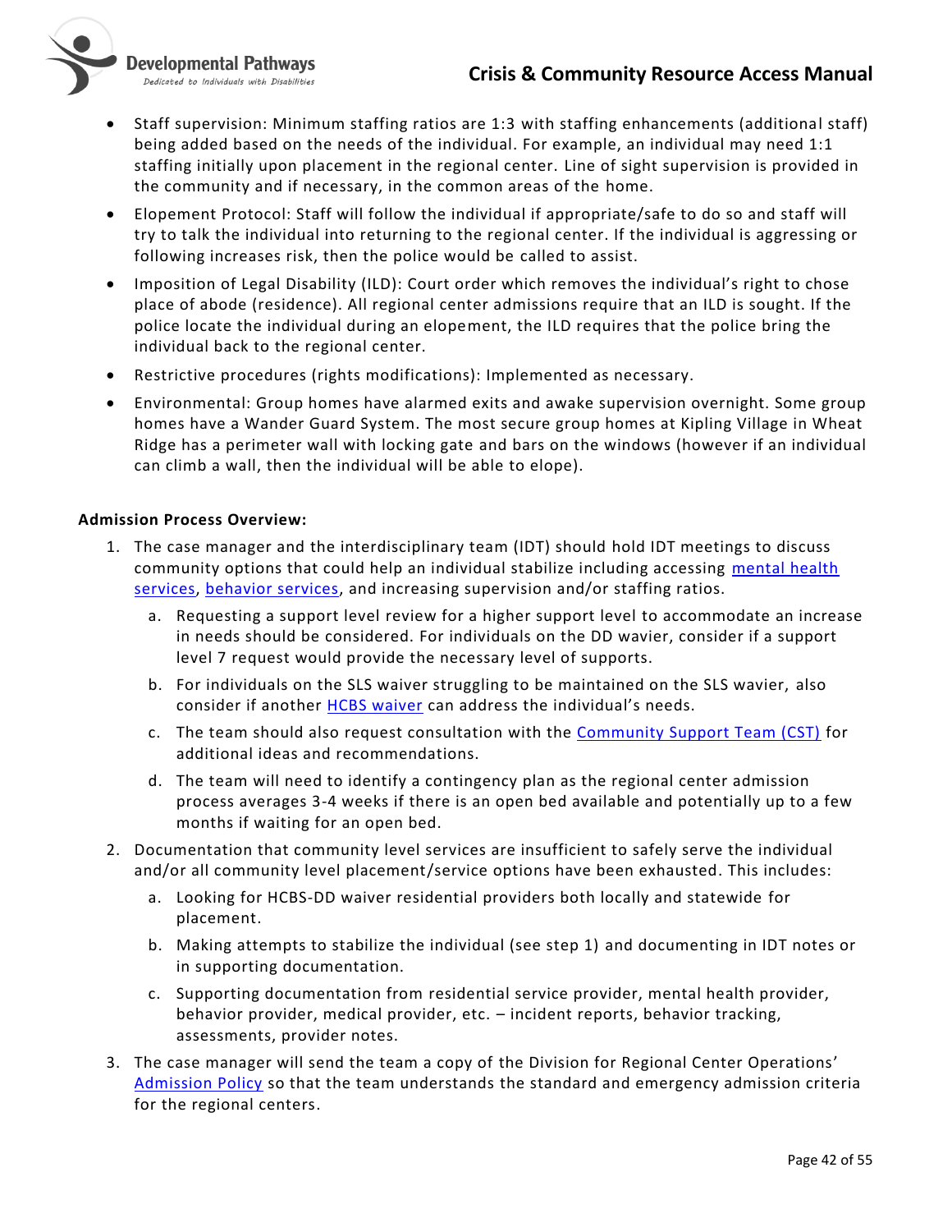- Staff supervision: Minimum staffing ratios are 1:3 with staffing enhancements (additional staff) being added based on the needs of the individual. For example, an individual may need 1:1 staffing initially upon placement in the regional center. Line of sight supervision is provided in the community and if necessary, in the common areas of the home.
- Elopement Protocol: Staff will follow the individual if appropriate/safe to do so and staff will try to talk the individual into returning to the regional center. If the individual is aggressing or following increases risk, then the police would be called to assist.
- Imposition of Legal Disability (ILD): Court order which removes the individual's right to chose place of abode (residence). All regional center admissions require that an ILD is sought. If the police locate the individual during an elopement, the ILD requires that the police bring the individual back to the regional center.
- Restrictive procedures (rights modifications): Implemented as necessary.
- Environmental: Group homes have alarmed exits and awake supervision overnight. Some group homes have a Wander Guard System. The most secure group homes at Kipling Village in Wheat Ridge has a perimeter wall with locking gate and bars on the windows (however if an individual can climb a wall, then the individual will be able to elope).

**Admission Process Overview:**

1. The case manager and the interdisciplinary team (IDT) should hold IDT meetings to discuss community options that could help an individual stabilize including accessing mental health services, behavior services, and increasing supervision and/or staffing ratios.
   a. Requesting a support level review for a higher support level to accommodate an increase in needs should be considered. For individuals on the DD wavier, consider if a support level 7 request would provide the necessary level of supports.
   b. For individuals on the SLS waiver struggling to be maintained on the SLS wavier, also consider if another HCBS waiver can address the individual's needs.
   c. The team should also request consultation with the Community Support Team (CST) for additional ideas and recommendations.
   d. The team will need to identify a contingency plan as the regional center admission process averages 3-4 weeks if there is an open bed available and potentially up to a few months if waiting for an open bed.
2. Documentation that community level services are insufficient to safely serve the individual and/or all community level placement/service options have been exhausted. This includes:
   a. Looking for HCBS-DD waiver residential providers both locally and statewide for placement.
   b. Making attempts to stabilize the individual (see step 1) and documenting in IDT notes or in supporting documentation.
   c. Supporting documentation from residential service provider, mental health provider, behavior provider, medical provider, etc. – incident reports, behavior tracking, assessments, provider notes.
3. The case manager will send the team a copy of the Division for Regional Center Operations' Admission Policy so that the team understands the standard and emergency admission criteria for the regional centers.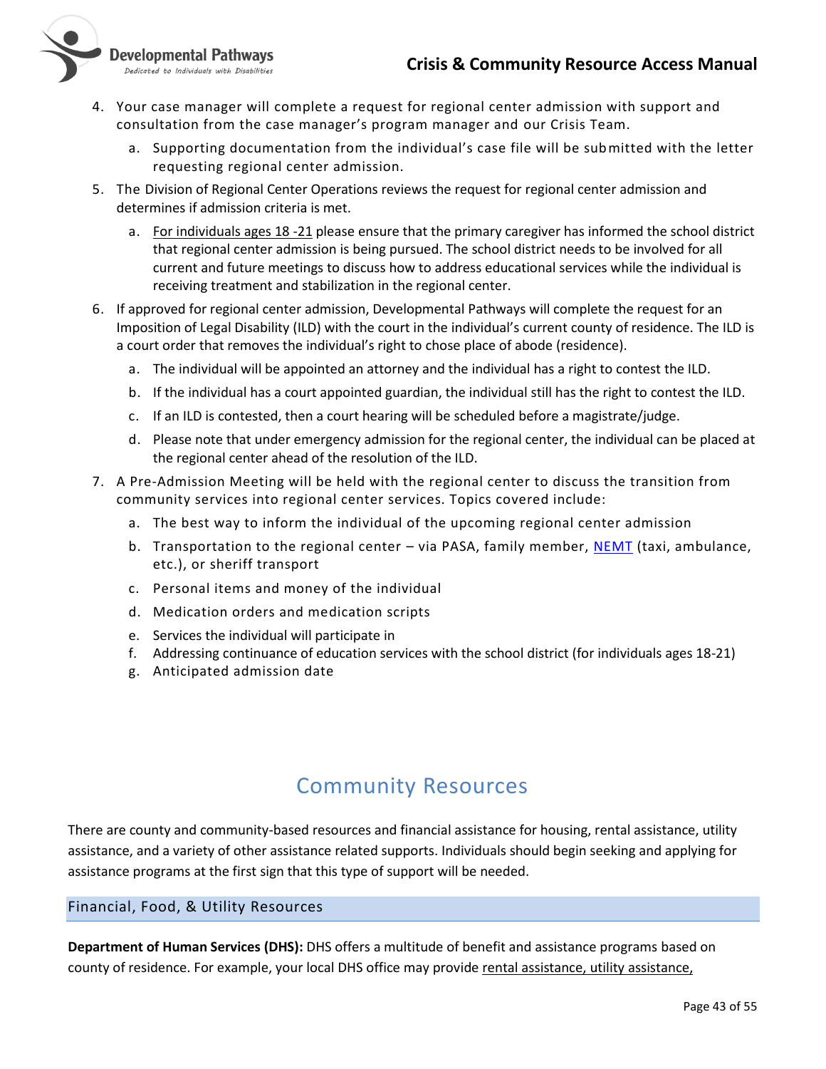4. Your case manager will complete a request for regional center admission with support and consultation from the case manager's program manager and our Crisis Team.
    a. Supporting documentation from the individual's case file will be submitted with the letter requesting regional center admission.
5. The Division of Regional Center Operations reviews the request for regional center admission and determines if admission criteria is met.
    a. For individuals ages 18 -21 please ensure that the primary caregiver has informed the school district that regional center admission is being pursued. The school district needs to be involved for all current and future meetings to discuss how to address educational services while the individual is receiving treatment and stabilization in the regional center.
6. If approved for regional center admission, Developmental Pathways will complete the request for an Imposition of Legal Disability (ILD) with the court in the individual's current county of residence. The ILD is a court order that removes the individual's right to chose place of abode (residence).
    a. The individual will be appointed an attorney and the individual has a right to contest the ILD.
    b. If the individual has a court appointed guardian, the individual still has the right to contest the ILD.
    c. If an ILD is contested, then a court hearing will be scheduled before a magistrate/judge.
    d. Please note that under emergency admission for the regional center, the individual can be placed at the regional center ahead of the resolution of the ILD.
7. A Pre-Admission Meeting will be held with the regional center to discuss the transition from community services into regional center services. Topics covered include:
    a. The best way to inform the individual of the upcoming regional center admission
    b. Transportation to the regional center – via PASA, family member, NEMT (taxi, ambulance, etc.), or sheriff transport
    c. Personal items and money of the individual
    d. Medication orders and medication scripts
    e. Services the individual will participate in
    f. Addressing continuance of education services with the school district (for individuals ages 18-21)
    g. Anticipated admission date

# Community Resources

There are county and community-based resources and financial assistance for housing, rental assistance, utility assistance, and a variety of other assistance related supports. Individuals should begin seeking and applying for assistance programs at the first sign that this type of support will be needed.

## Financial, Food, & Utility Resources

**Department of Human Services (DHS):** DHS offers a multitude of benefit and assistance programs based on county of residence. For example, your local DHS office may provide rental assistance, utility assistance,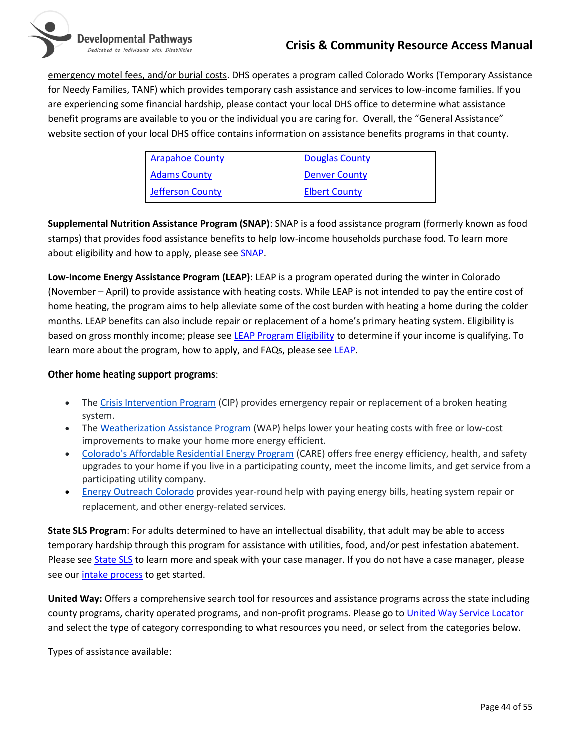emergency motel fees, and/or burial costs. DHS operates a program called Colorado Works (Temporary Assistance for Needy Families, TANF) which provides temporary cash assistance and services to low-income families. If you are experiencing some financial hardship, please contact your local DHS office to determine what assistance benefit programs are available to you or the individual you are caring for. Overall, the "General Assistance" website section of your local DHS office contains information on assistance benefits programs in that county.

| Arapahoe County | Douglas County |
|---|---|
| Adams County | Denver County |
| Jefferson County | Elbert County |

**Supplemental Nutrition Assistance Program (SNAP)**: SNAP is a food assistance program (formerly known as food stamps) that provides food assistance benefits to help low-income households purchase food. To learn more about eligibility and how to apply, please see SNAP.

**Low-Income Energy Assistance Program (LEAP)**: LEAP is a program operated during the winter in Colorado (November – April) to provide assistance with heating costs. While LEAP is not intended to pay the entire cost of home heating, the program aims to help alleviate some of the cost burden with heating a home during the colder months. LEAP benefits can also include repair or replacement of a home's primary heating system. Eligibility is based on gross monthly income; please see LEAP Program Eligibility to determine if your income is qualifying. To learn more about the program, how to apply, and FAQs, please see LEAP.

**Other home heating support programs**:

- The Crisis Intervention Program (CIP) provides emergency repair or replacement of a broken heating system.
- The Weatherization Assistance Program (WAP) helps lower your heating costs with free or low-cost improvements to make your home more energy efficient.
- Colorado's Affordable Residential Energy Program (CARE) offers free energy efficiency, health, and safety upgrades to your home if you live in a participating county, meet the income limits, and get service from a participating utility company.
- Energy Outreach Colorado provides year-round help with paying energy bills, heating system repair or replacement, and other energy-related services.

**State SLS Program**: For adults determined to have an intellectual disability, that adult may be able to access temporary hardship through this program for assistance with utilities, food, and/or pest infestation abatement. Please see State SLS to learn more and speak with your case manager. If you do not have a case manager, please see our intake process to get started.

**United Way:** Offers a comprehensive search tool for resources and assistance programs across the state including county programs, charity operated programs, and non-profit programs. Please go to United Way Service Locator and select the type of category corresponding to what resources you need, or select from the categories below.

Types of assistance available: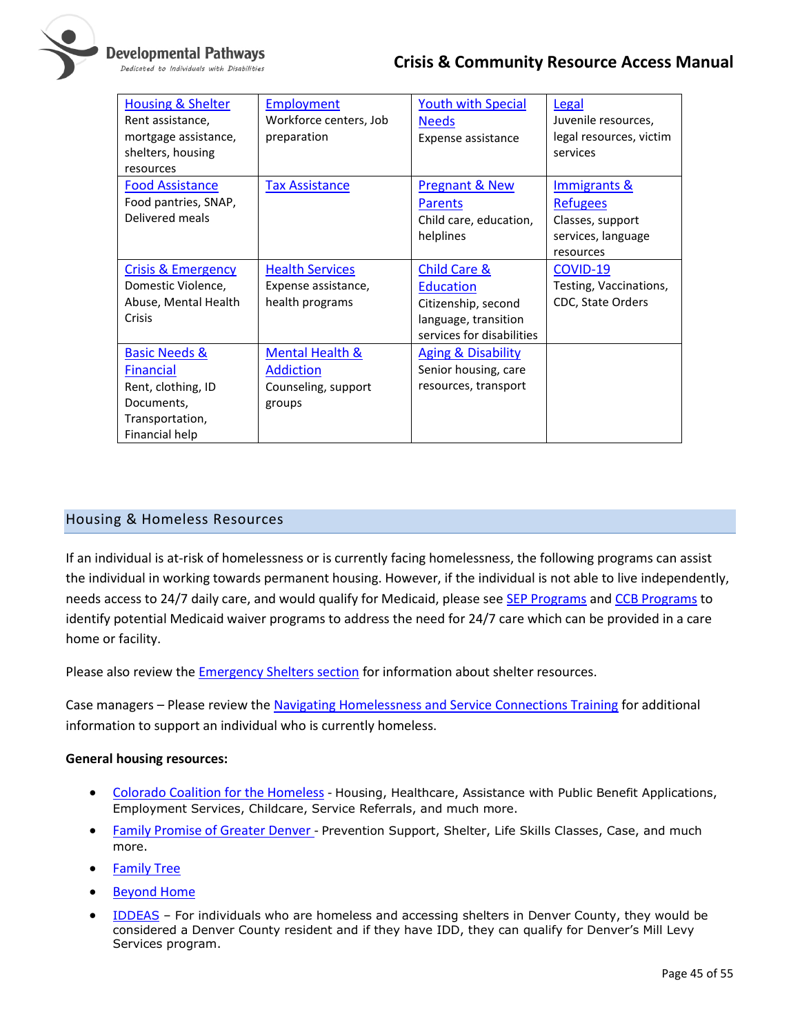| Housing & Shelter<br>Rent assistance, mortgage assistance, shelters, housing resources | Employment<br>Workforce centers, Job preparation | Youth with Special Needs<br>Expense assistance | Legal<br>Juvenile resources, legal resources, victim services |
|---|---|---|---|
| Food Assistance<br>Food pantries, SNAP, Delivered meals | Tax Assistance | Pregnant & New Parents<br>Child care, education, helplines | Immigrants & Refugees<br>Classes, support services, language resources |
| Crisis & Emergency<br>Domestic Violence, Abuse, Mental Health Crisis | Health Services<br>Expense assistance, health programs | Child Care & Education<br>Citizenship, second language, transition services for disabilities | COVID-19<br>Testing, Vaccinations, CDC, State Orders |
| Basic Needs & Financial<br>Rent, clothing, ID Documents, Transportation, Financial help | Mental Health & Addiction<br>Counseling, support groups | Aging & Disability<br>Senior housing, care resources, transport | |

## Housing & Homeless Resources

If an individual is at-risk of homelessness or is currently facing homelessness, the following programs can assist the individual in working towards permanent housing. However, if the individual is not able to live independently, needs access to 24/7 daily care, and would qualify for Medicaid, please see SEP Programs and CCB Programs to identify potential Medicaid waiver programs to address the need for 24/7 care which can be provided in a care home or facility.

Please also review the Emergency Shelters section for information about shelter resources.

Case managers – Please review the Navigating Homelessness and Service Connections Training for additional information to support an individual who is currently homeless.

**General housing resources:**

- Colorado Coalition for the Homeless - Housing, Healthcare, Assistance with Public Benefit Applications, Employment Services, Childcare, Service Referrals, and much more.
- Family Promise of Greater Denver - Prevention Support, Shelter, Life Skills Classes, Case, and much more.
- Family Tree
- Beyond Home
- IDDEAS – For individuals who are homeless and accessing shelters in Denver County, they would be considered a Denver County resident and if they have IDD, they can qualify for Denver's Mill Levy Services program.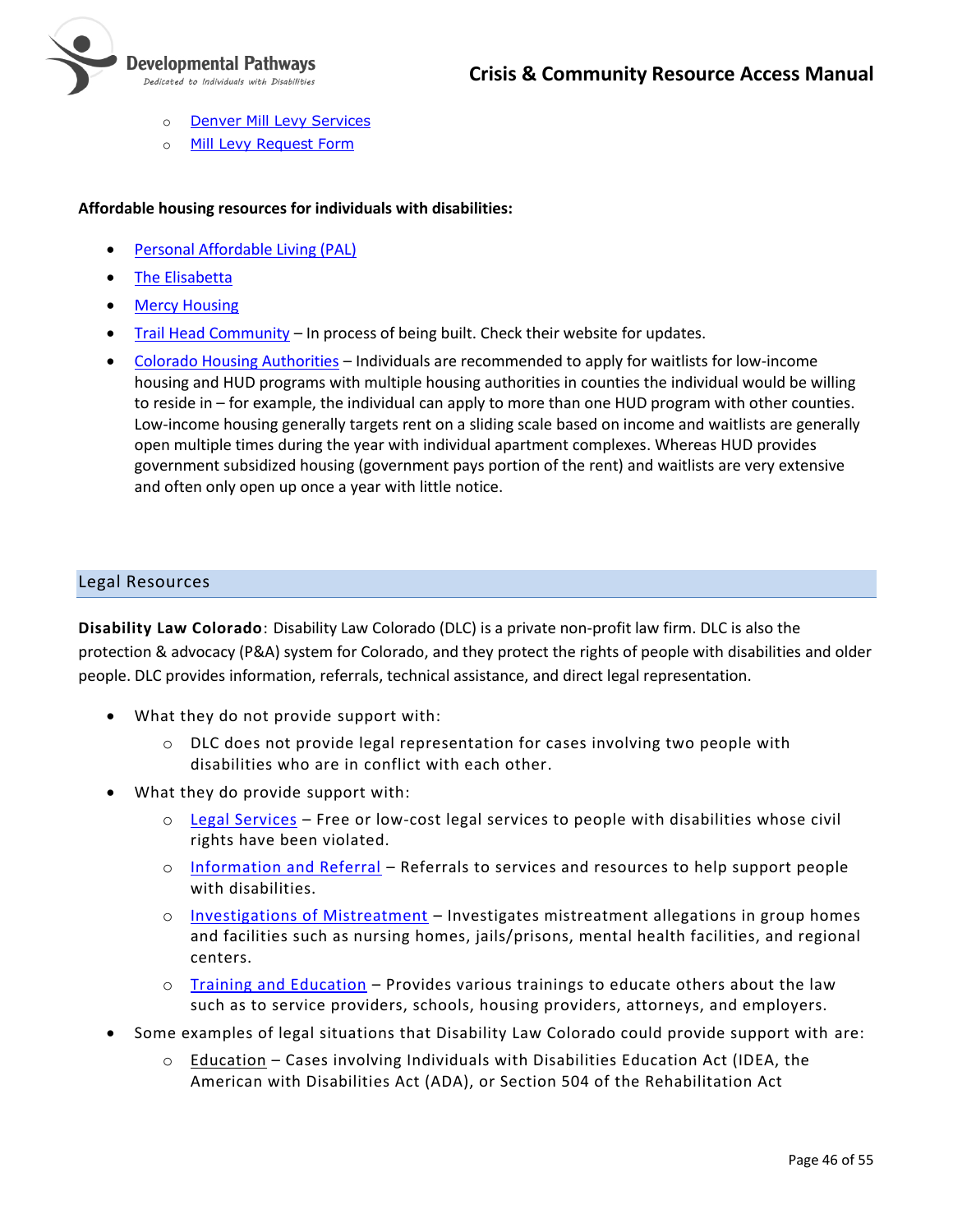- Denver Mill Levy Services
- Mill Levy Request Form

**Affordable housing resources for individuals with disabilities:**

- Personal Affordable Living (PAL)
- The Elisabetta
- Mercy Housing
- Trail Head Community – In process of being built. Check their website for updates.
- Colorado Housing Authorities – Individuals are recommended to apply for waitlists for low-income housing and HUD programs with multiple housing authorities in counties the individual would be willing to reside in – for example, the individual can apply to more than one HUD program with other counties. Low-income housing generally targets rent on a sliding scale based on income and waitlists are generally open multiple times during the year with individual apartment complexes. Whereas HUD provides government subsidized housing (government pays portion of the rent) and waitlists are very extensive and often only open up once a year with little notice.

## Legal Resources

**Disability Law Colorado**: Disability Law Colorado (DLC) is a private non-profit law firm. DLC is also the protection & advocacy (P&A) system for Colorado, and they protect the rights of people with disabilities and older people. DLC provides information, referrals, technical assistance, and direct legal representation.

- What they do not provide support with:
  - DLC does not provide legal representation for cases involving two people with disabilities who are in conflict with each other.
- What they do provide support with:
  - Legal Services – Free or low-cost legal services to people with disabilities whose civil rights have been violated.
  - Information and Referral – Referrals to services and resources to help support people with disabilities.
  - Investigations of Mistreatment – Investigates mistreatment allegations in group homes and facilities such as nursing homes, jails/prisons, mental health facilities, and regional centers.
  - Training and Education – Provides various trainings to educate others about the law such as to service providers, schools, housing providers, attorneys, and employers.
- Some examples of legal situations that Disability Law Colorado could provide support with are:
  - Education – Cases involving Individuals with Disabilities Education Act (IDEA, the American with Disabilities Act (ADA), or Section 504 of the Rehabilitation Act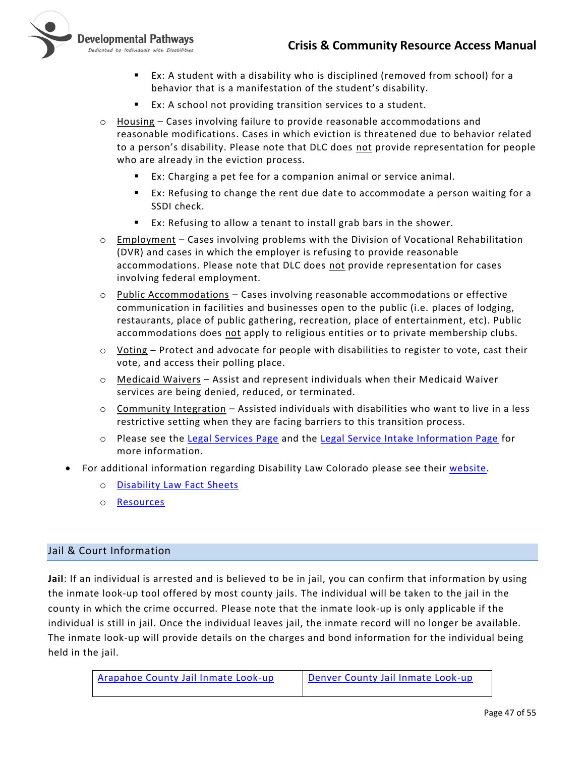- Ex: A student with a disability who is disciplined (removed from school) for a behavior that is a manifestation of the student's disability.
        - Ex: A school not providing transition services to a student.
    - Housing – Cases involving failure to provide reasonable accommodations and reasonable modifications. Cases in which eviction is threatened due to behavior related to a person's disability. Please note that DLC does not provide representation for people who are already in the eviction process.
        - Ex: Charging a pet fee for a companion animal or service animal.
        - Ex: Refusing to change the rent due date to accommodate a person waiting for a SSDI check.
        - Ex: Refusing to allow a tenant to install grab bars in the shower.
    - Employment – Cases involving problems with the Division of Vocational Rehabilitation (DVR) and cases in which the employer is refusing to provide reasonable accommodations. Please note that DLC does not provide representation for cases involving federal employment.
    - Public Accommodations – Cases involving reasonable accommodations or effective communication in facilities and businesses open to the public (i.e. places of lodging, restaurants, place of public gathering, recreation, place of entertainment, etc). Public accommodations does not apply to religious entities or to private membership clubs.
    - Voting – Protect and advocate for people with disabilities to register to vote, cast their vote, and access their polling place.
    - Medicaid Waivers – Assist and represent individuals when their Medicaid Waiver services are being denied, reduced, or terminated.
    - Community Integration – Assisted individuals with disabilities who want to live in a less restrictive setting when they are facing barriers to this transition process.
    - Please see the Legal Services Page and the Legal Service Intake Information Page for more information.
- For additional information regarding Disability Law Colorado please see their website.
    - Disability Law Fact Sheets
    - Resources

## Jail & Court Information

**Jail**: If an individual is arrested and is believed to be in jail, you can confirm that information by using the inmate look-up tool offered by most county jails. The individual will be taken to the jail in the county in which the crime occurred. Please note that the inmate look-up is only applicable if the individual is still in jail. Once the individual leaves jail, the inmate record will no longer be available. The inmate look-up will provide details on the charges and bond information for the individual being held in the jail.

| Arapahoe County Jail Inmate Look-up | Denver County Jail Inmate Look-up |
|---|---|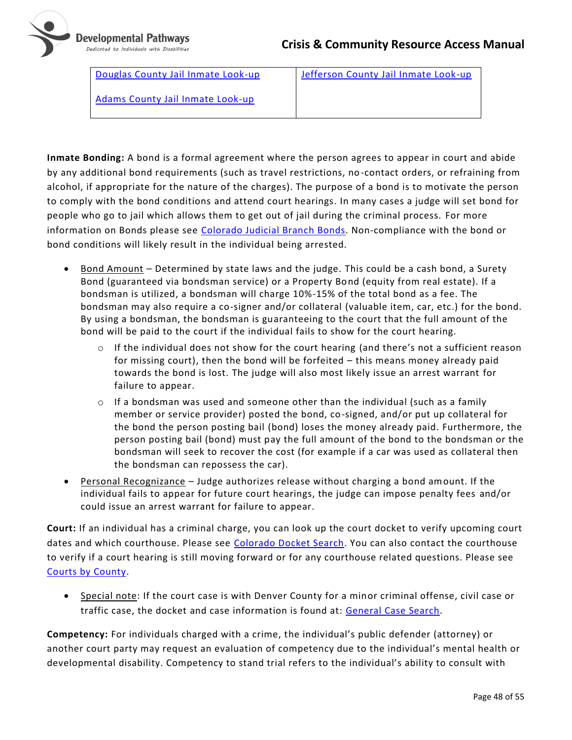| Douglas County Jail Inmate Look-up<br><br>Adams County Jail Inmate Look-up | Jefferson County Jail Inmate Look-up |
|---|---|

**Inmate Bonding:** A bond is a formal agreement where the person agrees to appear in court and abide by any additional bond requirements (such as travel restrictions, no-contact orders, or refraining from alcohol, if appropriate for the nature of the charges). The purpose of a bond is to motivate the person to comply with the bond conditions and attend court hearings. In many cases a judge will set bond for people who go to jail which allows them to get out of jail during the criminal process. For more information on Bonds please see Colorado Judicial Branch Bonds. Non-compliance with the bond or bond conditions will likely result in the individual being arrested.

- Bond Amount – Determined by state laws and the judge. This could be a cash bond, a Surety Bond (guaranteed via bondsman service) or a Property Bond (equity from real estate). If a bondsman is utilized, a bondsman will charge 10%-15% of the total bond as a fee. The bondsman may also require a co-signer and/or collateral (valuable item, car, etc.) for the bond. By using a bondsman, the bondsman is guaranteeing to the court that the full amount of the bond will be paid to the court if the individual fails to show for the court hearing.
    - If the individual does not show for the court hearing (and there's not a sufficient reason for missing court), then the bond will be forfeited – this means money already paid towards the bond is lost. The judge will also most likely issue an arrest warrant for failure to appear.
    - If a bondsman was used and someone other than the individual (such as a family member or service provider) posted the bond, co-signed, and/or put up collateral for the bond the person posting bail (bond) loses the money already paid. Furthermore, the person posting bail (bond) must pay the full amount of the bond to the bondsman or the bondsman will seek to recover the cost (for example if a car was used as collateral then the bondsman can repossess the car).
- Personal Recognizance – Judge authorizes release without charging a bond amount. If the individual fails to appear for future court hearings, the judge can impose penalty fees and/or could issue an arrest warrant for failure to appear.

**Court:** If an individual has a criminal charge, you can look up the court docket to verify upcoming court dates and which courthouse. Please see Colorado Docket Search. You can also contact the courthouse to verify if a court hearing is still moving forward or for any courthouse related questions. Please see Courts by County.

- Special note: If the court case is with Denver County for a minor criminal offense, civil case or traffic case, the docket and case information is found at: General Case Search.

**Competency:** For individuals charged with a crime, the individual's public defender (attorney) or another court party may request an evaluation of competency due to the individual's mental health or developmental disability. Competency to stand trial refers to the individual's ability to consult with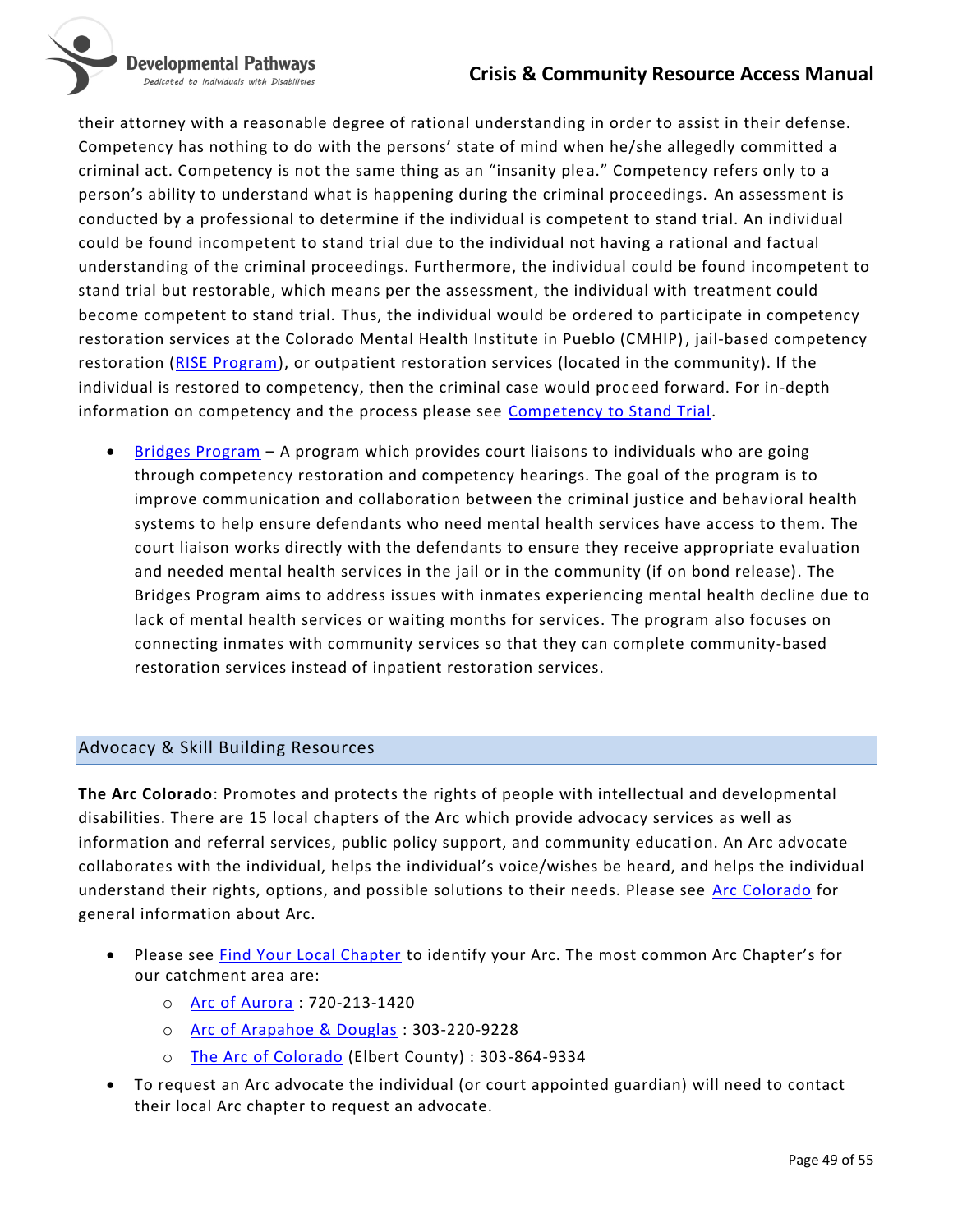their attorney with a reasonable degree of rational understanding in order to assist in their defense. Competency has nothing to do with the persons' state of mind when he/she allegedly committed a criminal act. Competency is not the same thing as an "insanity plea." Competency refers only to a person's ability to understand what is happening during the criminal proceedings. An assessment is conducted by a professional to determine if the individual is competent to stand trial. An individual could be found incompetent to stand trial due to the individual not having a rational and factual understanding of the criminal proceedings. Furthermore, the individual could be found incompetent to stand trial but restorable, which means per the assessment, the individual with treatment could become competent to stand trial. Thus, the individual would be ordered to participate in competency restoration services at the Colorado Mental Health Institute in Pueblo (CMHIP), jail-based competency restoration (RISE Program), or outpatient restoration services (located in the community). If the individual is restored to competency, then the criminal case would proceed forward. For in-depth information on competency and the process please see Competency to Stand Trial.

- Bridges Program – A program which provides court liaisons to individuals who are going through competency restoration and competency hearings. The goal of the program is to improve communication and collaboration between the criminal justice and behavioral health systems to help ensure defendants who need mental health services have access to them. The court liaison works directly with the defendants to ensure they receive appropriate evaluation and needed mental health services in the jail or in the community (if on bond release). The Bridges Program aims to address issues with inmates experiencing mental health decline due to lack of mental health services or waiting months for services. The program also focuses on connecting inmates with community services so that they can complete community-based restoration services instead of inpatient restoration services.

## Advocacy & Skill Building Resources

**The Arc Colorado**: Promotes and protects the rights of people with intellectual and developmental disabilities. There are 15 local chapters of the Arc which provide advocacy services as well as information and referral services, public policy support, and community education. An Arc advocate collaborates with the individual, helps the individual's voice/wishes be heard, and helps the individual understand their rights, options, and possible solutions to their needs. Please see Arc Colorado for general information about Arc.

- Please see Find Your Local Chapter to identify your Arc. The most common Arc Chapter's for our catchment area are:
  - Arc of Aurora : 720-213-1420
  - Arc of Arapahoe & Douglas : 303-220-9228
  - The Arc of Colorado (Elbert County) : 303-864-9334
- To request an Arc advocate the individual (or court appointed guardian) will need to contact their local Arc chapter to request an advocate.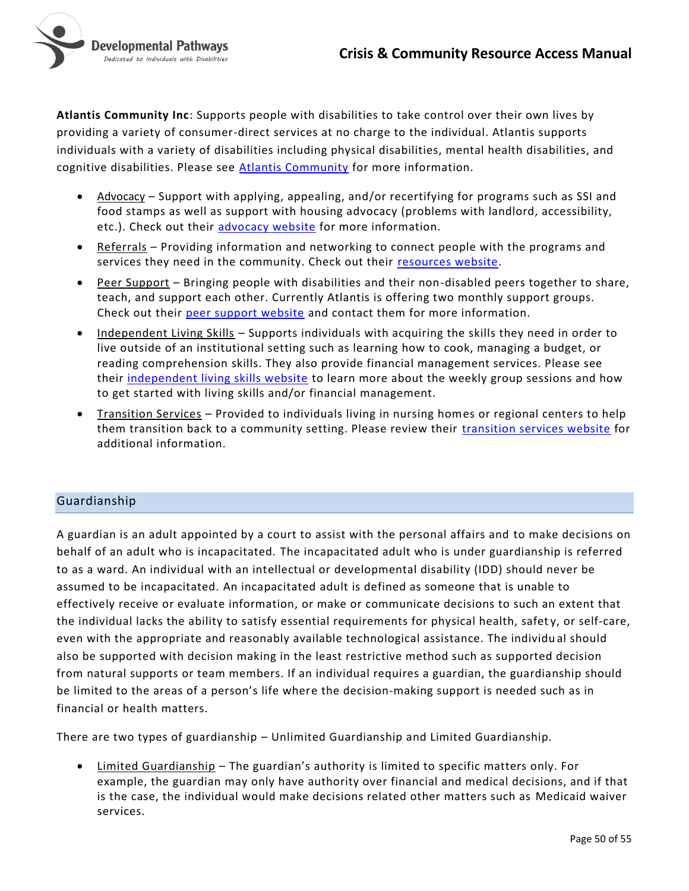**Atlantis Community Inc**: Supports people with disabilities to take control over their own lives by providing a variety of consumer-direct services at no charge to the individual. Atlantis supports individuals with a variety of disabilities including physical disabilities, mental health disabilities, and cognitive disabilities. Please see Atlantis Community for more information.

- Advocacy – Support with applying, appealing, and/or recertifying for programs such as SSI and food stamps as well as support with housing advocacy (problems with landlord, accessibility, etc.). Check out their advocacy website for more information.
- Referrals – Providing information and networking to connect people with the programs and services they need in the community. Check out their resources website.
- Peer Support – Bringing people with disabilities and their non-disabled peers together to share, teach, and support each other. Currently Atlantis is offering two monthly support groups. Check out their peer support website and contact them for more information.
- Independent Living Skills – Supports individuals with acquiring the skills they need in order to live outside of an institutional setting such as learning how to cook, managing a budget, or reading comprehension skills. They also provide financial management services. Please see their independent living skills website to learn more about the weekly group sessions and how to get started with living skills and/or financial management.
- Transition Services – Provided to individuals living in nursing homes or regional centers to help them transition back to a community setting. Please review their transition services website for additional information.

## Guardianship

A guardian is an adult appointed by a court to assist with the personal affairs and to make decisions on behalf of an adult who is incapacitated. The incapacitated adult who is under guardianship is referred to as a ward. An individual with an intellectual or developmental disability (IDD) should never be assumed to be incapacitated. An incapacitated adult is defined as someone that is unable to effectively receive or evaluate information, or make or communicate decisions to such an extent that the individual lacks the ability to satisfy essential requirements for physical health, safety, or self-care, even with the appropriate and reasonably available technological assistance. The individual should also be supported with decision making in the least restrictive method such as supported decision from natural supports or team members. If an individual requires a guardian, the guardianship should be limited to the areas of a person's life where the decision-making support is needed such as in financial or health matters.

There are two types of guardianship – Unlimited Guardianship and Limited Guardianship.

- Limited Guardianship – The guardian's authority is limited to specific matters only. For example, the guardian may only have authority over financial and medical decisions, and if that is the case, the individual would make decisions related other matters such as Medicaid waiver services.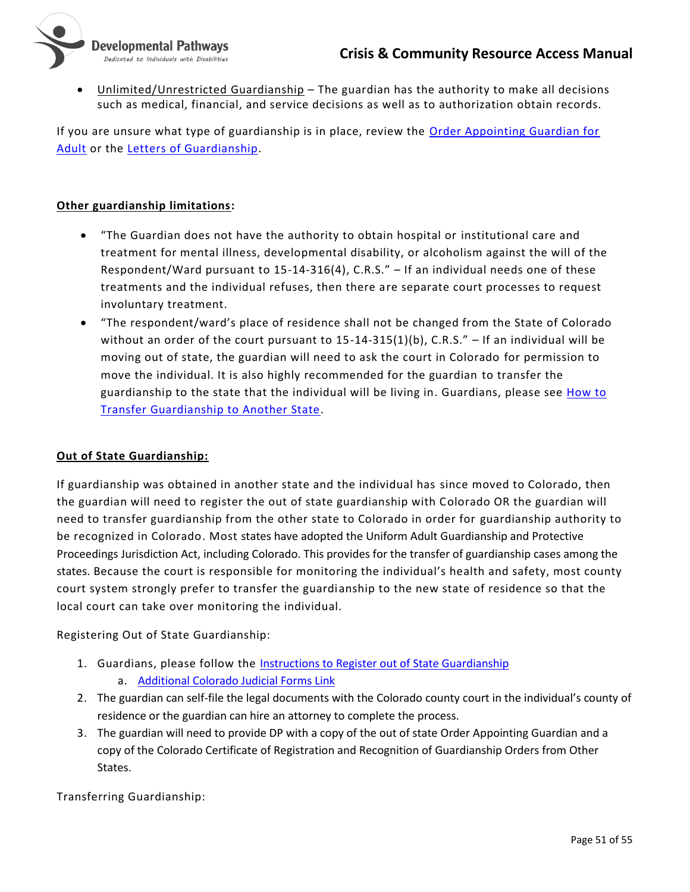- Unlimited/Unrestricted Guardianship – The guardian has the authority to make all decisions such as medical, financial, and service decisions as well as to authorization obtain records.

If you are unsure what type of guardianship is in place, review the Order Appointing Guardian for Adult or the Letters of Guardianship.

**Other guardianship limitations:**

- "The Guardian does not have the authority to obtain hospital or institutional care and treatment for mental illness, developmental disability, or alcoholism against the will of the Respondent/Ward pursuant to 15-14-316(4), C.R.S." – If an individual needs one of these treatments and the individual refuses, then there are separate court processes to request involuntary treatment.
- "The respondent/ward's place of residence shall not be changed from the State of Colorado without an order of the court pursuant to 15-14-315(1)(b), C.R.S." – If an individual will be moving out of state, the guardian will need to ask the court in Colorado for permission to move the individual. It is also highly recommended for the guardian to transfer the guardianship to the state that the individual will be living in. Guardians, please see How to Transfer Guardianship to Another State.

**Out of State Guardianship:**

If guardianship was obtained in another state and the individual has since moved to Colorado, then the guardian will need to register the out of state guardianship with Colorado OR the guardian will need to transfer guardianship from the other state to Colorado in order for guardianship authority to be recognized in Colorado. Most states have adopted the Uniform Adult Guardianship and Protective Proceedings Jurisdiction Act, including Colorado. This provides for the transfer of guardianship cases among the states. Because the court is responsible for monitoring the individual's health and safety, most county court system strongly prefer to transfer the guardianship to the new state of residence so that the local court can take over monitoring the individual.

Registering Out of State Guardianship:

1. Guardians, please follow the Instructions to Register out of State Guardianship
   a. Additional Colorado Judicial Forms Link
2. The guardian can self-file the legal documents with the Colorado county court in the individual's county of residence or the guardian can hire an attorney to complete the process.
3. The guardian will need to provide DP with a copy of the out of state Order Appointing Guardian and a copy of the Colorado Certificate of Registration and Recognition of Guardianship Orders from Other States.

Transferring Guardianship: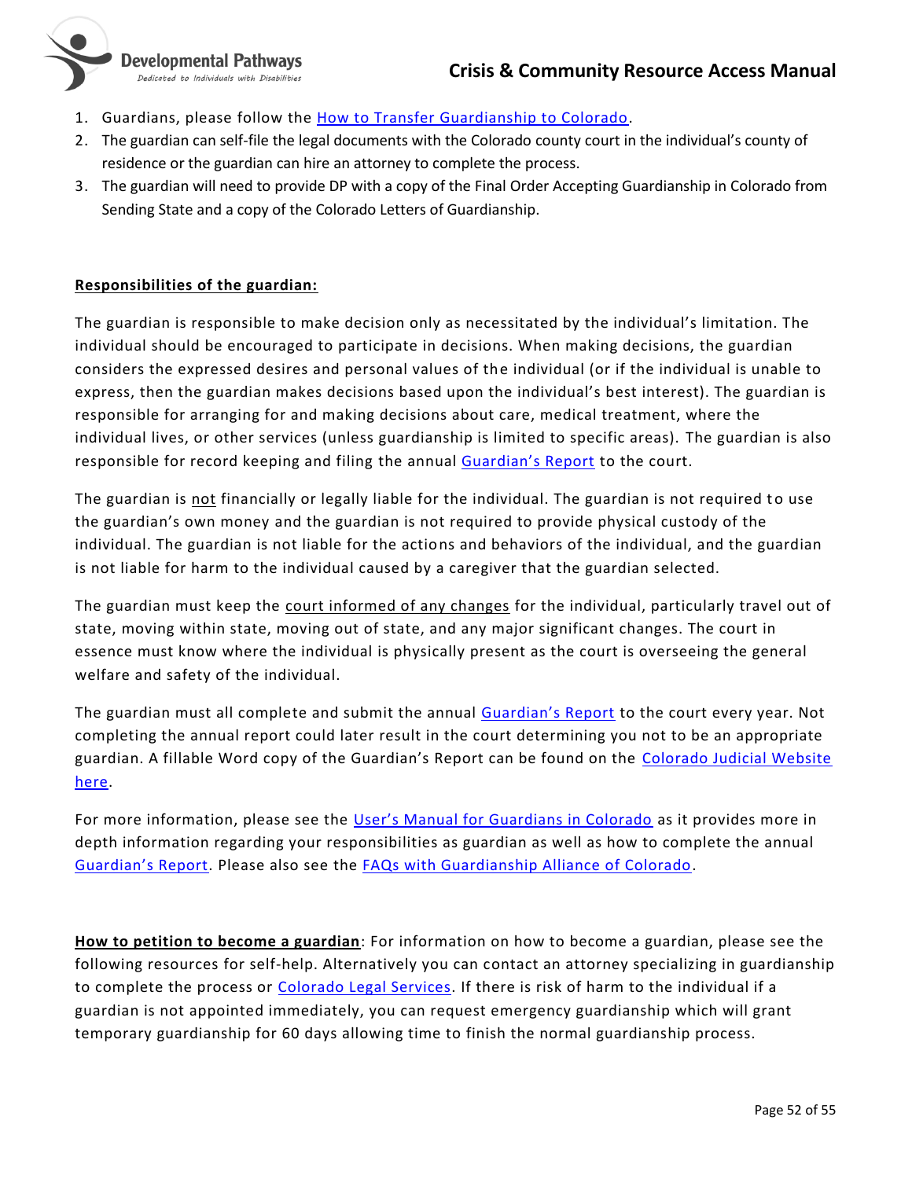1. Guardians, please follow the How to Transfer Guardianship to Colorado.
2. The guardian can self-file the legal documents with the Colorado county court in the individual's county of residence or the guardian can hire an attorney to complete the process.
3. The guardian will need to provide DP with a copy of the Final Order Accepting Guardianship in Colorado from Sending State and a copy of the Colorado Letters of Guardianship.

**Responsibilities of the guardian:**

The guardian is responsible to make decision only as necessitated by the individual's limitation. The individual should be encouraged to participate in decisions. When making decisions, the guardian considers the expressed desires and personal values of the individual (or if the individual is unable to express, then the guardian makes decisions based upon the individual's best interest). The guardian is responsible for arranging for and making decisions about care, medical treatment, where the individual lives, or other services (unless guardianship is limited to specific areas). The guardian is also responsible for record keeping and filing the annual Guardian's Report to the court.

The guardian is not financially or legally liable for the individual. The guardian is not required to use the guardian's own money and the guardian is not required to provide physical custody of the individual. The guardian is not liable for the actions and behaviors of the individual, and the guardian is not liable for harm to the individual caused by a caregiver that the guardian selected.

The guardian must keep the court informed of any changes for the individual, particularly travel out of state, moving within state, moving out of state, and any major significant changes. The court in essence must know where the individual is physically present as the court is overseeing the general welfare and safety of the individual.

The guardian must all complete and submit the annual Guardian's Report to the court every year. Not completing the annual report could later result in the court determining you not to be an appropriate guardian. A fillable Word copy of the Guardian's Report can be found on the Colorado Judicial Website here.

For more information, please see the User's Manual for Guardians in Colorado as it provides more in depth information regarding your responsibilities as guardian as well as how to complete the annual Guardian's Report. Please also see the FAQs with Guardianship Alliance of Colorado.

**How to petition to become a guardian**: For information on how to become a guardian, please see the following resources for self-help. Alternatively you can contact an attorney specializing in guardianship to complete the process or Colorado Legal Services. If there is risk of harm to the individual if a guardian is not appointed immediately, you can request emergency guardianship which will grant temporary guardianship for 60 days allowing time to finish the normal guardianship process.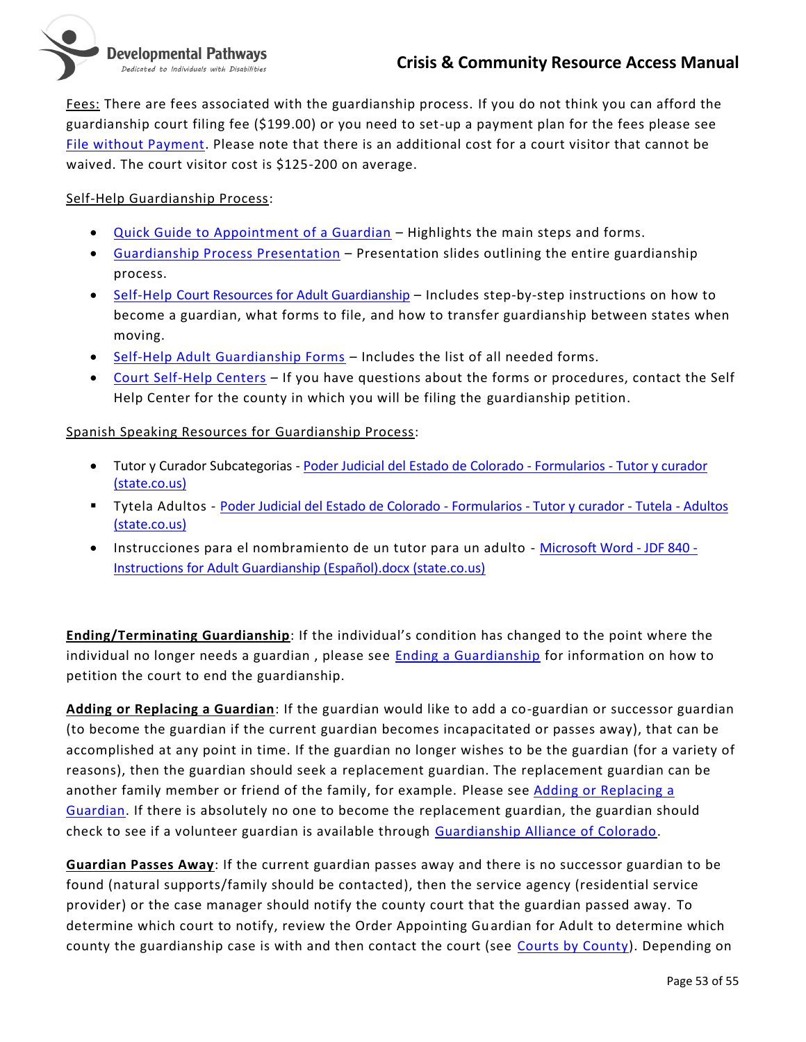Fees: There are fees associated with the guardianship process. If you do not think you can afford the guardianship court filing fee ($199.00) or you need to set-up a payment plan for the fees please see File without Payment. Please note that there is an additional cost for a court visitor that cannot be waived. The court visitor cost is $125-200 on average.

Self-Help Guardianship Process:

- Quick Guide to Appointment of a Guardian – Highlights the main steps and forms.
- Guardianship Process Presentation – Presentation slides outlining the entire guardianship process.
- Self-Help Court Resources for Adult Guardianship – Includes step-by-step instructions on how to become a guardian, what forms to file, and how to transfer guardianship between states when moving.
- Self-Help Adult Guardianship Forms – Includes the list of all needed forms.
- Court Self-Help Centers – If you have questions about the forms or procedures, contact the Self Help Center for the county in which you will be filing the guardianship petition.

Spanish Speaking Resources for Guardianship Process:

- Tutor y Curador Subcategorias - Poder Judicial del Estado de Colorado - Formularios - Tutor y curador (state.co.us)
   - Tytela Adultos - Poder Judicial del Estado de Colorado - Formularios - Tutor y curador - Tutela - Adultos (state.co.us)
- Instrucciones para el nombramiento de un tutor para un adulto - Microsoft Word - JDF 840 - Instructions for Adult Guardianship (Español).docx (state.co.us)

**Ending/Terminating Guardianship**: If the individual's condition has changed to the point where the individual no longer needs a guardian , please see Ending a Guardianship for information on how to petition the court to end the guardianship.

**Adding or Replacing a Guardian**: If the guardian would like to add a co-guardian or successor guardian (to become the guardian if the current guardian becomes incapacitated or passes away), that can be accomplished at any point in time. If the guardian no longer wishes to be the guardian (for a variety of reasons), then the guardian should seek a replacement guardian. The replacement guardian can be another family member or friend of the family, for example. Please see Adding or Replacing a Guardian. If there is absolutely no one to become the replacement guardian, the guardian should check to see if a volunteer guardian is available through Guardianship Alliance of Colorado.

**Guardian Passes Away**: If the current guardian passes away and there is no successor guardian to be found (natural supports/family should be contacted), then the service agency (residential service provider) or the case manager should notify the county court that the guardian passed away. To determine which court to notify, review the Order Appointing Guardian for Adult to determine which county the guardianship case is with and then contact the court (see Courts by County). Depending on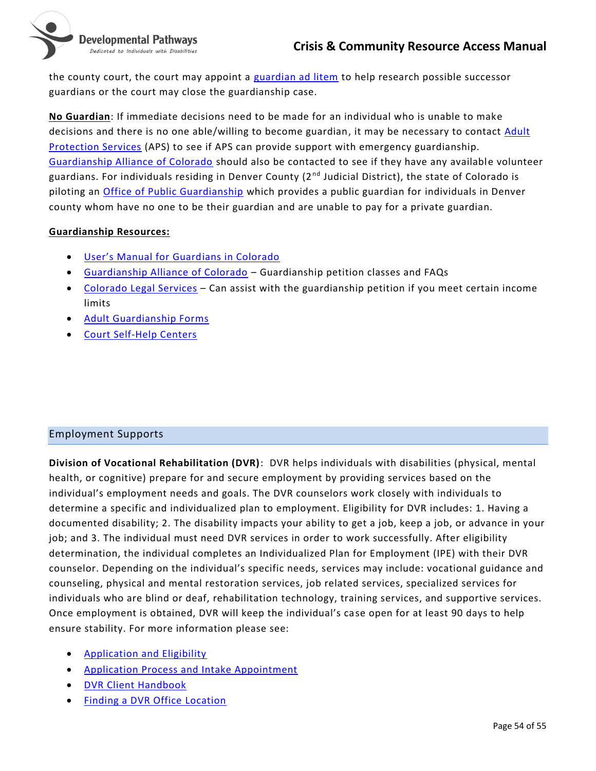the county court, the court may appoint a guardian ad litem to help research possible successor guardians or the court may close the guardianship case.

**No Guardian**: If immediate decisions need to be made for an individual who is unable to make decisions and there is no one able/willing to become guardian, it may be necessary to contact Adult Protection Services (APS) to see if APS can provide support with emergency guardianship. Guardianship Alliance of Colorado should also be contacted to see if they have any available volunteer guardians. For individuals residing in Denver County (2nd Judicial District), the state of Colorado is piloting an Office of Public Guardianship which provides a public guardian for individuals in Denver county whom have no one to be their guardian and are unable to pay for a private guardian.

**Guardianship Resources:**

- User's Manual for Guardians in Colorado
- Guardianship Alliance of Colorado – Guardianship petition classes and FAQs
- Colorado Legal Services – Can assist with the guardianship petition if you meet certain income limits
- Adult Guardianship Forms
- Court Self-Help Centers

## Employment Supports

**Division of Vocational Rehabilitation (DVR)**: DVR helps individuals with disabilities (physical, mental health, or cognitive) prepare for and secure employment by providing services based on the individual's employment needs and goals. The DVR counselors work closely with individuals to determine a specific and individualized plan to employment. Eligibility for DVR includes: 1. Having a documented disability; 2. The disability impacts your ability to get a job, keep a job, or advance in your job; and 3. The individual must need DVR services in order to work successfully. After eligibility determination, the individual completes an Individualized Plan for Employment (IPE) with their DVR counselor. Depending on the individual's specific needs, services may include: vocational guidance and counseling, physical and mental restoration services, job related services, specialized services for individuals who are blind or deaf, rehabilitation technology, training services, and supportive services. Once employment is obtained, DVR will keep the individual's case open for at least 90 days to help ensure stability. For more information please see:

- Application and Eligibility
- Application Process and Intake Appointment
- DVR Client Handbook
- Finding a DVR Office Location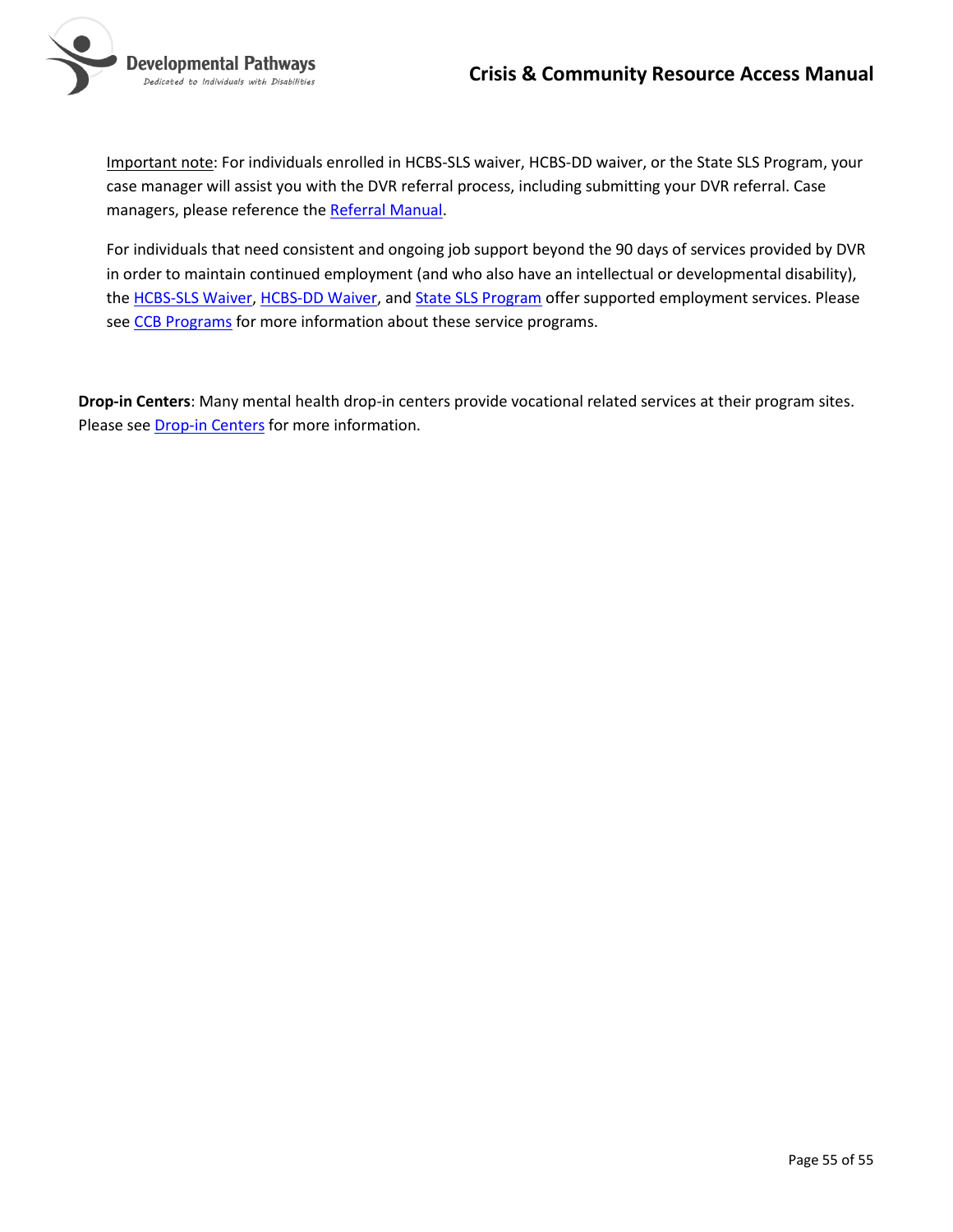Important note: For individuals enrolled in HCBS-SLS waiver, HCBS-DD waiver, or the State SLS Program, your case manager will assist you with the DVR referral process, including submitting your DVR referral. Case managers, please reference the Referral Manual.

For individuals that need consistent and ongoing job support beyond the 90 days of services provided by DVR in order to maintain continued employment (and who also have an intellectual or developmental disability), the HCBS-SLS Waiver, HCBS-DD Waiver, and State SLS Program offer supported employment services. Please see CCB Programs for more information about these service programs.

**Drop-in Centers**: Many mental health drop-in centers provide vocational related services at their program sites. Please see Drop-in Centers for more information.